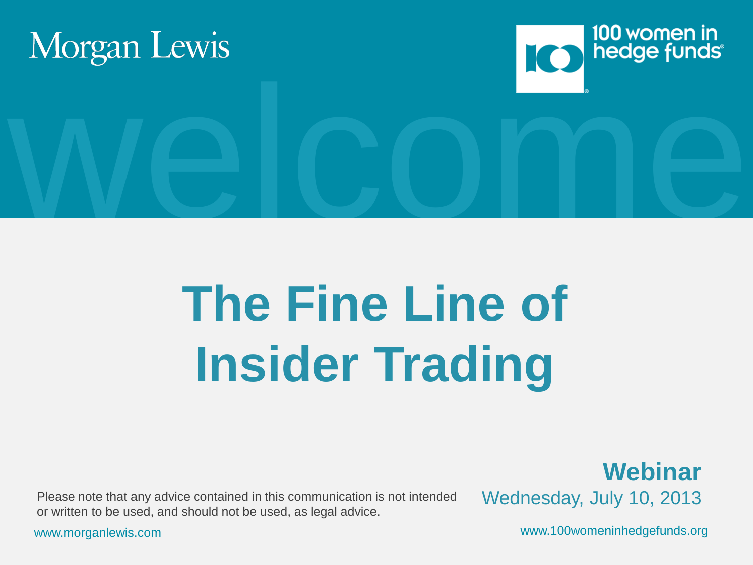Morgan Lewis

100 women in hedge funds

welcome

# The Fine Line of Insider Trading

**Webinar**

Wednesday, July 10, 2013

Please note that any advice contained in this communication is not intended or written to be used, and should not be used, as legal advice.

www.morganlewis.com

www.100womeninhedgefunds.org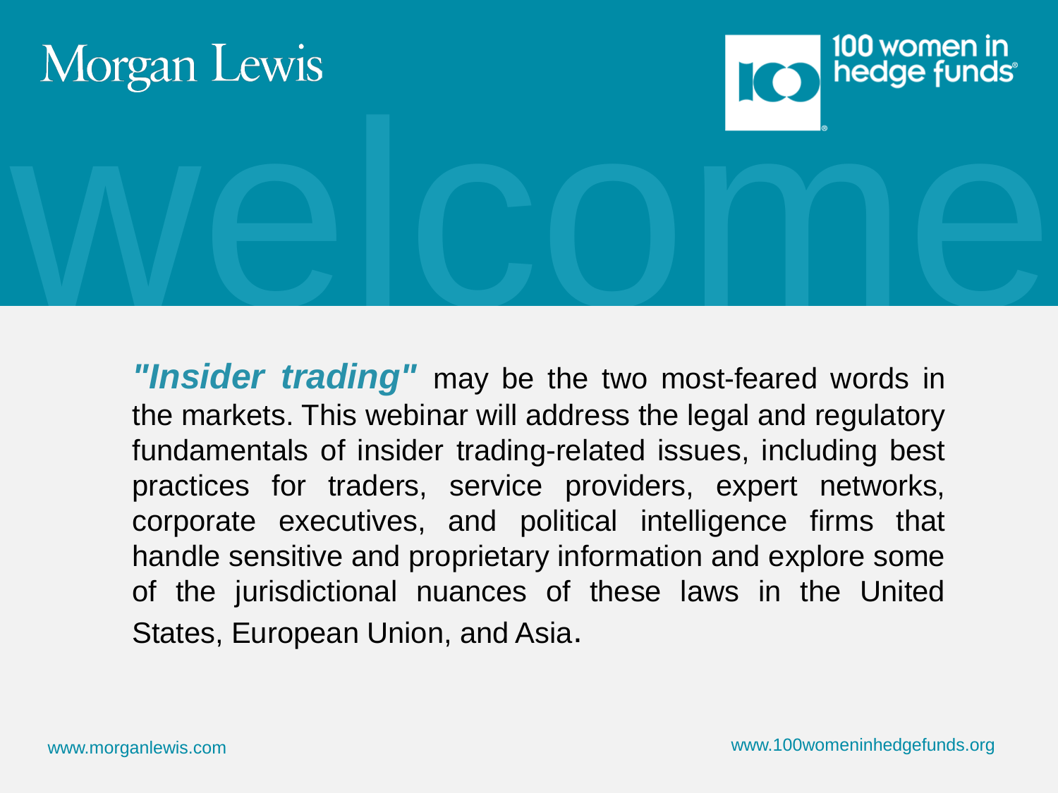Morgan Lewis

100 women in hedge funds

welcome

***"Insider trading"*** may be the two most-feared words in the markets. This webinar will address the legal and regulatory fundamentals of insider trading-related issues, including best practices for traders, service providers, expert networks, corporate executives, and political intelligence firms that handle sensitive and proprietary information and explore some of the jurisdictional nuances of these laws in the United States, European Union, and Asia.

www.morganlewis.com

www.100womeninhedgefunds.org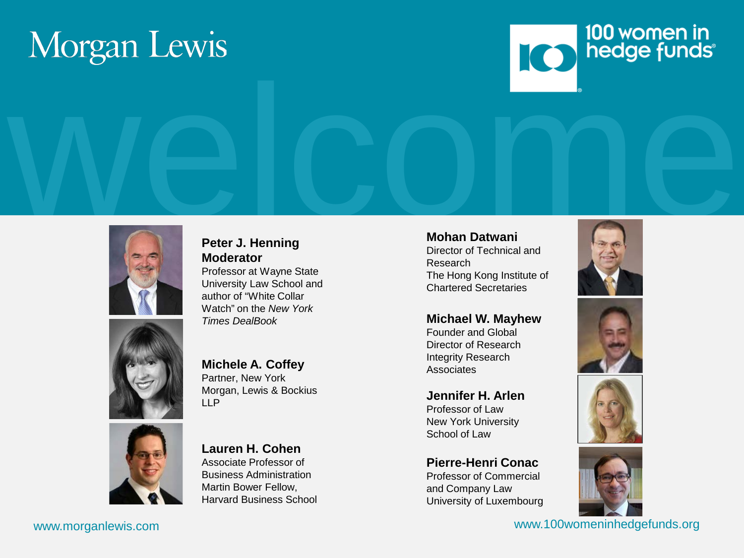Morgan Lewis

100 women in hedge funds

# welcome

**Peter J. Henning**
**Moderator**
Professor at Wayne State University Law School and author of "White Collar Watch" on the *New York Times DealBook*

**Michele A. Coffey**
Partner, New York
Morgan, Lewis & Bockius LLP

**Lauren H. Cohen**
Associate Professor of Business Administration
Martin Bower Fellow, Harvard Business School

**Mohan Datwani**
Director of Technical and Research
The Hong Kong Institute of Chartered Secretaries

**Michael W. Mayhew**
Founder and Global Director of Research
Integrity Research Associates

**Jennifer H. Arlen**
Professor of Law
New York University School of Law

**Pierre-Henri Conac**
Professor of Commercial and Company Law
University of Luxembourg

www.morganlewis.com

www.100womeninhedgefunds.org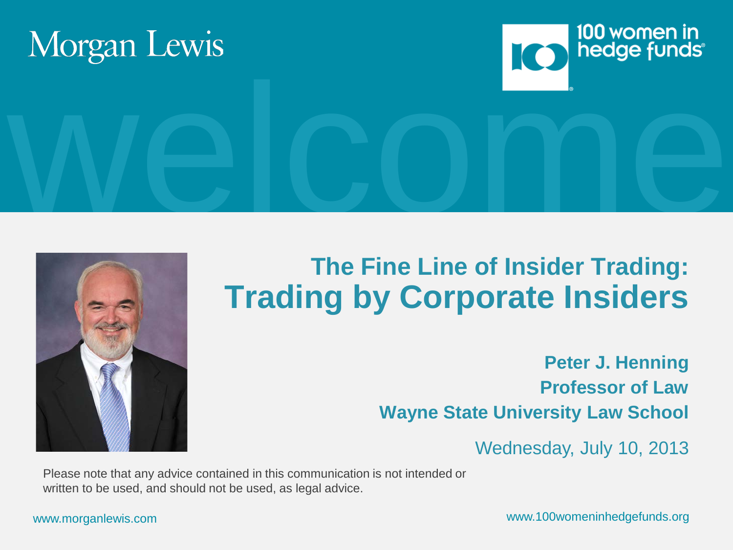Morgan Lewis

100 women in hedge funds

welcome

# The Fine Line of Insider Trading:
# Trading by Corporate Insiders

**Peter J. Henning**
**Professor of Law**
**Wayne State University Law School**

Wednesday, July 10, 2013

Please note that any advice contained in this communication is not intended or written to be used, and should not be used, as legal advice.

www.morganlewis.com

www.100womeninhedgefunds.org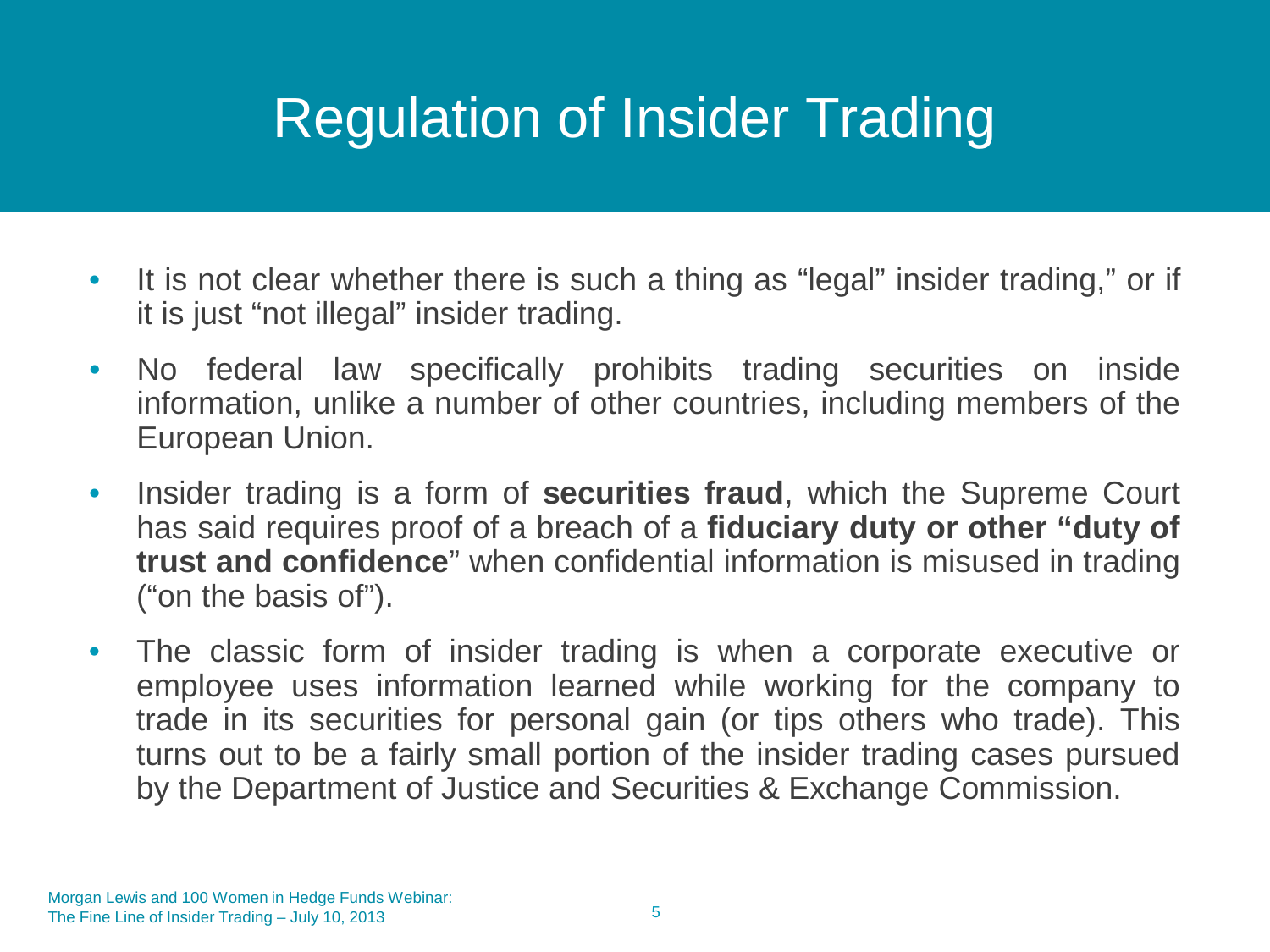# Regulation of Insider Trading

- It is not clear whether there is such a thing as "legal" insider trading," or if it is just "not illegal" insider trading.
- No federal law specifically prohibits trading securities on inside information, unlike a number of other countries, including members of the European Union.
- Insider trading is a form of **securities fraud**, which the Supreme Court has said requires proof of a breach of a **fiduciary duty or other "duty of trust and confidence**" when confidential information is misused in trading ("on the basis of").
- The classic form of insider trading is when a corporate executive or employee uses information learned while working for the company to trade in its securities for personal gain (or tips others who trade). This turns out to be a fairly small portion of the insider trading cases pursued by the Department of Justice and Securities & Exchange Commission.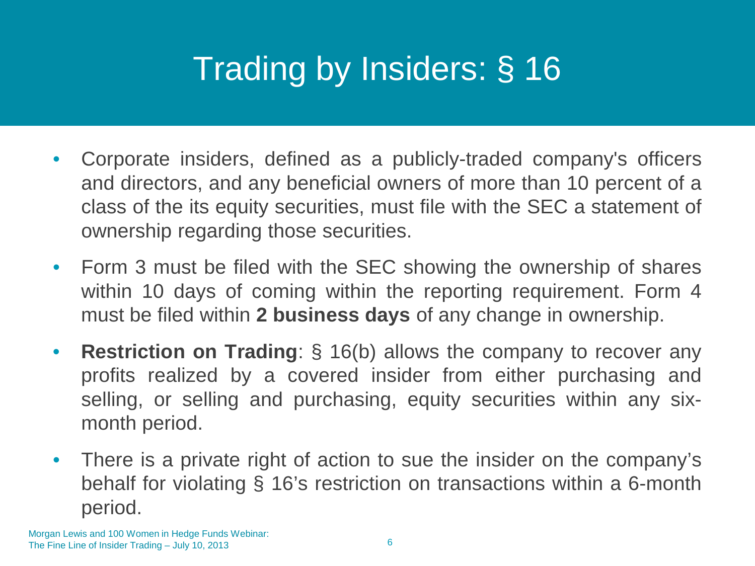# Trading by Insiders: § 16

- Corporate insiders, defined as a publicly-traded company's officers and directors, and any beneficial owners of more than 10 percent of a class of the its equity securities, must file with the SEC a statement of ownership regarding those securities.
- Form 3 must be filed with the SEC showing the ownership of shares within 10 days of coming within the reporting requirement. Form 4 must be filed within **2 business days** of any change in ownership.
- **Restriction on Trading**: § 16(b) allows the company to recover any profits realized by a covered insider from either purchasing and selling, or selling and purchasing, equity securities within any six-month period.
- There is a private right of action to sue the insider on the company's behalf for violating § 16's restriction on transactions within a 6-month period.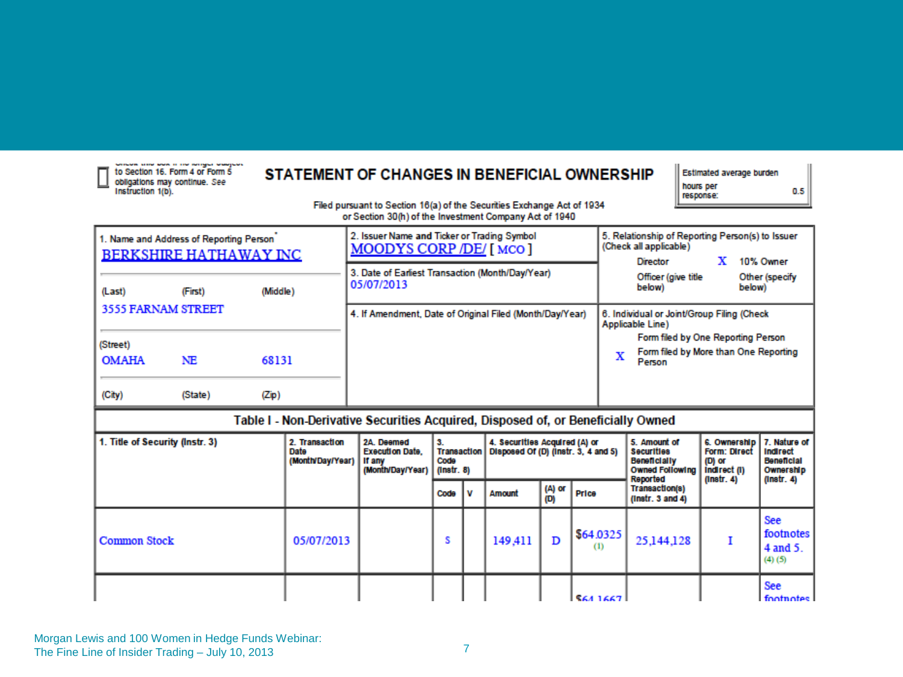Check this box if no longer subject to Section 16. Form 4 or Form 5 obligations may continue. *See* Instruction 1(b).

## STATEMENT OF CHANGES IN BENEFICIAL OWNERSHIP

| Estimated average burden | |
|---|---|
| hours per response: | 0.5 |

Filed pursuant to Section 16(a) of the Securities Exchange Act of 1934
or Section 30(h) of the Investment Company Act of 1940

| 1. Name and Address of Reporting Person* | 2. Issuer Name and Ticker or Trading Symbol | 5. Relationship of Reporting Person(s) to Issuer (Check all applicable) |
|---|---|---|
| BERKSHIRE HATHAWAY INC | MOODYS CORP /DE/ [ MCO ] | Director; **X** 10% Owner; Officer (give title below); Other (specify below) |
| (Last) (First) (Middle) | 3. Date of Earliest Transaction (Month/Day/Year) | |
| 3555 FARNAM STREET | 05/07/2013 | |
| (Street) | 4. If Amendment, Date of Original Filed (Month/Day/Year) | 6. Individual or Joint/Group Filing (Check Applicable Line) |
| OMAHA NE 68131 | | Form filed by One Reporting Person |
| (City) (State) (Zip) | | **X** Form filed by More than One Reporting Person |

### Table I - Non-Derivative Securities Acquired, Disposed of, or Beneficially Owned

| 1. Title of Security (Instr. 3) | 2. Transaction Date (Month/Day/Year) | 2A. Deemed Execution Date, if any (Month/Day/Year) | 3. Transaction Code (Instr. 8) | | 4. Securities Acquired (A) or Disposed Of (D) (Instr. 3, 4 and 5) | | | 5. Amount of Securities Beneficially Owned Following Reported Transaction(s) (Instr. 3 and 4) | 6. Ownership Form: Direct (D) or Indirect (I) (Instr. 4) | 7. Nature of Indirect Beneficial Ownership (Instr. 4) |
|---|---|---|---|---|---|---|---|---|---|---|
| | | | Code | V | Amount | (A) or (D) | Price | | | |
| Common Stock | 05/07/2013 | | S | | 149,411 | D | $64.0325 (1) | 25,144,128 | I | See footnotes 4 and 5. (4) (5) |
| | | | | | | | $64.1667 | | | See footnotes |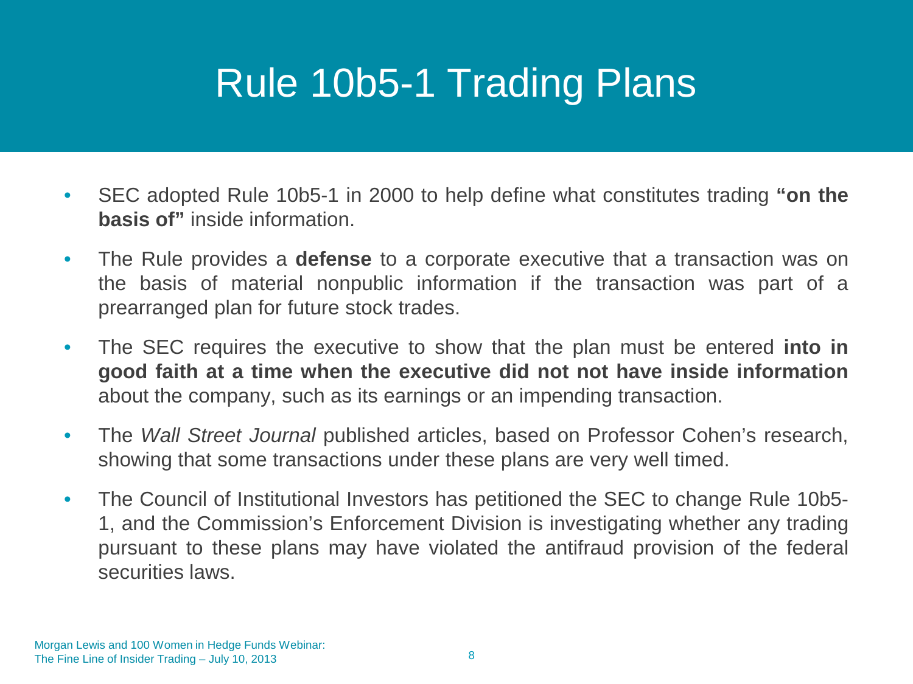# Rule 10b5-1 Trading Plans

- SEC adopted Rule 10b5-1 in 2000 to help define what constitutes trading **"on the basis of"** inside information.
- The Rule provides a **defense** to a corporate executive that a transaction was on the basis of material nonpublic information if the transaction was part of a prearranged plan for future stock trades.
- The SEC requires the executive to show that the plan must be entered **into in good faith at a time when the executive did not not have inside information** about the company, such as its earnings or an impending transaction.
- The *Wall Street Journal* published articles, based on Professor Cohen's research, showing that some transactions under these plans are very well timed.
- The Council of Institutional Investors has petitioned the SEC to change Rule 10b5-1, and the Commission's Enforcement Division is investigating whether any trading pursuant to these plans may have violated the antifraud provision of the federal securities laws.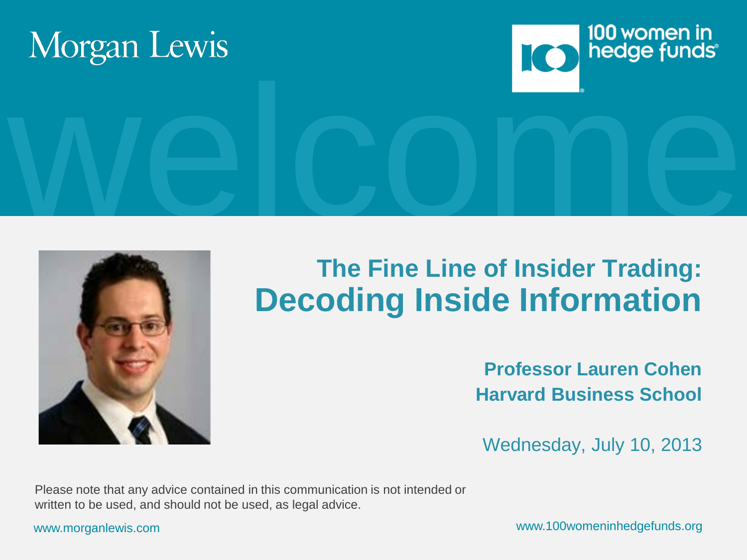Morgan Lewis

100 women in hedge funds

welcome

# The Fine Line of Insider Trading: Decoding Inside Information

**Professor Lauren Cohen**
**Harvard Business School**

Wednesday, July 10, 2013

Please note that any advice contained in this communication is not intended or written to be used, and should not be used, as legal advice.

www.morganlewis.com

www.100womeninhedgefunds.org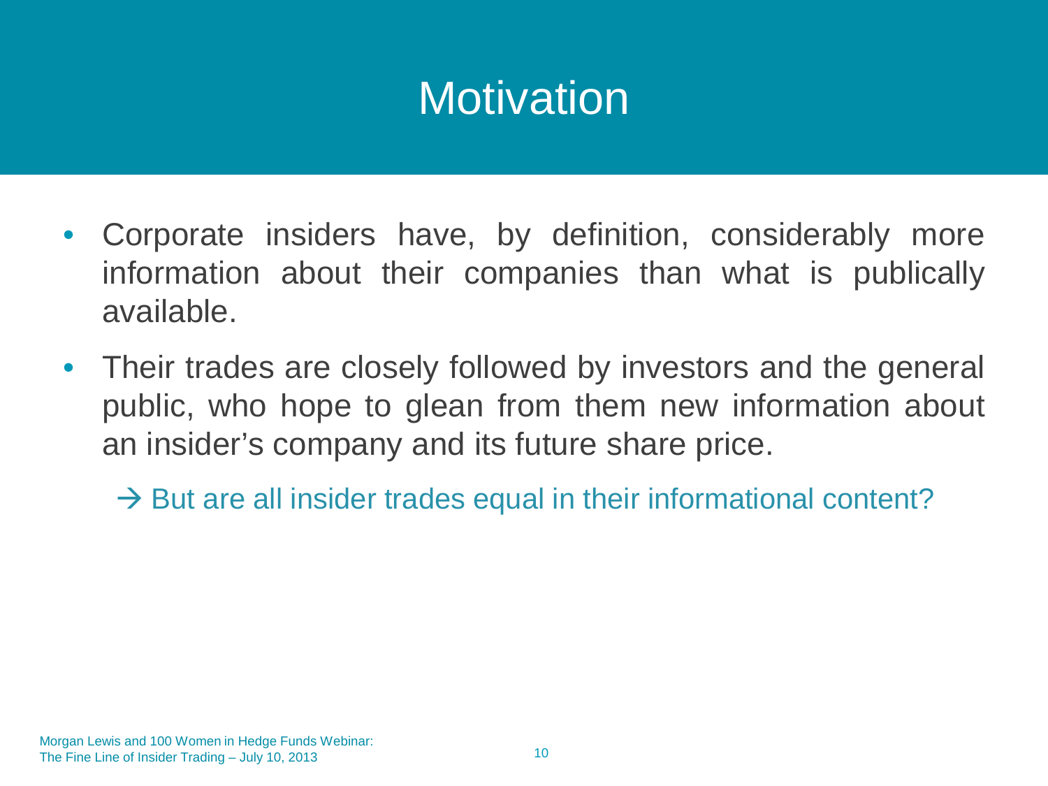# Motivation

- Corporate insiders have, by definition, considerably more information about their companies than what is publically available.
- Their trades are closely followed by investors and the general public, who hope to glean from them new information about an insider's company and its future share price.

  → But are all insider trades equal in their informational content?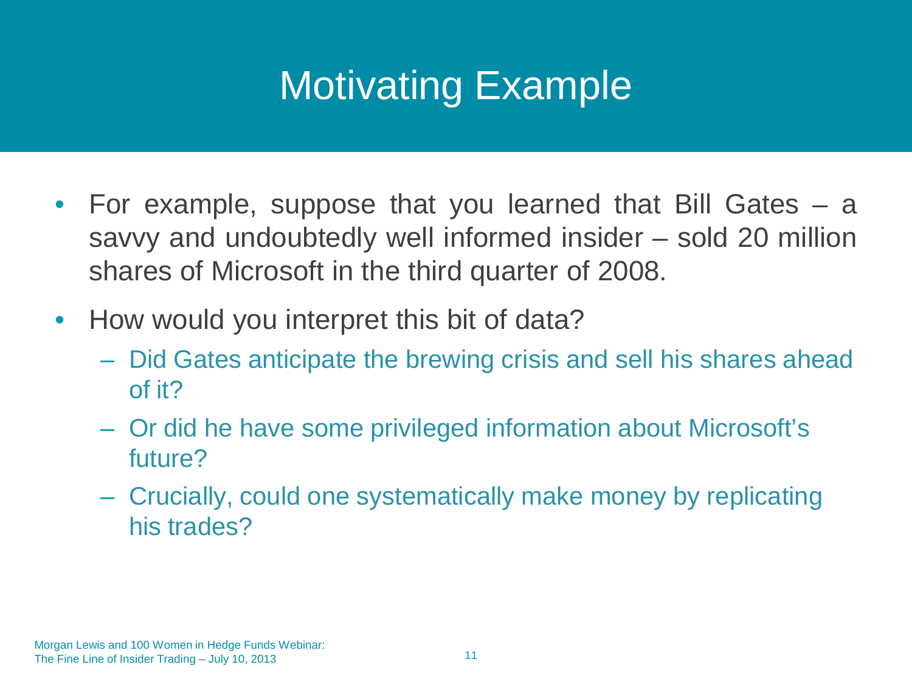# Motivating Example

- For example, suppose that you learned that Bill Gates – a savvy and undoubtedly well informed insider – sold 20 million shares of Microsoft in the third quarter of 2008.
- How would you interpret this bit of data?
  - Did Gates anticipate the brewing crisis and sell his shares ahead of it?
  - Or did he have some privileged information about Microsoft's future?
  - Crucially, could one systematically make money by replicating his trades?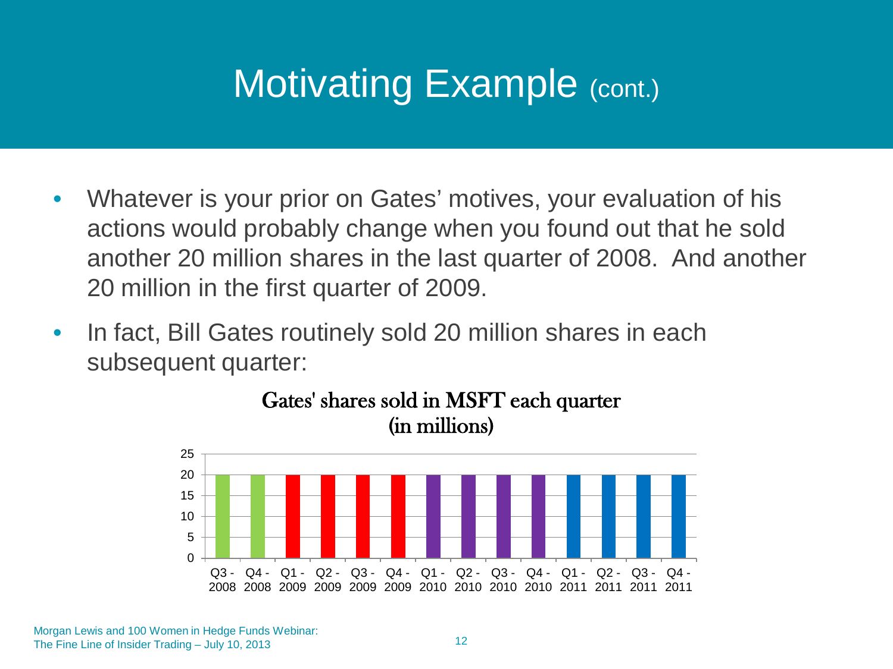# Motivating Example (cont.)

- Whatever is your prior on Gates' motives, your evaluation of his actions would probably change when you found out that he sold another 20 million shares in the last quarter of 2008. And another 20 million in the first quarter of 2009.
- In fact, Bill Gates routinely sold 20 million shares in each subsequent quarter:

**Gates' shares sold in MSFT each quarter (in millions)**

| Quarter | Shares sold (millions) |
|---|---|
| Q3 - 2008 | 20 |
| Q4 - 2008 | 20 |
| Q1 - 2009 | 20 |
| Q2 - 2009 | 20 |
| Q3 - 2009 | 20 |
| Q4 - 2009 | 20 |
| Q1 - 2010 | 20 |
| Q2 - 2010 | 20 |
| Q3 - 2010 | 20 |
| Q4 - 2010 | 20 |
| Q1 - 2011 | 20 |
| Q2 - 2011 | 20 |
| Q3 - 2011 | 20 |
| Q4 - 2011 | 20 |

Morgan Lewis and 100 Women in Hedge Funds Webinar:
The Fine Line of Insider Trading – July 10, 2013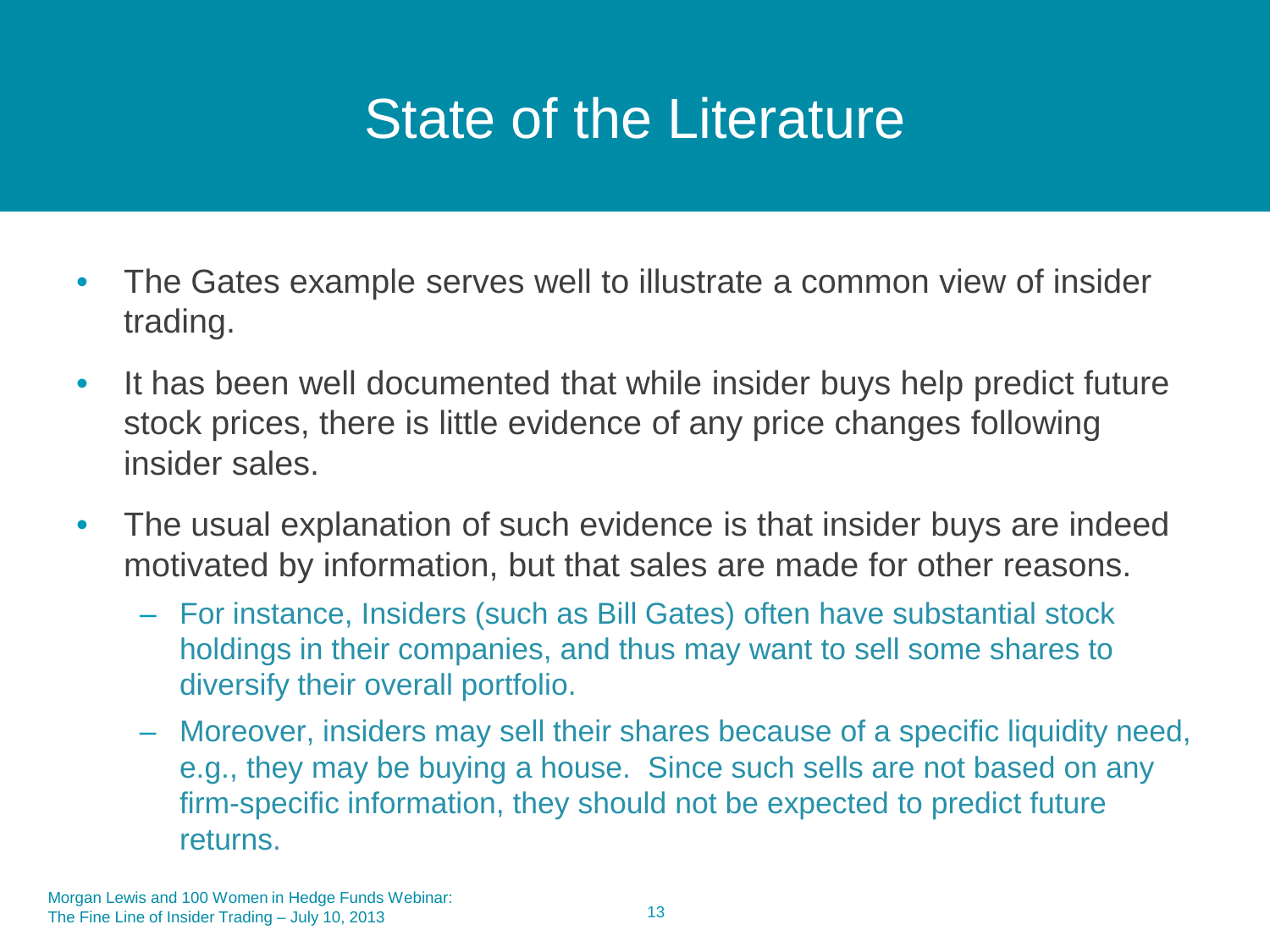# State of the Literature

- The Gates example serves well to illustrate a common view of insider trading.
- It has been well documented that while insider buys help predict future stock prices, there is little evidence of any price changes following insider sales.
- The usual explanation of such evidence is that insider buys are indeed motivated by information, but that sales are made for other reasons.
  - For instance, Insiders (such as Bill Gates) often have substantial stock holdings in their companies, and thus may want to sell some shares to diversify their overall portfolio.
  - Moreover, insiders may sell their shares because of a specific liquidity need, e.g., they may be buying a house. Since such sells are not based on any firm-specific information, they should not be expected to predict future returns.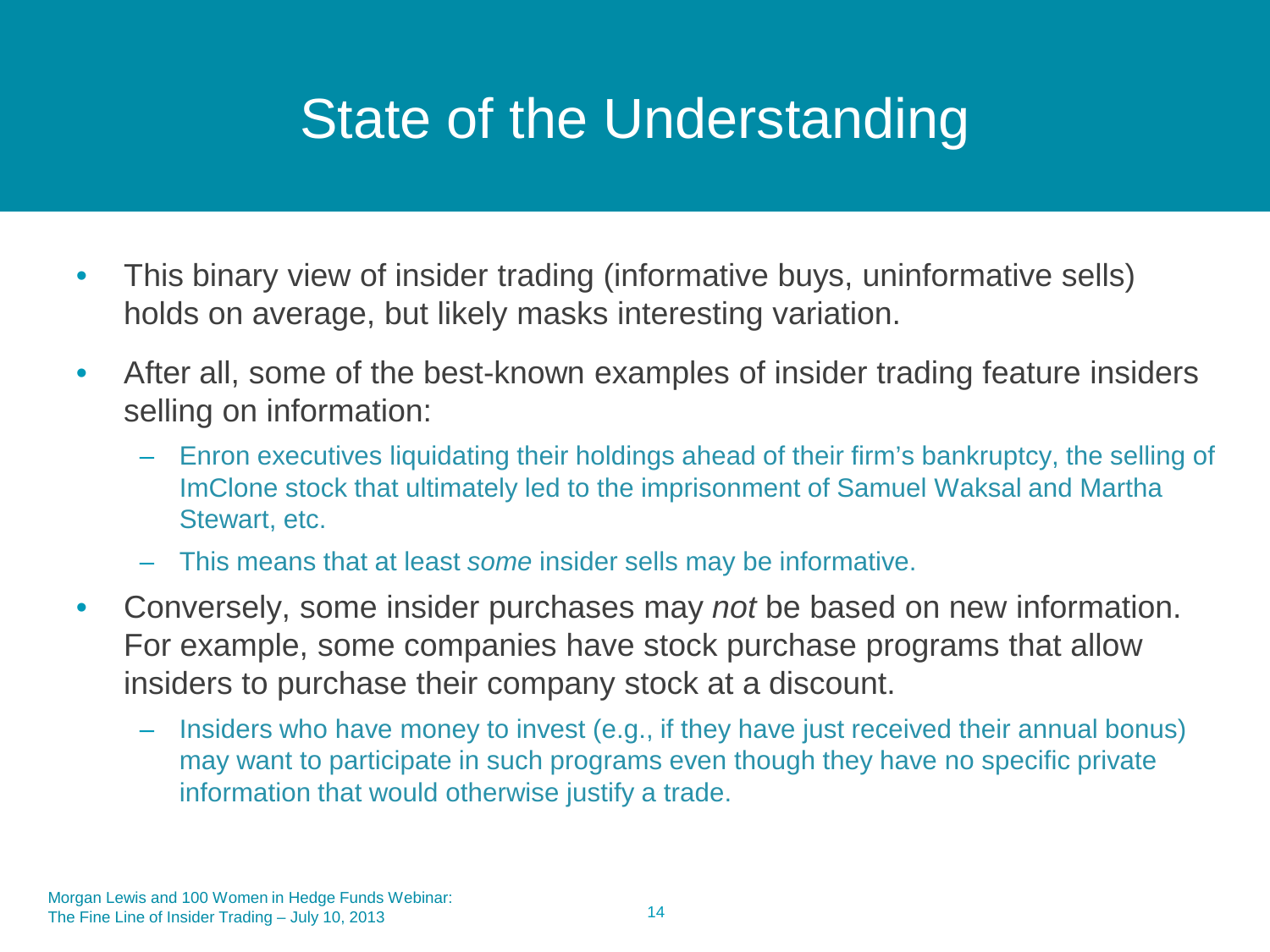# State of the Understanding

- This binary view of insider trading (informative buys, uninformative sells) holds on average, but likely masks interesting variation.
- After all, some of the best-known examples of insider trading feature insiders selling on information:
  - Enron executives liquidating their holdings ahead of their firm's bankruptcy, the selling of ImClone stock that ultimately led to the imprisonment of Samuel Waksal and Martha Stewart, etc.
  - This means that at least *some* insider sells may be informative.
- Conversely, some insider purchases may *not* be based on new information. For example, some companies have stock purchase programs that allow insiders to purchase their company stock at a discount.
  - Insiders who have money to invest (e.g., if they have just received their annual bonus) may want to participate in such programs even though they have no specific private information that would otherwise justify a trade.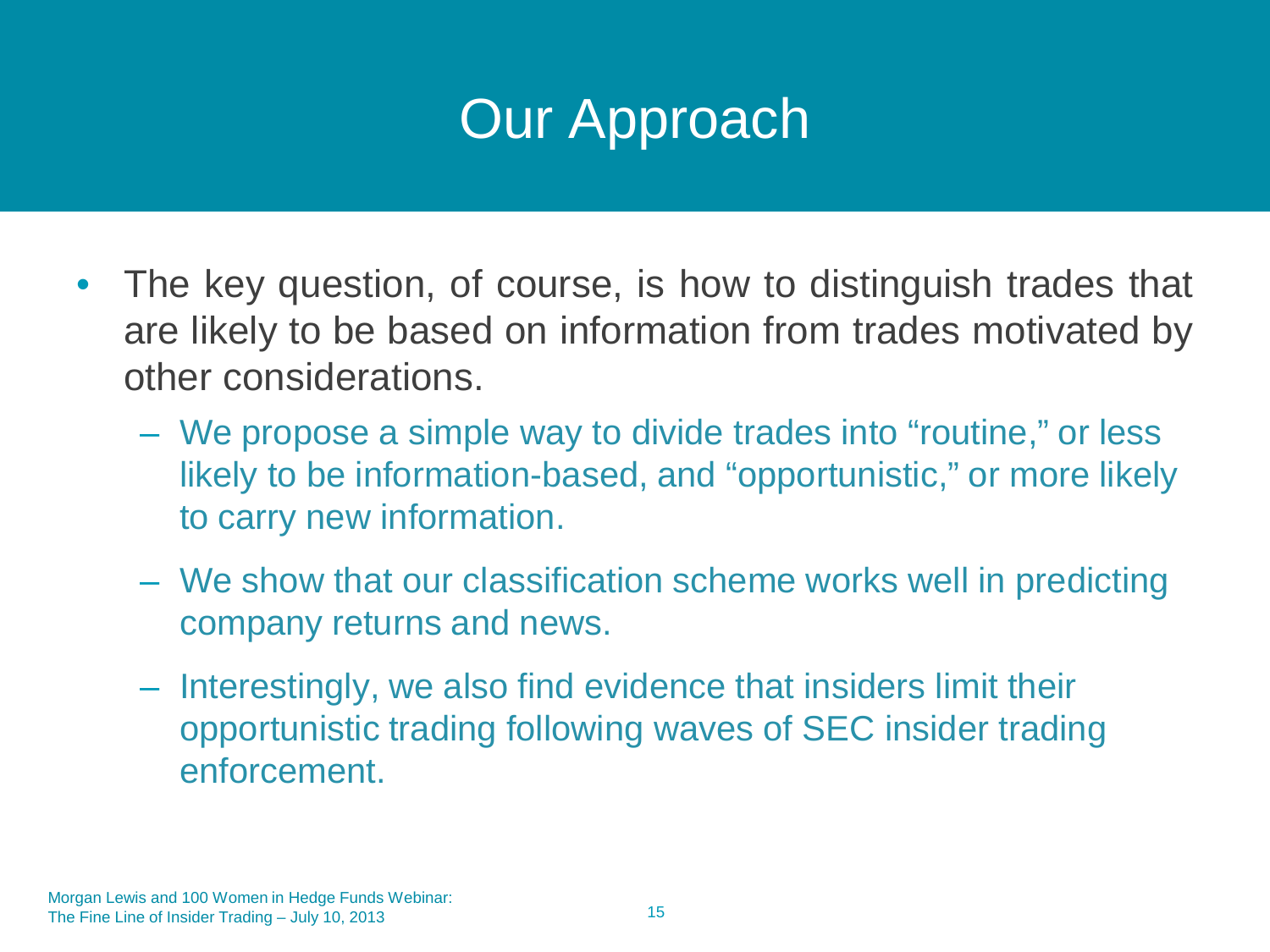# Our Approach

- The key question, of course, is how to distinguish trades that are likely to be based on information from trades motivated by other considerations.
  - We propose a simple way to divide trades into "routine," or less likely to be information-based, and "opportunistic," or more likely to carry new information.
  - We show that our classification scheme works well in predicting company returns and news.
  - Interestingly, we also find evidence that insiders limit their opportunistic trading following waves of SEC insider trading enforcement.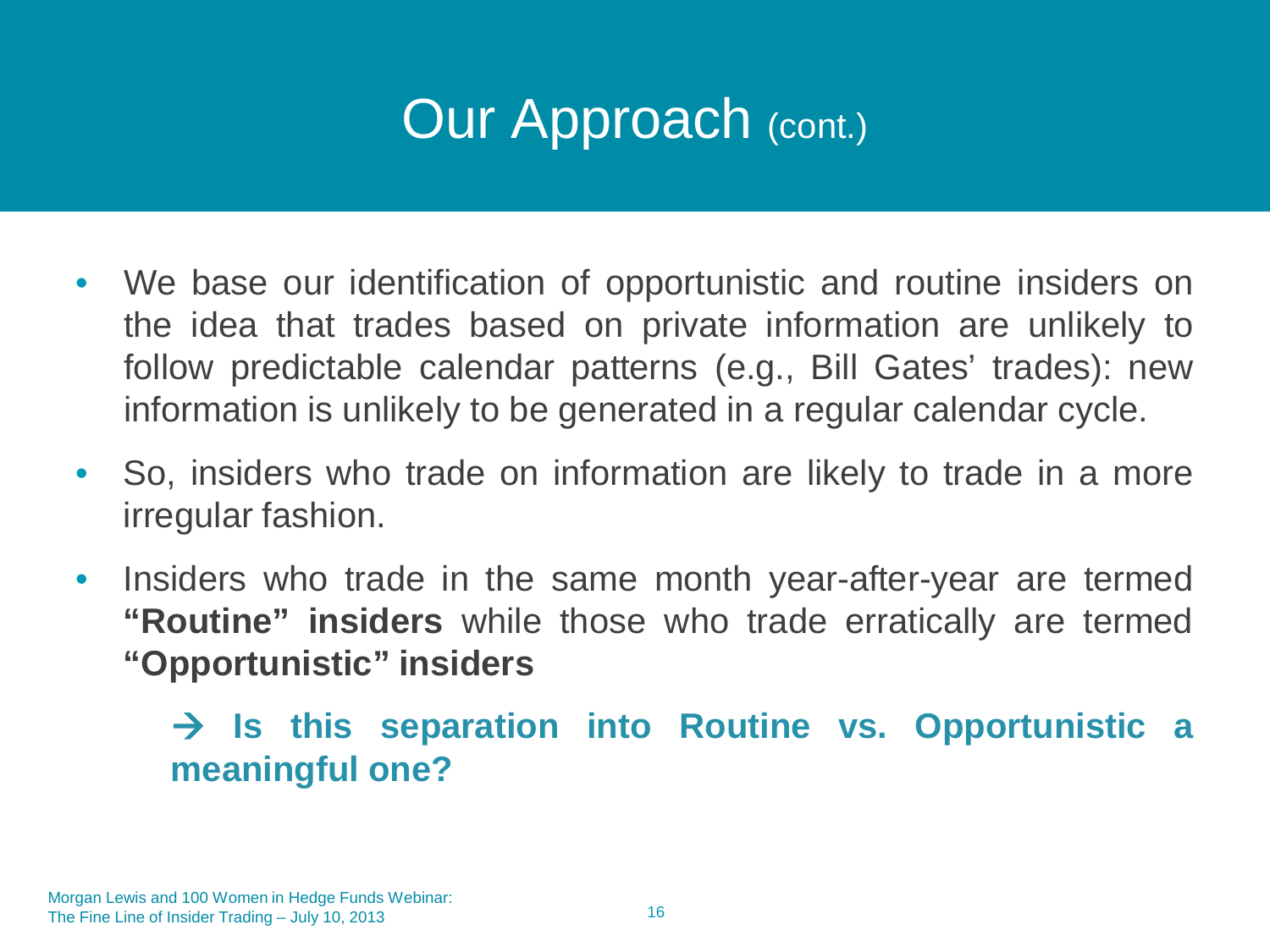# Our Approach (cont.)

- We base our identification of opportunistic and routine insiders on the idea that trades based on private information are unlikely to follow predictable calendar patterns (e.g., Bill Gates' trades): new information is unlikely to be generated in a regular calendar cycle.
- So, insiders who trade on information are likely to trade in a more irregular fashion.
- Insiders who trade in the same month year-after-year are termed **"Routine" insiders** while those who trade erratically are termed **"Opportunistic" insiders**

  → **Is this separation into Routine vs. Opportunistic a meaningful one?**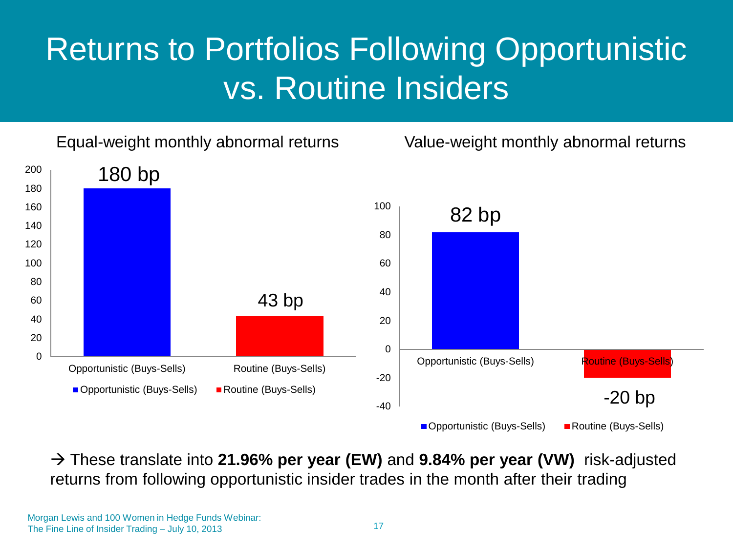# Returns to Portfolios Following Opportunistic vs. Routine Insiders

Equal-weight monthly abnormal returns

| | Opportunistic (Buys-Sells) | Routine (Buys-Sells) |
|---|---|---|
| Equal-weight | 180 bp | 43 bp |

Value-weight monthly abnormal returns

| | Opportunistic (Buys-Sells) | Routine (Buys-Sells) |
|---|---|---|
| Value-weight | 82 bp | -20 bp |

→ These translate into **21.96% per year (EW)** and **9.84% per year (VW)** risk-adjusted returns from following opportunistic insider trades in the month after their trading

Morgan Lewis and 100 Women in Hedge Funds Webinar:
The Fine Line of Insider Trading – July 10, 2013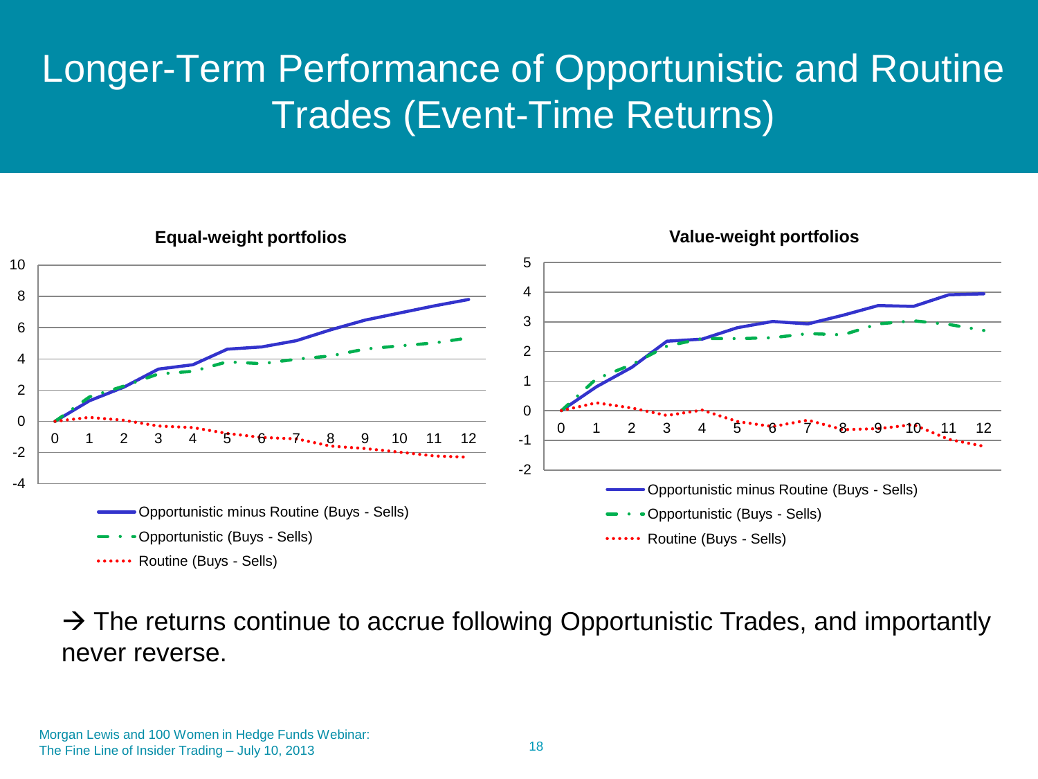# Longer-Term Performance of Opportunistic and Routine Trades (Event-Time Returns)

**Equal-weight portfolios**

**Value-weight portfolios**

Legend (both charts):
- Opportunistic minus Routine (Buys - Sells)
- Opportunistic (Buys - Sells)
- Routine (Buys - Sells)

→ The returns continue to accrue following Opportunistic Trades, and importantly never reverse.

Morgan Lewis and 100 Women in Hedge Funds Webinar:
The Fine Line of Insider Trading – July 10, 2013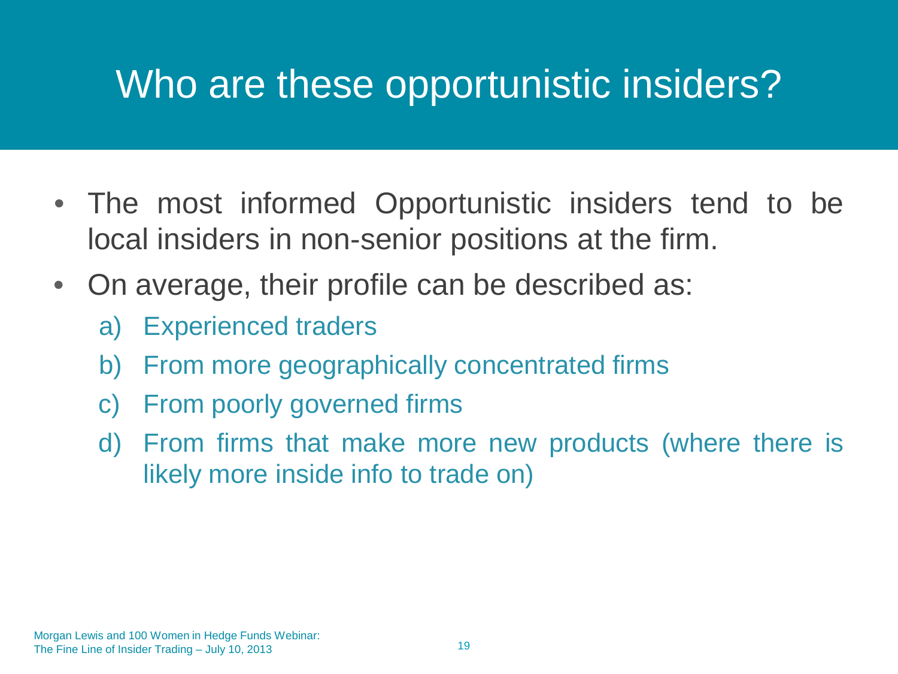# Who are these opportunistic insiders?

- The most informed Opportunistic insiders tend to be local insiders in non-senior positions at the firm.
- On average, their profile can be described as:
  a) Experienced traders
  b) From more geographically concentrated firms
  c) From poorly governed firms
  d) From firms that make more new products (where there is likely more inside info to trade on)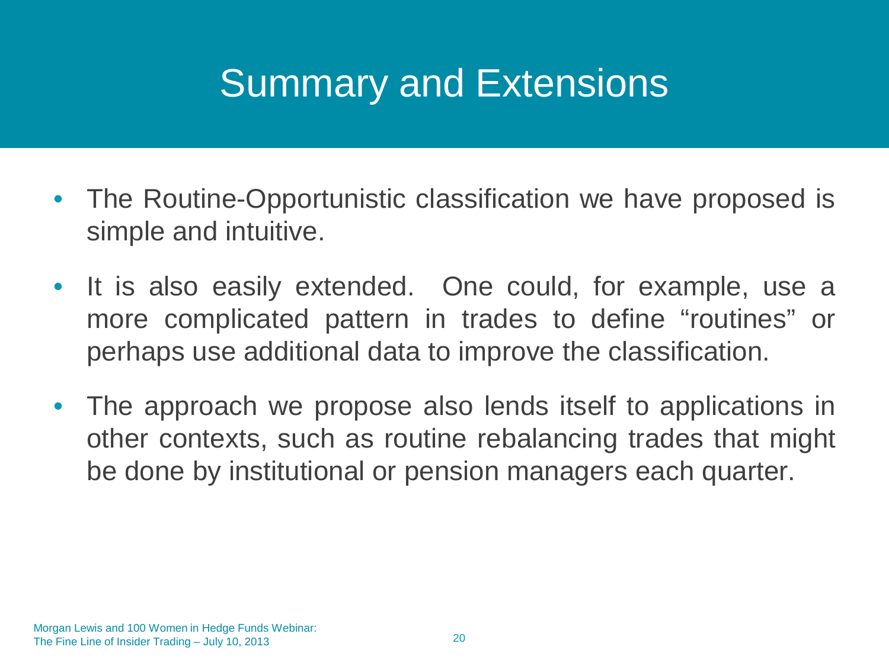# Summary and Extensions

- The Routine-Opportunistic classification we have proposed is simple and intuitive.
- It is also easily extended. One could, for example, use a more complicated pattern in trades to define “routines” or perhaps use additional data to improve the classification.
- The approach we propose also lends itself to applications in other contexts, such as routine rebalancing trades that might be done by institutional or pension managers each quarter.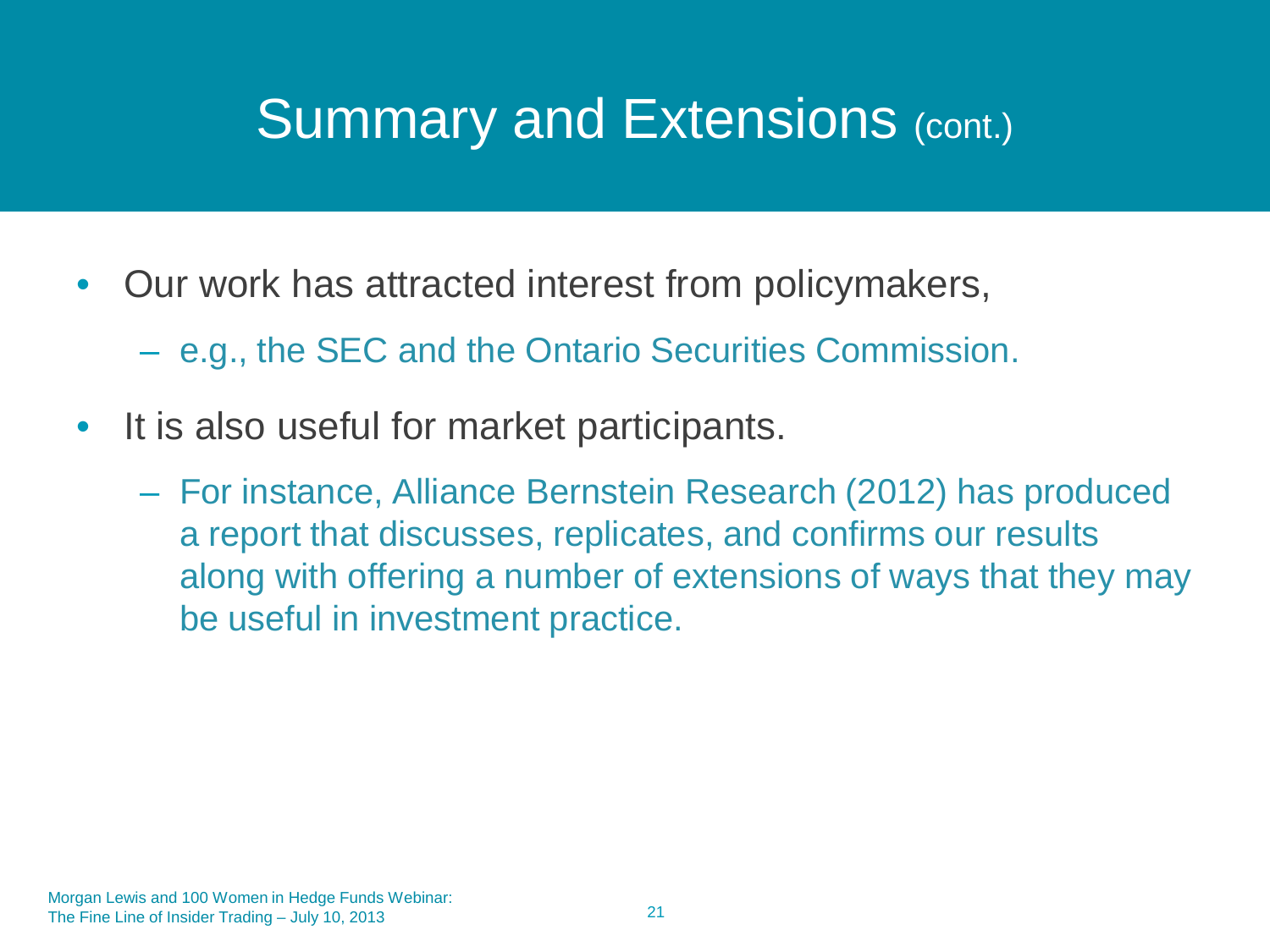# Summary and Extensions (cont.)

- Our work has attracted interest from policymakers,
  - e.g., the SEC and the Ontario Securities Commission.
- It is also useful for market participants.
  - For instance, Alliance Bernstein Research (2012) has produced a report that discusses, replicates, and confirms our results along with offering a number of extensions of ways that they may be useful in investment practice.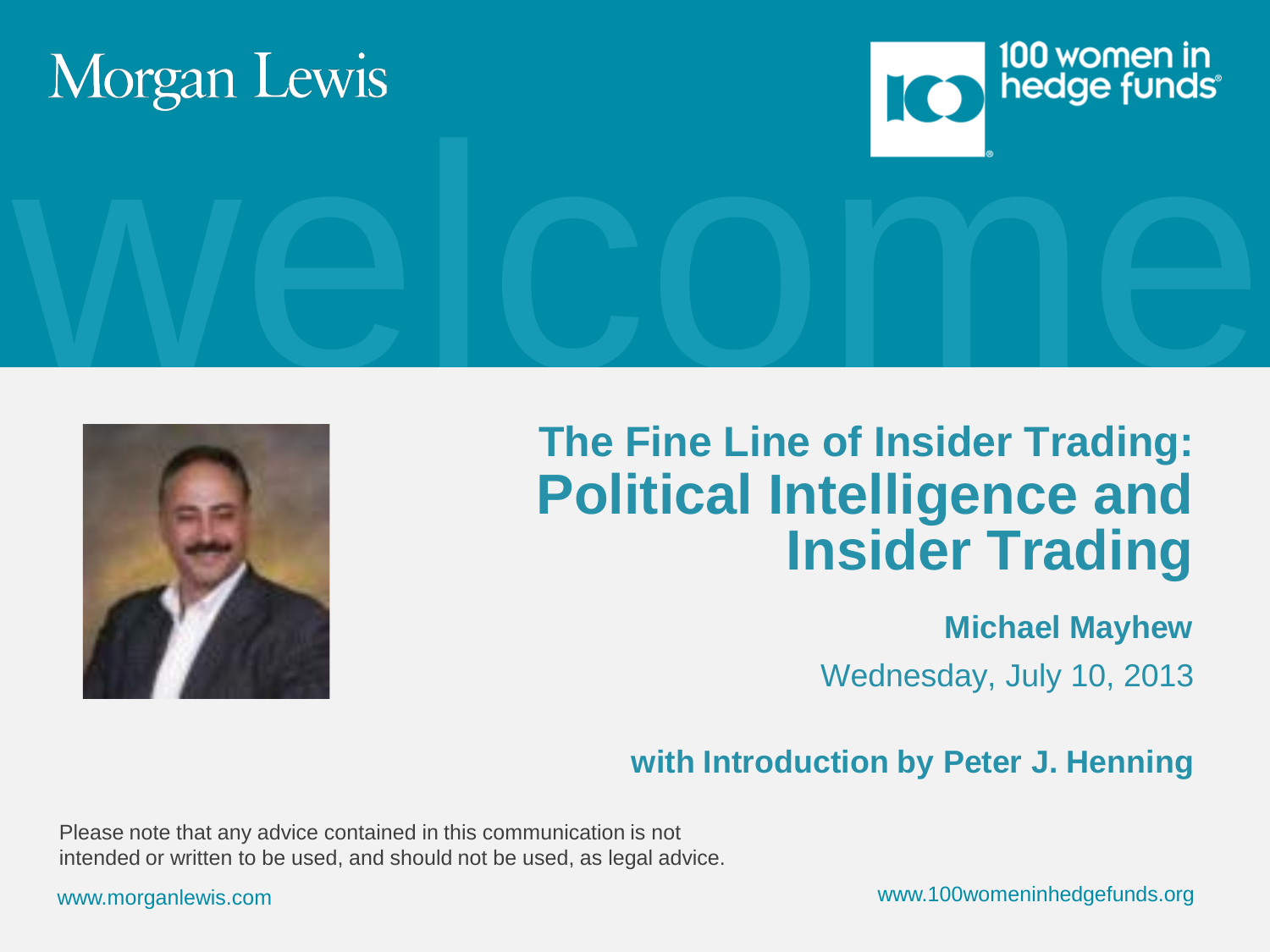Morgan Lewis

100 women in hedge funds

welcome

# The Fine Line of Insider Trading: Political Intelligence and Insider Trading

**Michael Mayhew**

Wednesday, July 10, 2013

**with Introduction by Peter J. Henning**

Please note that any advice contained in this communication is not intended or written to be used, and should not be used, as legal advice.

www.morganlewis.com

www.100womeninhedgefunds.org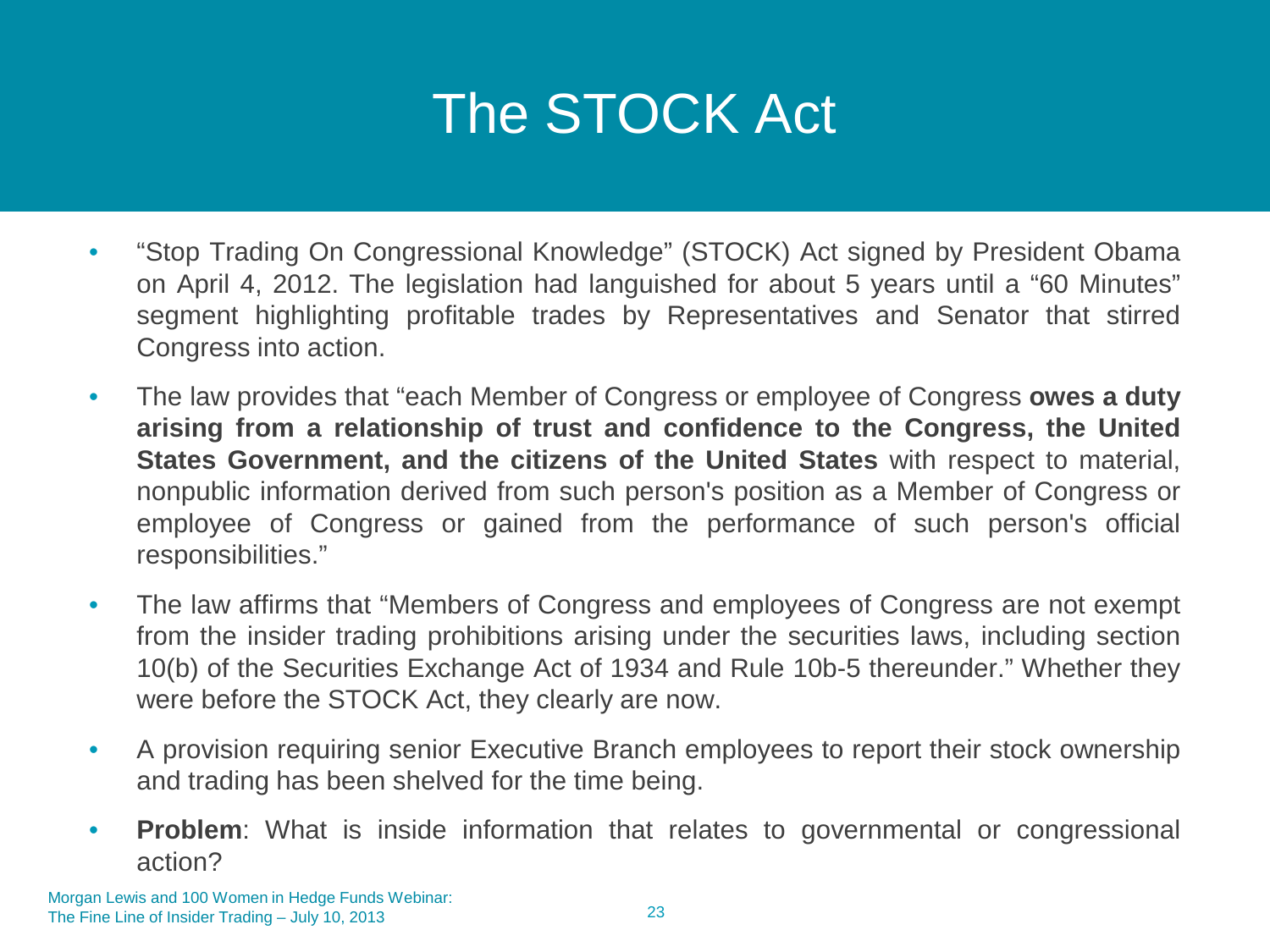# The STOCK Act

- "Stop Trading On Congressional Knowledge" (STOCK) Act signed by President Obama on April 4, 2012. The legislation had languished for about 5 years until a "60 Minutes" segment highlighting profitable trades by Representatives and Senator that stirred Congress into action.
- The law provides that "each Member of Congress or employee of Congress **owes a duty arising from a relationship of trust and confidence to the Congress, the United States Government, and the citizens of the United States** with respect to material, nonpublic information derived from such person's position as a Member of Congress or employee of Congress or gained from the performance of such person's official responsibilities."
- The law affirms that "Members of Congress and employees of Congress are not exempt from the insider trading prohibitions arising under the securities laws, including section 10(b) of the Securities Exchange Act of 1934 and Rule 10b-5 thereunder." Whether they were before the STOCK Act, they clearly are now.
- A provision requiring senior Executive Branch employees to report their stock ownership and trading has been shelved for the time being.
- **Problem**: What is inside information that relates to governmental or congressional action?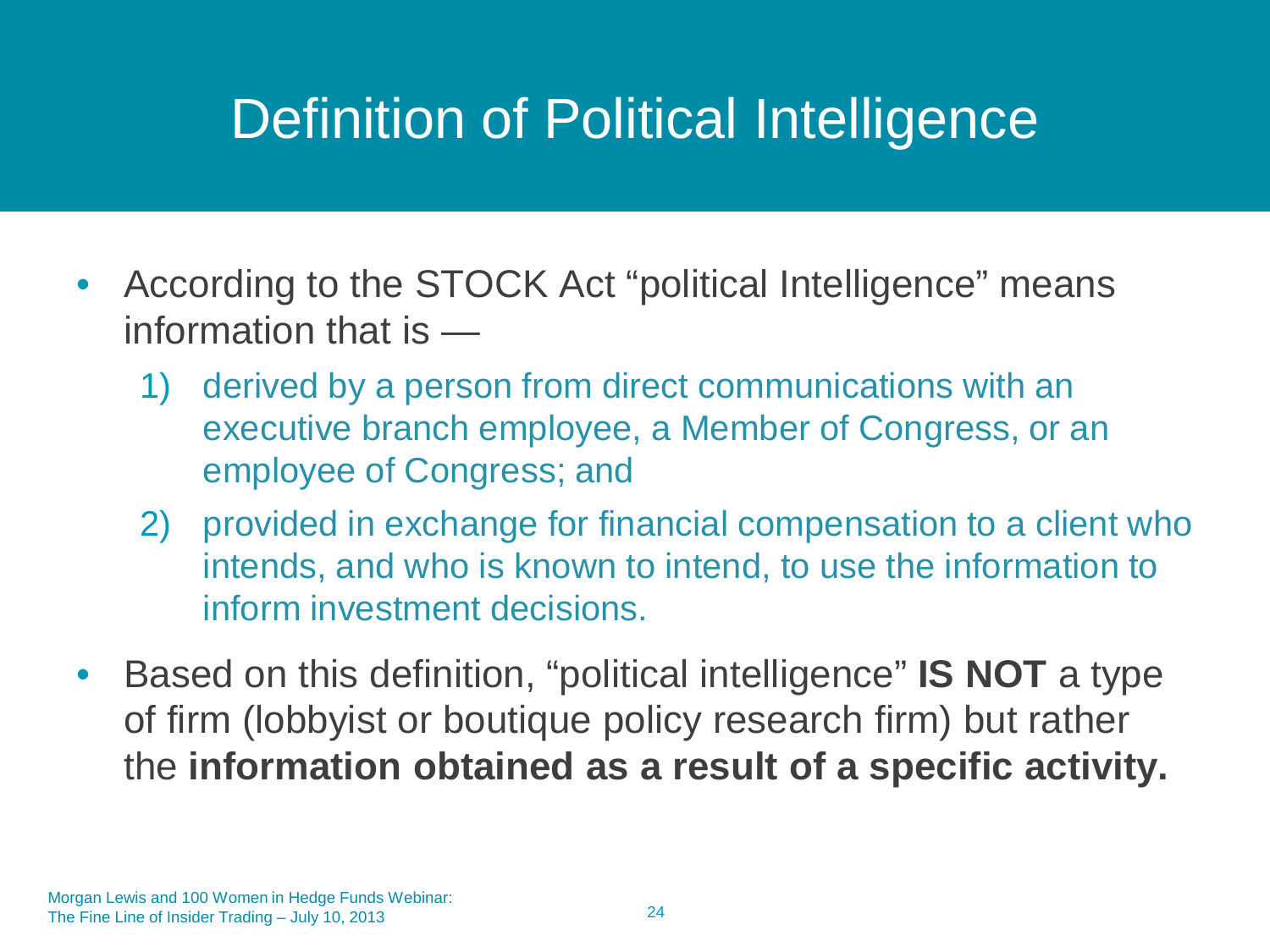# Definition of Political Intelligence

- According to the STOCK Act "political Intelligence" means information that is —
  1) derived by a person from direct communications with an executive branch employee, a Member of Congress, or an employee of Congress; and
  2) provided in exchange for financial compensation to a client who intends, and who is known to intend, to use the information to inform investment decisions.
- Based on this definition, "political intelligence" **IS NOT** a type of firm (lobbyist or boutique policy research firm) but rather the **information obtained as a result of a specific activity.**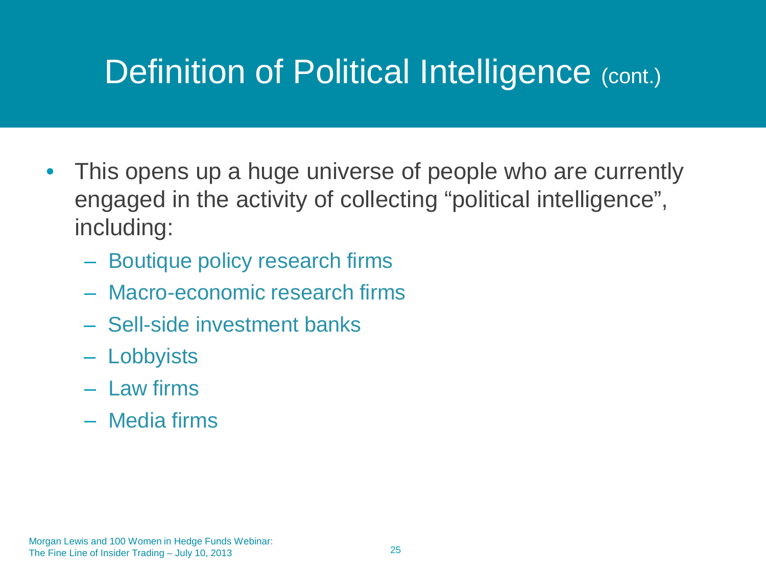# Definition of Political Intelligence (cont.)

- This opens up a huge universe of people who are currently engaged in the activity of collecting "political intelligence", including:
  - Boutique policy research firms
  - Macro-economic research firms
  - Sell-side investment banks
  - Lobbyists
  - Law firms
  - Media firms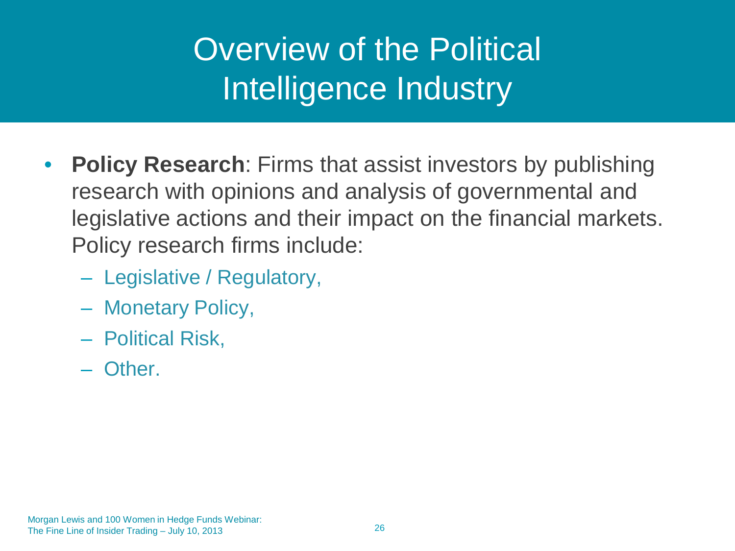# Overview of the Political Intelligence Industry

- **Policy Research**: Firms that assist investors by publishing research with opinions and analysis of governmental and legislative actions and their impact on the financial markets. Policy research firms include:
  - Legislative / Regulatory,
  - Monetary Policy,
  - Political Risk,
  - Other.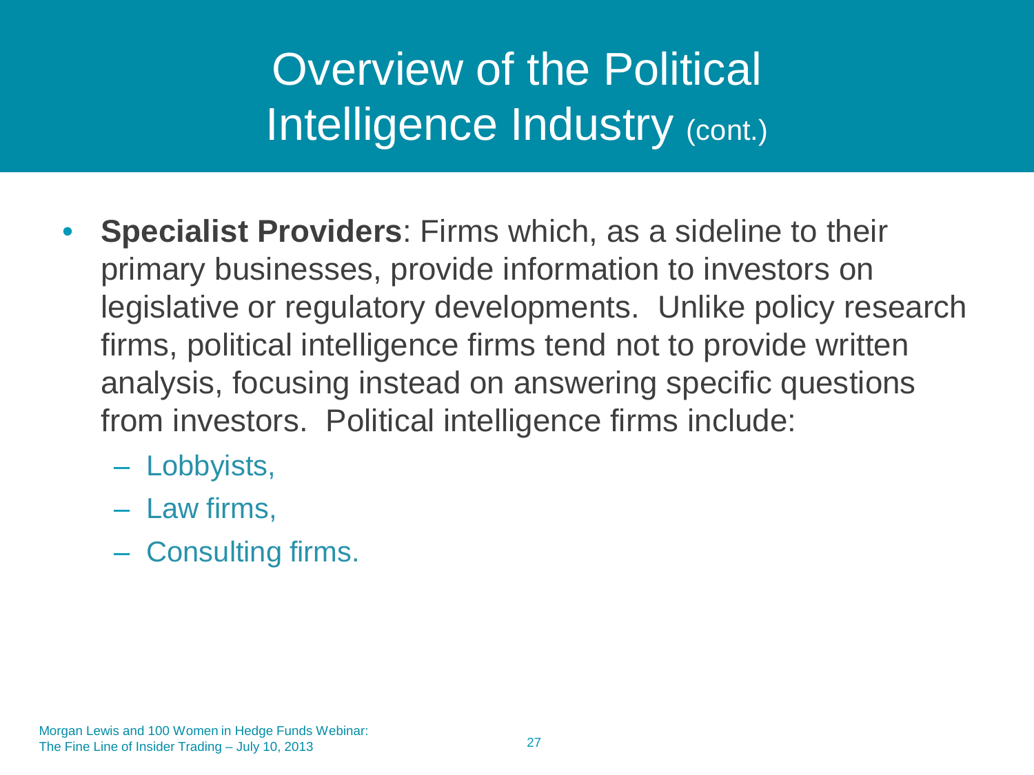# Overview of the Political Intelligence Industry (cont.)

- **Specialist Providers**: Firms which, as a sideline to their primary businesses, provide information to investors on legislative or regulatory developments. Unlike policy research firms, political intelligence firms tend not to provide written analysis, focusing instead on answering specific questions from investors. Political intelligence firms include:
  - Lobbyists,
  - Law firms,
  - Consulting firms.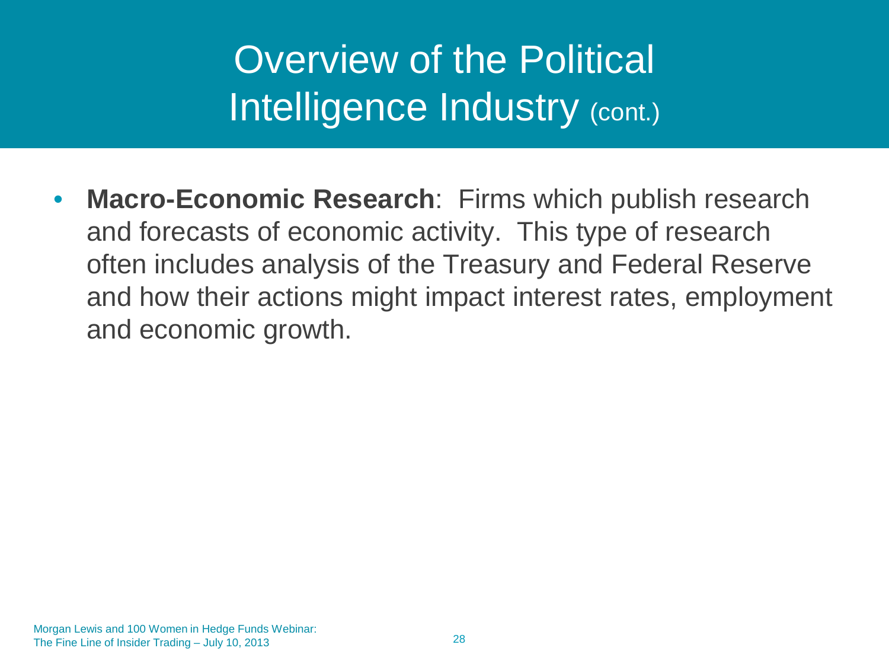# Overview of the Political Intelligence Industry (cont.)

- **Macro-Economic Research**: Firms which publish research and forecasts of economic activity. This type of research often includes analysis of the Treasury and Federal Reserve and how their actions might impact interest rates, employment and economic growth.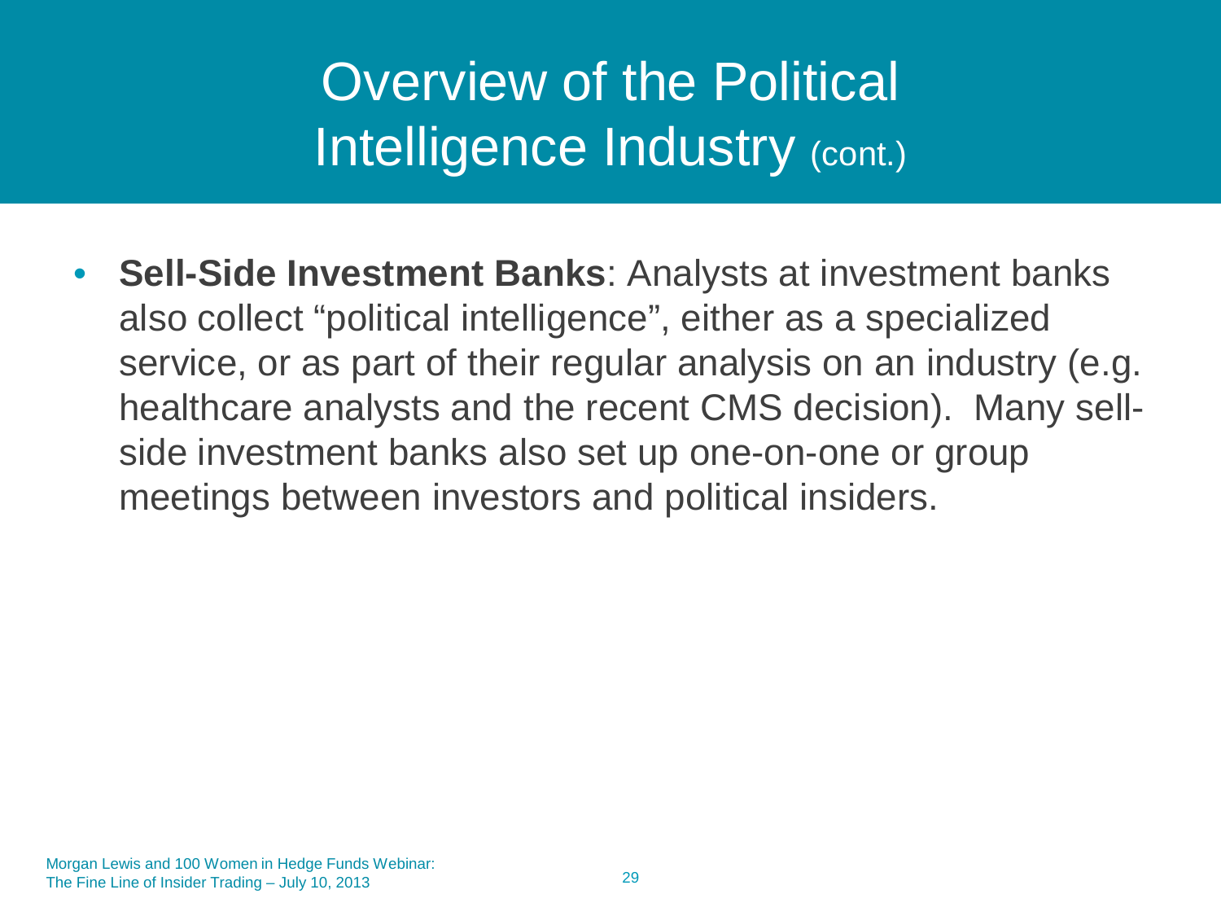# Overview of the Political Intelligence Industry (cont.)

- **Sell-Side Investment Banks**: Analysts at investment banks also collect "political intelligence", either as a specialized service, or as part of their regular analysis on an industry (e.g. healthcare analysts and the recent CMS decision). Many sell-side investment banks also set up one-on-one or group meetings between investors and political insiders.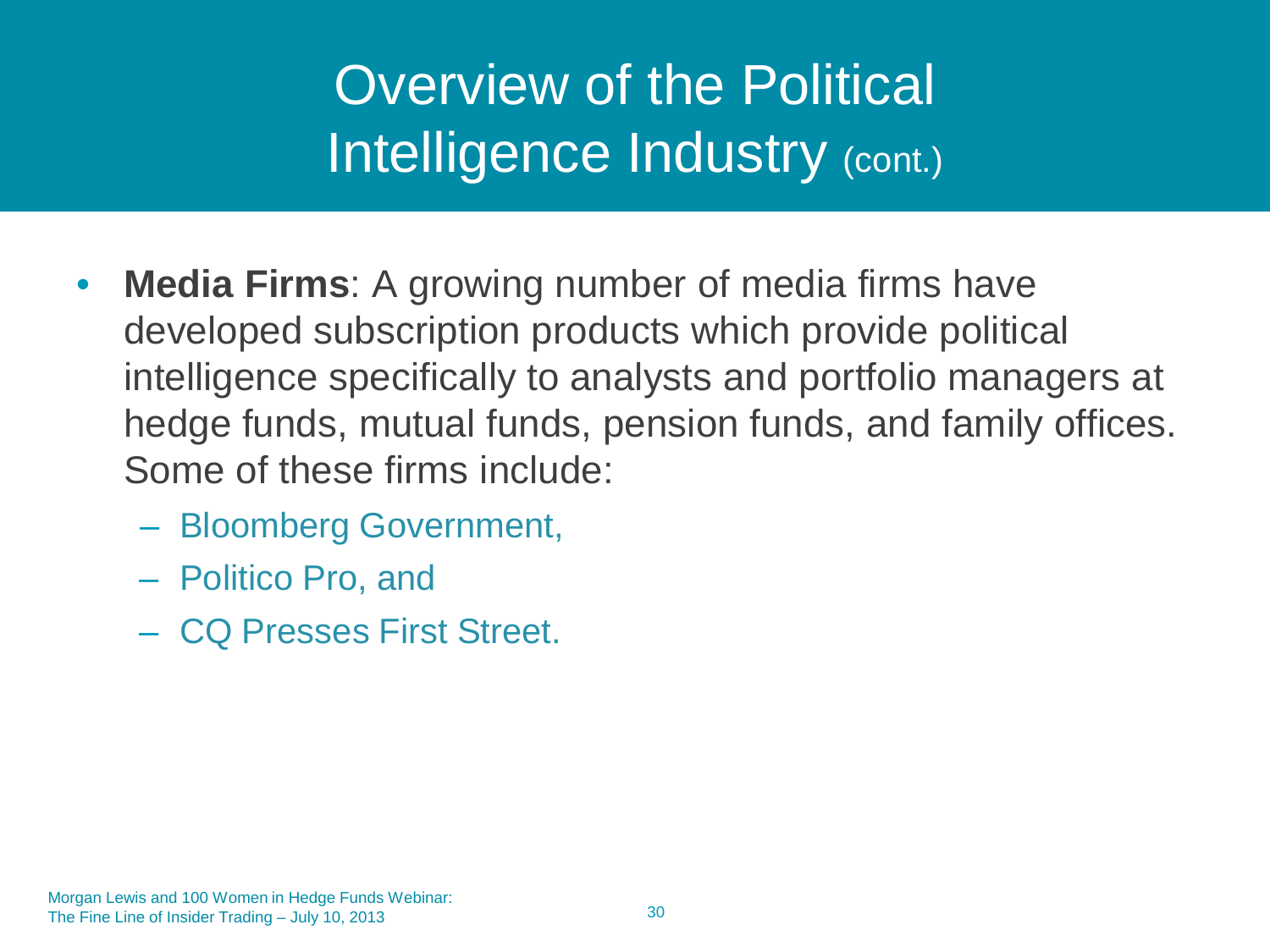# Overview of the Political Intelligence Industry (cont.)

- **Media Firms**: A growing number of media firms have developed subscription products which provide political intelligence specifically to analysts and portfolio managers at hedge funds, mutual funds, pension funds, and family offices. Some of these firms include:
  - Bloomberg Government,
  - Politico Pro, and
  - CQ Presses First Street.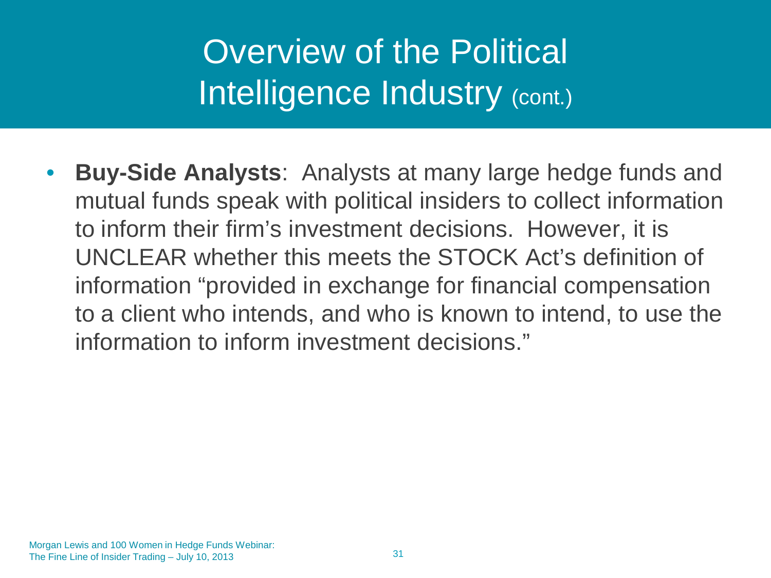# Overview of the Political Intelligence Industry (cont.)

- **Buy-Side Analysts**: Analysts at many large hedge funds and mutual funds speak with political insiders to collect information to inform their firm's investment decisions. However, it is UNCLEAR whether this meets the STOCK Act's definition of information "provided in exchange for financial compensation to a client who intends, and who is known to intend, to use the information to inform investment decisions."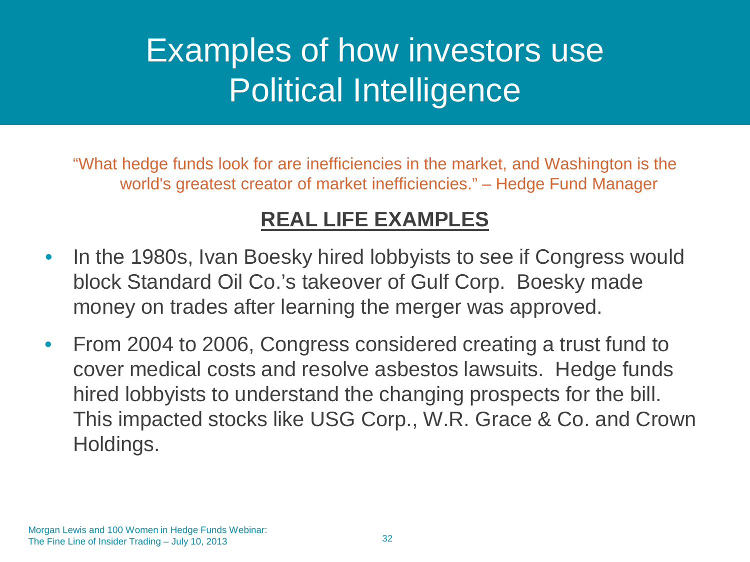# Examples of how investors use Political Intelligence

"What hedge funds look for are inefficiencies in the market, and Washington is the world's greatest creator of market inefficiencies." – Hedge Fund Manager

## **REAL LIFE EXAMPLES**

- In the 1980s, Ivan Boesky hired lobbyists to see if Congress would block Standard Oil Co.'s takeover of Gulf Corp. Boesky made money on trades after learning the merger was approved.
- From 2004 to 2006, Congress considered creating a trust fund to cover medical costs and resolve asbestos lawsuits. Hedge funds hired lobbyists to understand the changing prospects for the bill. This impacted stocks like USG Corp., W.R. Grace & Co. and Crown Holdings.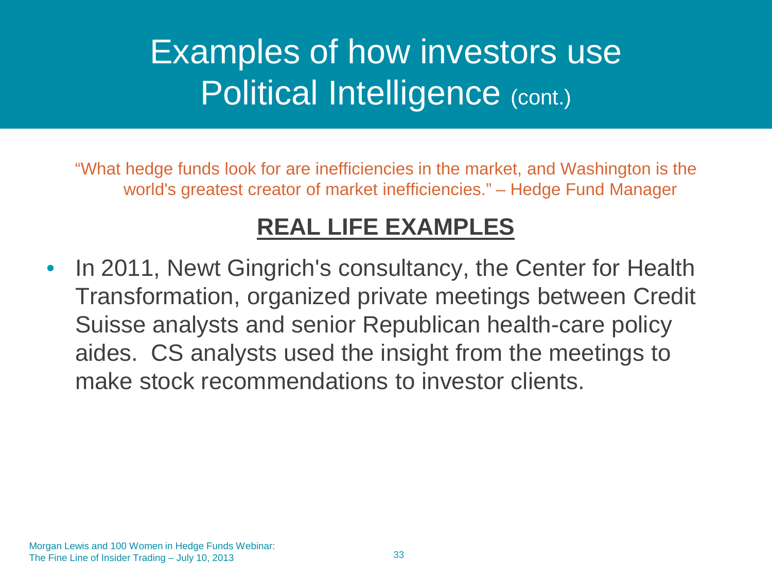# Examples of how investors use Political Intelligence (cont.)

"What hedge funds look for are inefficiencies in the market, and Washington is the world's greatest creator of market inefficiencies." – Hedge Fund Manager

## **REAL LIFE EXAMPLES**

- In 2011, Newt Gingrich's consultancy, the Center for Health Transformation, organized private meetings between Credit Suisse analysts and senior Republican health-care policy aides. CS analysts used the insight from the meetings to make stock recommendations to investor clients.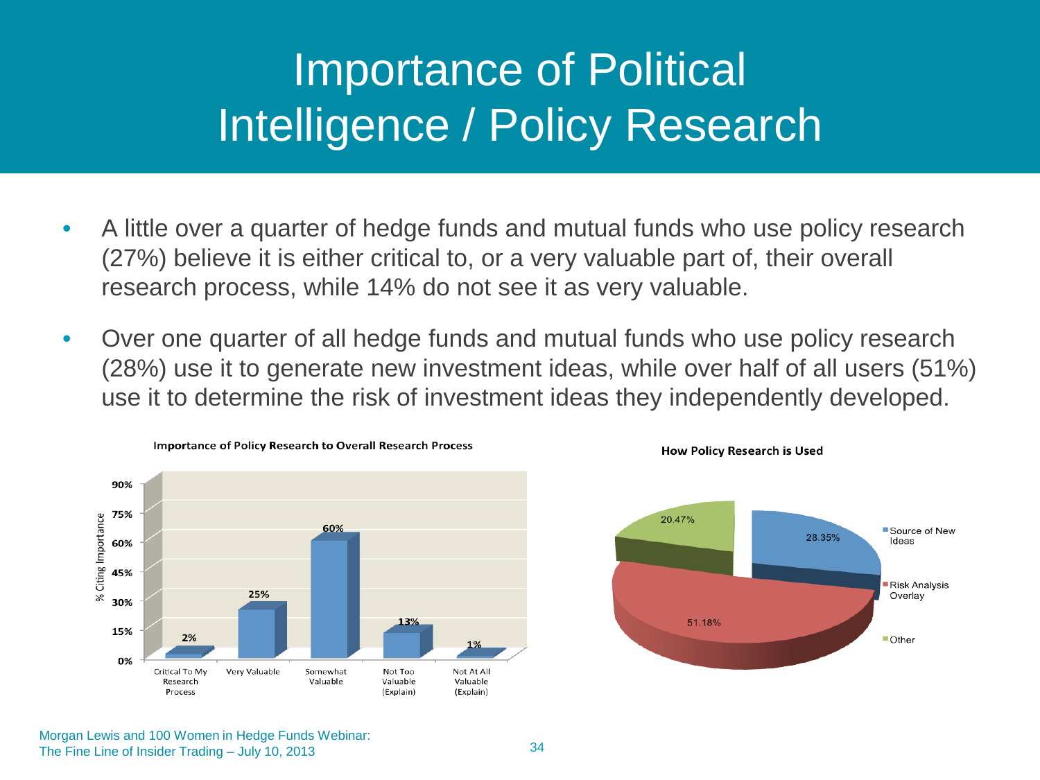# Importance of Political Intelligence / Policy Research

- A little over a quarter of hedge funds and mutual funds who use policy research (27%) believe it is either critical to, or a very valuable part of, their overall research process, while 14% do not see it as very valuable.
- Over one quarter of all hedge funds and mutual funds who use policy research (28%) use it to generate new investment ideas, while over half of all users (51%) use it to determine the risk of investment ideas they independently developed.

**Importance of Policy Research to Overall Research Process**

| Response | % Citing Importance |
|---|---|
| Critical To My Research Process | 2% |
| Very Valuable | 25% |
| Somewhat Valuable | 60% |
| Not Too Valuable (Explain) | 13% |
| Not At All Valuable (Explain) | 1% |

**How Policy Research is Used**

| Use | Share |
|---|---|
| Source of New Ideas | 28.35% |
| Risk Analysis Overlay | 51.18% |
| Other | 20.47% |

Morgan Lewis and 100 Women in Hedge Funds Webinar: The Fine Line of Insider Trading – July 10, 2013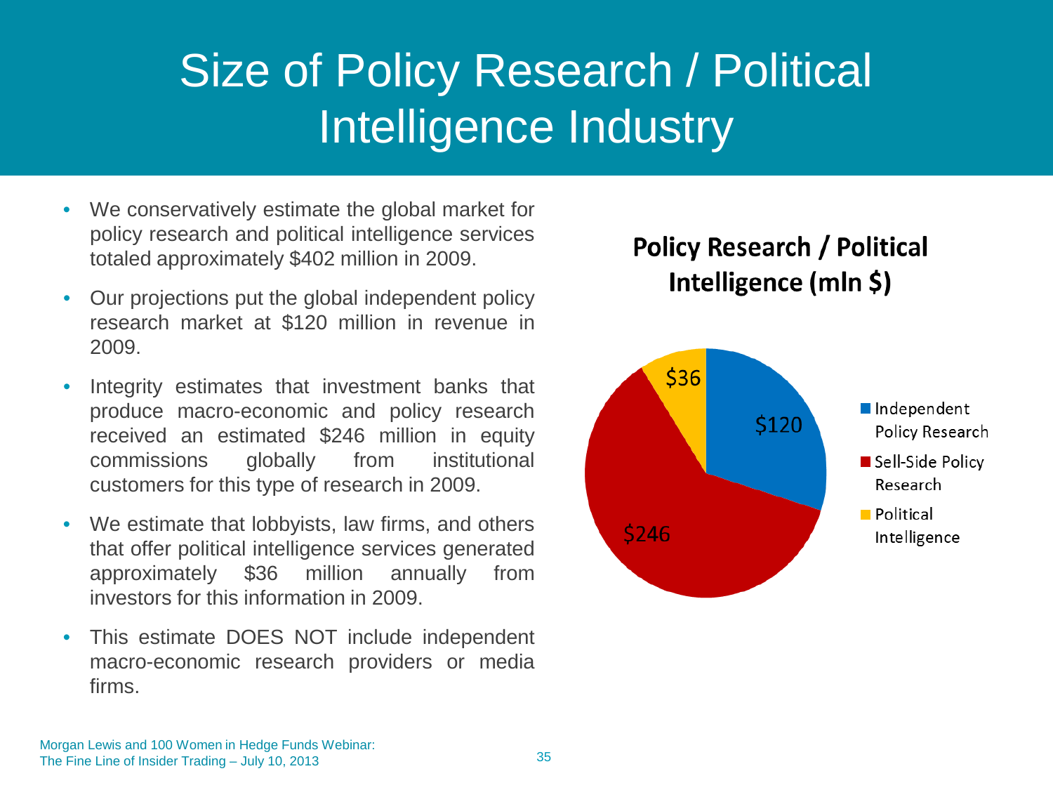# Size of Policy Research / Political Intelligence Industry

- We conservatively estimate the global market for policy research and political intelligence services totaled approximately $402 million in 2009.
- Our projections put the global independent policy research market at $120 million in revenue in 2009.
- Integrity estimates that investment banks that produce macro-economic and policy research received an estimated $246 million in equity commissions globally from institutional customers for this type of research in 2009.
- We estimate that lobbyists, law firms, and others that offer political intelligence services generated approximately $36 million annually from investors for this information in 2009.
- This estimate DOES NOT include independent macro-economic research providers or media firms.

**Policy Research / Political Intelligence (mln $)**

| Segment | mln $ |
| --- | --- |
| Independent Policy Research | $120 |
| Sell-Side Policy Research | $246 |
| Political Intelligence | $36 |

Morgan Lewis and 100 Women in Hedge Funds Webinar: The Fine Line of Insider Trading – July 10, 2013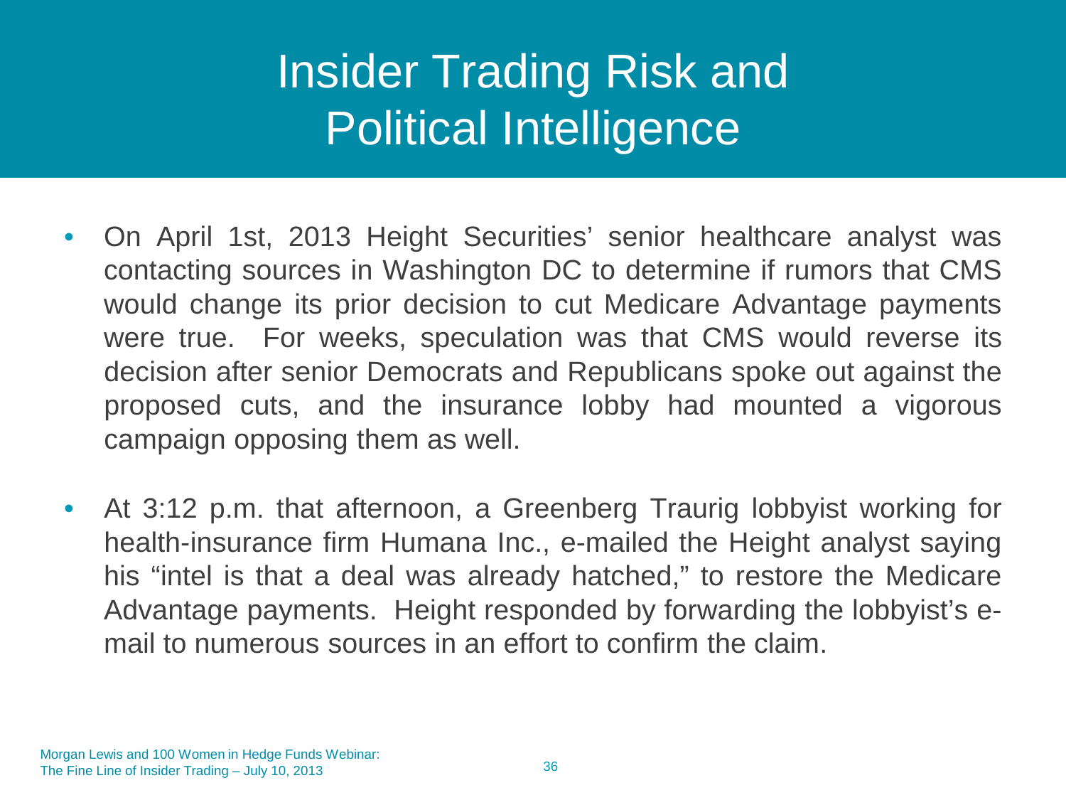# Insider Trading Risk and Political Intelligence

- On April 1st, 2013 Height Securities' senior healthcare analyst was contacting sources in Washington DC to determine if rumors that CMS would change its prior decision to cut Medicare Advantage payments were true. For weeks, speculation was that CMS would reverse its decision after senior Democrats and Republicans spoke out against the proposed cuts, and the insurance lobby had mounted a vigorous campaign opposing them as well.

- At 3:12 p.m. that afternoon, a Greenberg Traurig lobbyist working for health-insurance firm Humana Inc., e-mailed the Height analyst saying his "intel is that a deal was already hatched," to restore the Medicare Advantage payments. Height responded by forwarding the lobbyist's e-mail to numerous sources in an effort to confirm the claim.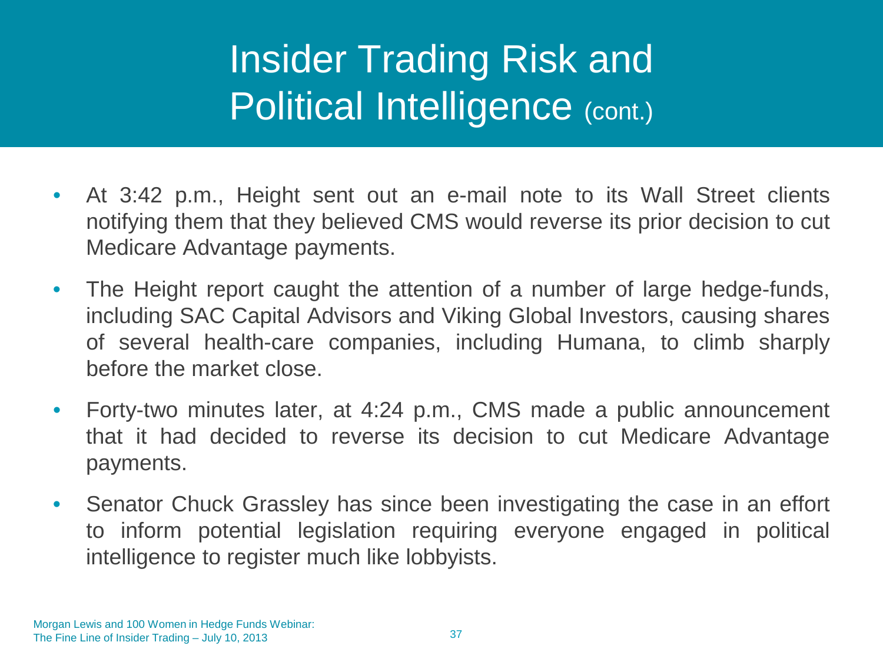# Insider Trading Risk and Political Intelligence (cont.)

- At 3:42 p.m., Height sent out an e-mail note to its Wall Street clients notifying them that they believed CMS would reverse its prior decision to cut Medicare Advantage payments.
- The Height report caught the attention of a number of large hedge-funds, including SAC Capital Advisors and Viking Global Investors, causing shares of several health-care companies, including Humana, to climb sharply before the market close.
- Forty-two minutes later, at 4:24 p.m., CMS made a public announcement that it had decided to reverse its decision to cut Medicare Advantage payments.
- Senator Chuck Grassley has since been investigating the case in an effort to inform potential legislation requiring everyone engaged in political intelligence to register much like lobbyists.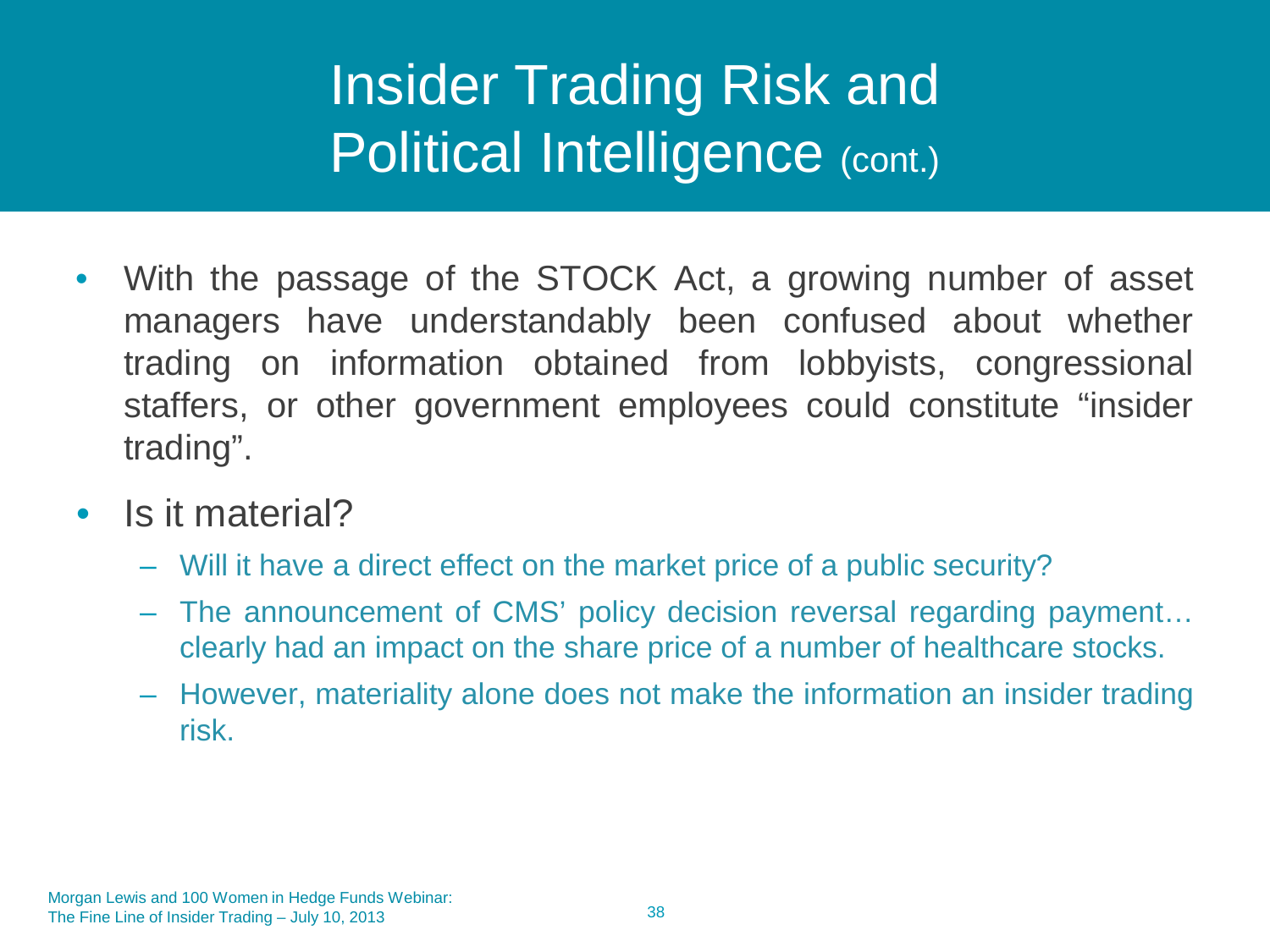# Insider Trading Risk and Political Intelligence (cont.)

- With the passage of the STOCK Act, a growing number of asset managers have understandably been confused about whether trading on information obtained from lobbyists, congressional staffers, or other government employees could constitute “insider trading”.
- Is it material?
  - Will it have a direct effect on the market price of a public security?
  - The announcement of CMS’ policy decision reversal regarding payment… clearly had an impact on the share price of a number of healthcare stocks.
  - However, materiality alone does not make the information an insider trading risk.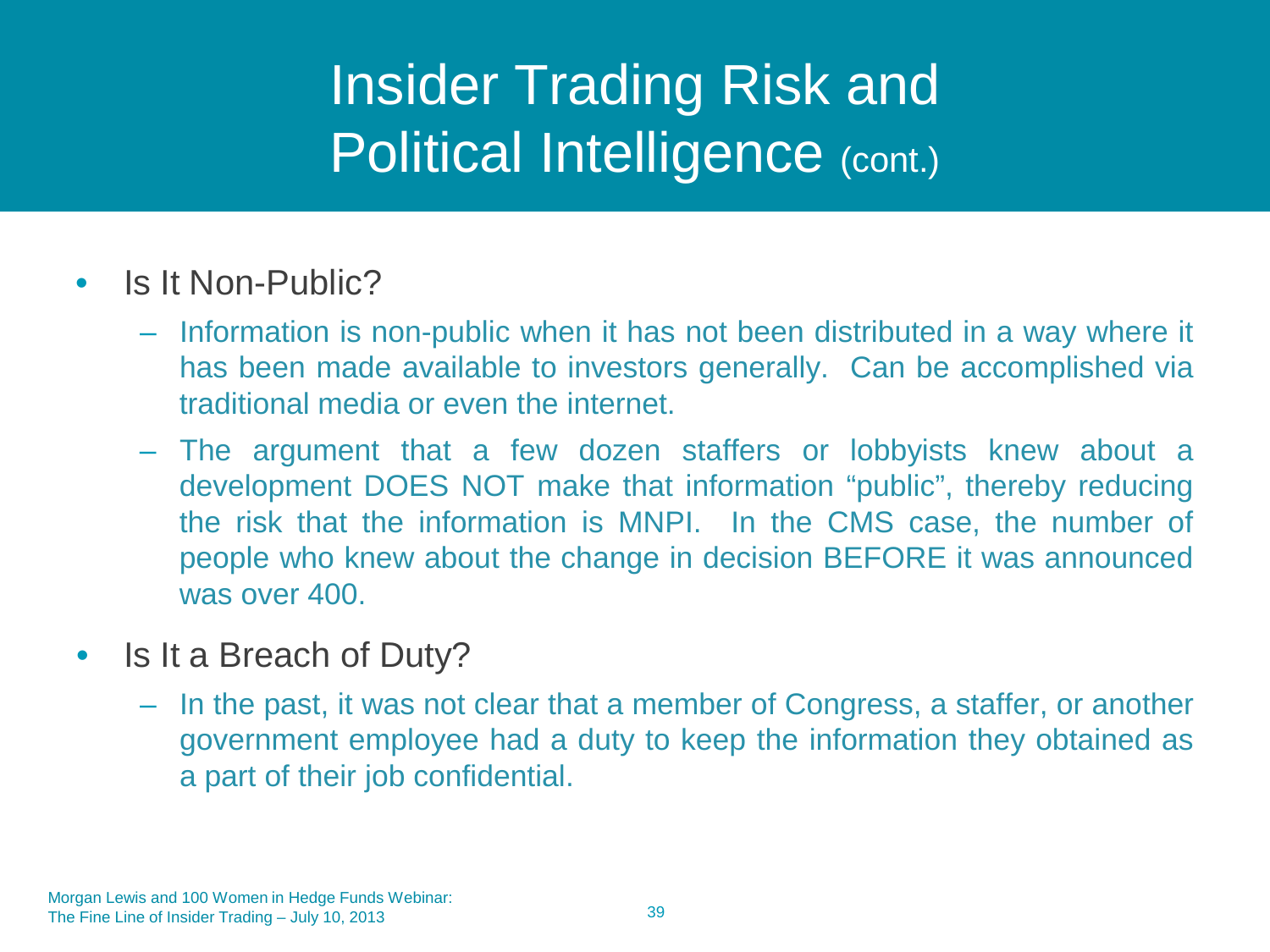# Insider Trading Risk and Political Intelligence (cont.)

- Is It Non-Public?
  - Information is non-public when it has not been distributed in a way where it has been made available to investors generally. Can be accomplished via traditional media or even the internet.
  - The argument that a few dozen staffers or lobbyists knew about a development DOES NOT make that information "public", thereby reducing the risk that the information is MNPI. In the CMS case, the number of people who knew about the change in decision BEFORE it was announced was over 400.
- Is It a Breach of Duty?
  - In the past, it was not clear that a member of Congress, a staffer, or another government employee had a duty to keep the information they obtained as a part of their job confidential.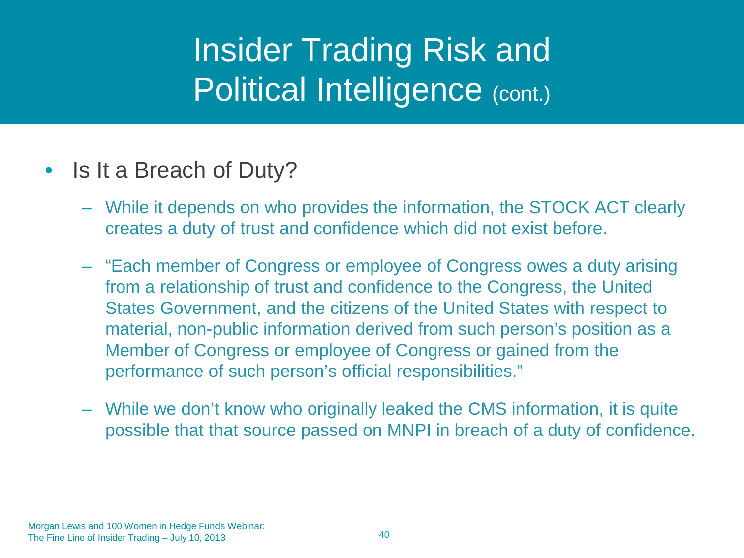# Insider Trading Risk and Political Intelligence (cont.)

- Is It a Breach of Duty?
  - While it depends on who provides the information, the STOCK ACT clearly creates a duty of trust and confidence which did not exist before.
  - "Each member of Congress or employee of Congress owes a duty arising from a relationship of trust and confidence to the Congress, the United States Government, and the citizens of the United States with respect to material, non-public information derived from such person's position as a Member of Congress or employee of Congress or gained from the performance of such person's official responsibilities."
  - While we don't know who originally leaked the CMS information, it is quite possible that that source passed on MNPI in breach of a duty of confidence.

Morgan Lewis and 100 Women in Hedge Funds Webinar:
The Fine Line of Insider Trading – July 10, 2013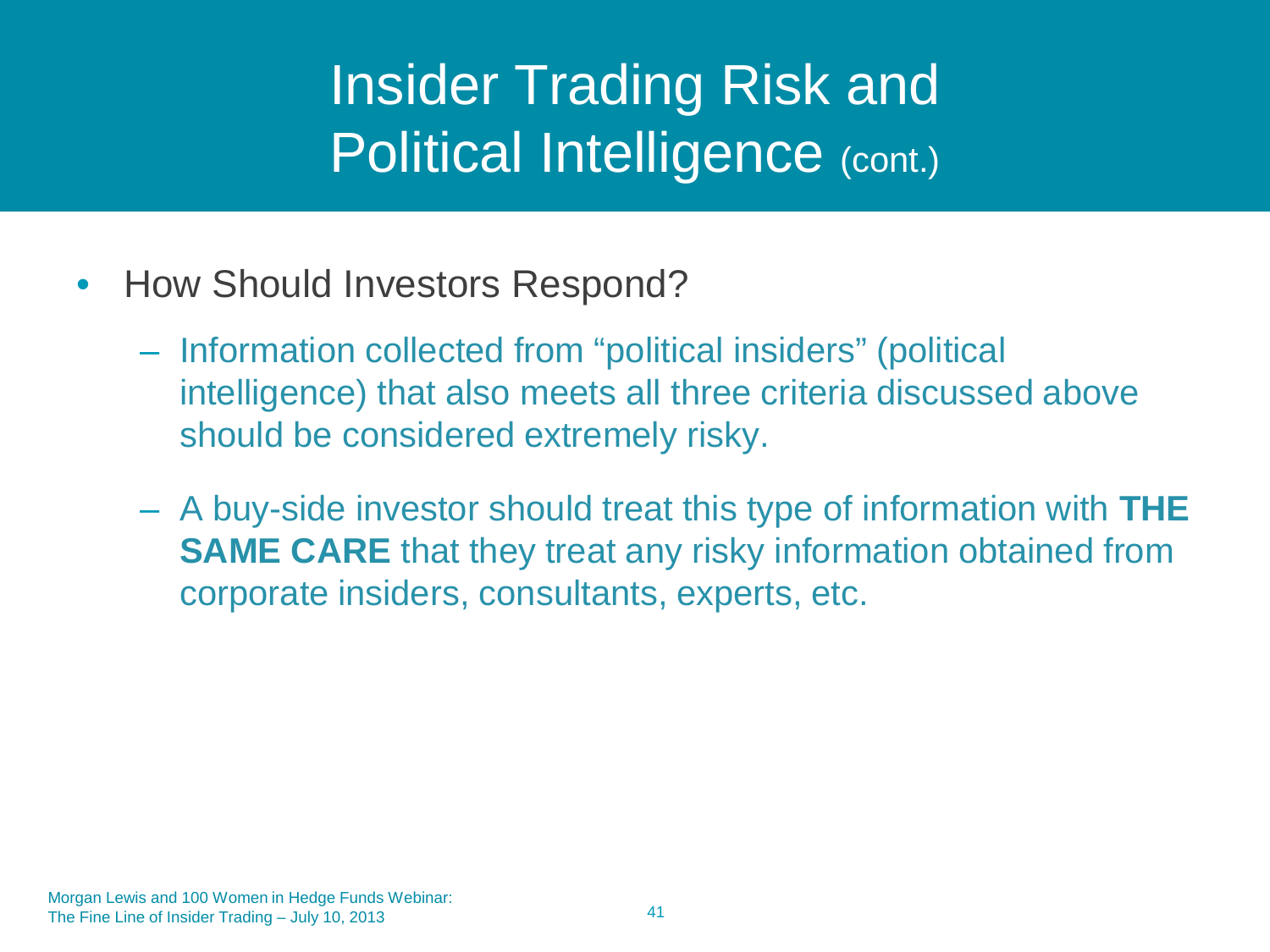# Insider Trading Risk and Political Intelligence (cont.)

- How Should Investors Respond?
  - Information collected from "political insiders" (political intelligence) that also meets all three criteria discussed above should be considered extremely risky.
  - A buy-side investor should treat this type of information with **THE SAME CARE** that they treat any risky information obtained from corporate insiders, consultants, experts, etc.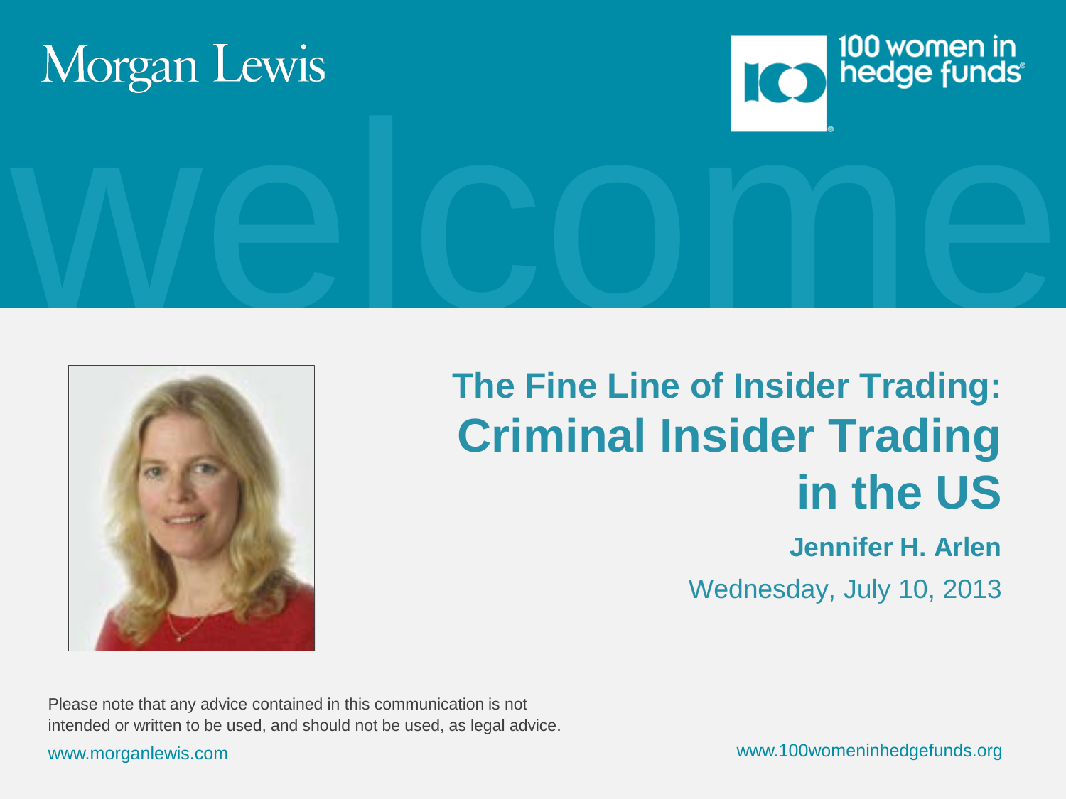Morgan Lewis

100 women in hedge funds

welcome

# The Fine Line of Insider Trading:
# Criminal Insider Trading in the US

**Jennifer H. Arlen**

Wednesday, July 10, 2013

Please note that any advice contained in this communication is not intended or written to be used, and should not be used, as legal advice.

www.morganlewis.com

www.100womeninhedgefunds.org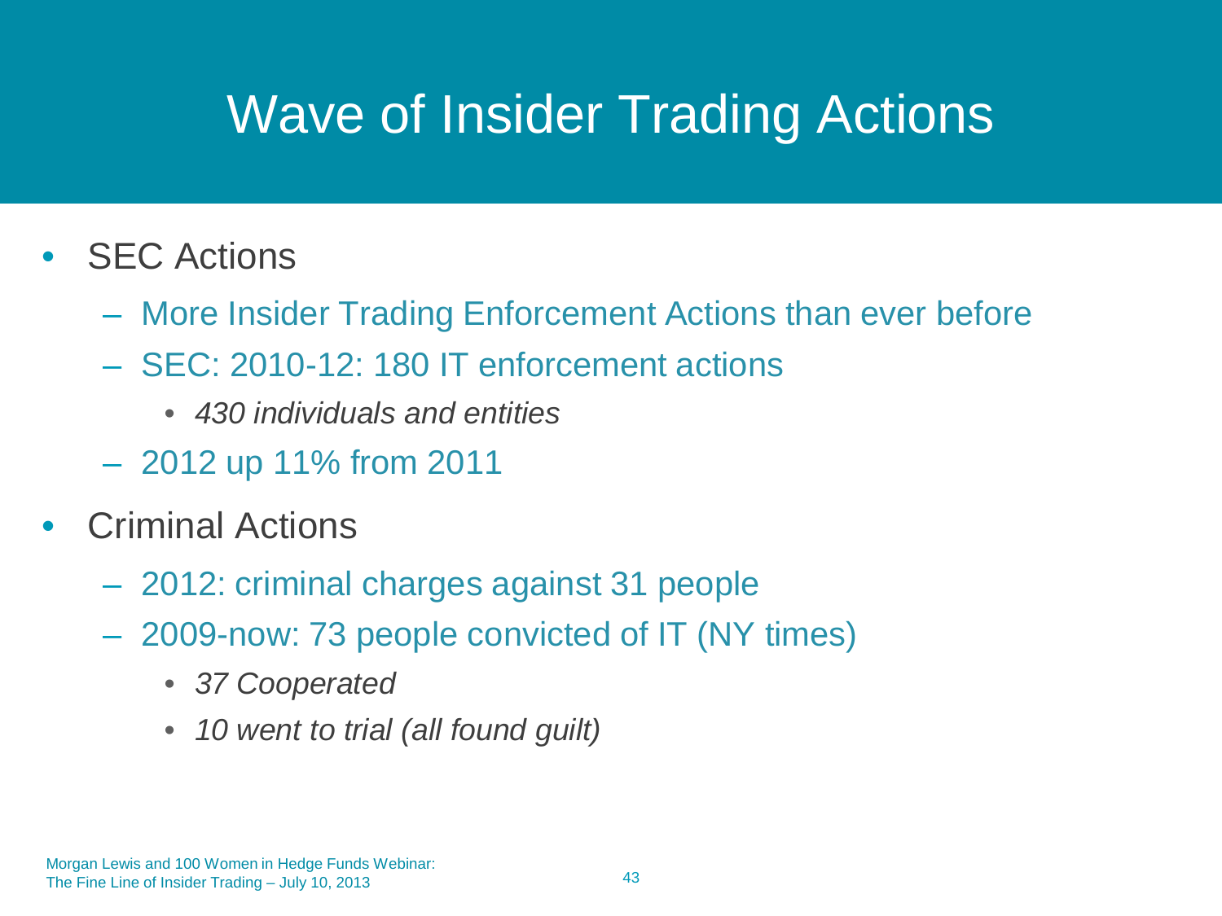# Wave of Insider Trading Actions

- SEC Actions
  - More Insider Trading Enforcement Actions than ever before
  - SEC: 2010-12: 180 IT enforcement actions
    - *430 individuals and entities*
  - 2012 up 11% from 2011
- Criminal Actions
  - 2012: criminal charges against 31 people
  - 2009-now: 73 people convicted of IT (NY times)
    - *37 Cooperated*
    - *10 went to trial (all found guilt)*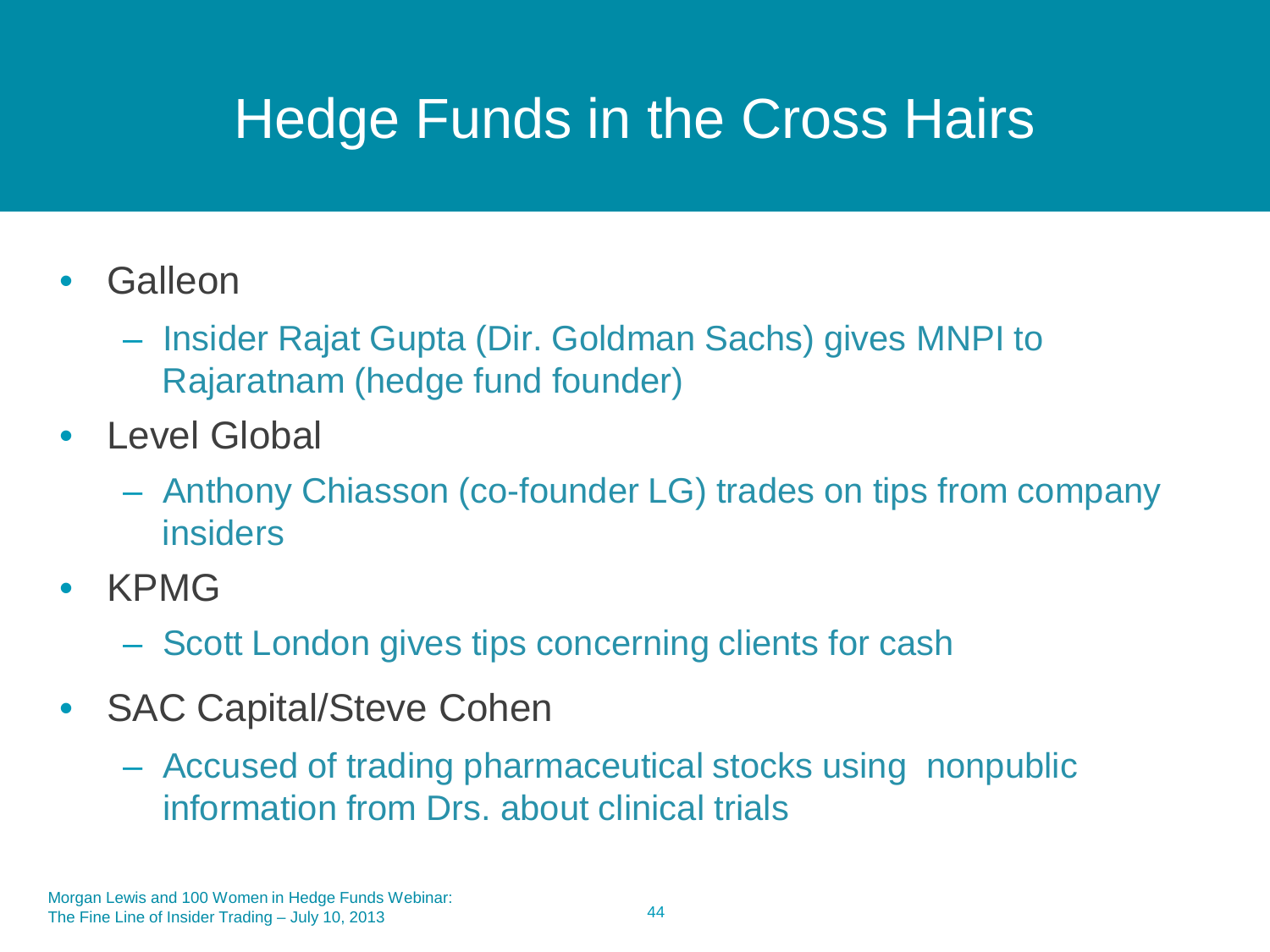# Hedge Funds in the Cross Hairs

- Galleon
  - Insider Rajat Gupta (Dir. Goldman Sachs) gives MNPI to Rajaratnam (hedge fund founder)
- Level Global
  - Anthony Chiasson (co-founder LG) trades on tips from company insiders
- KPMG
  - Scott London gives tips concerning clients for cash
- SAC Capital/Steve Cohen
  - Accused of trading pharmaceutical stocks using nonpublic information from Drs. about clinical trials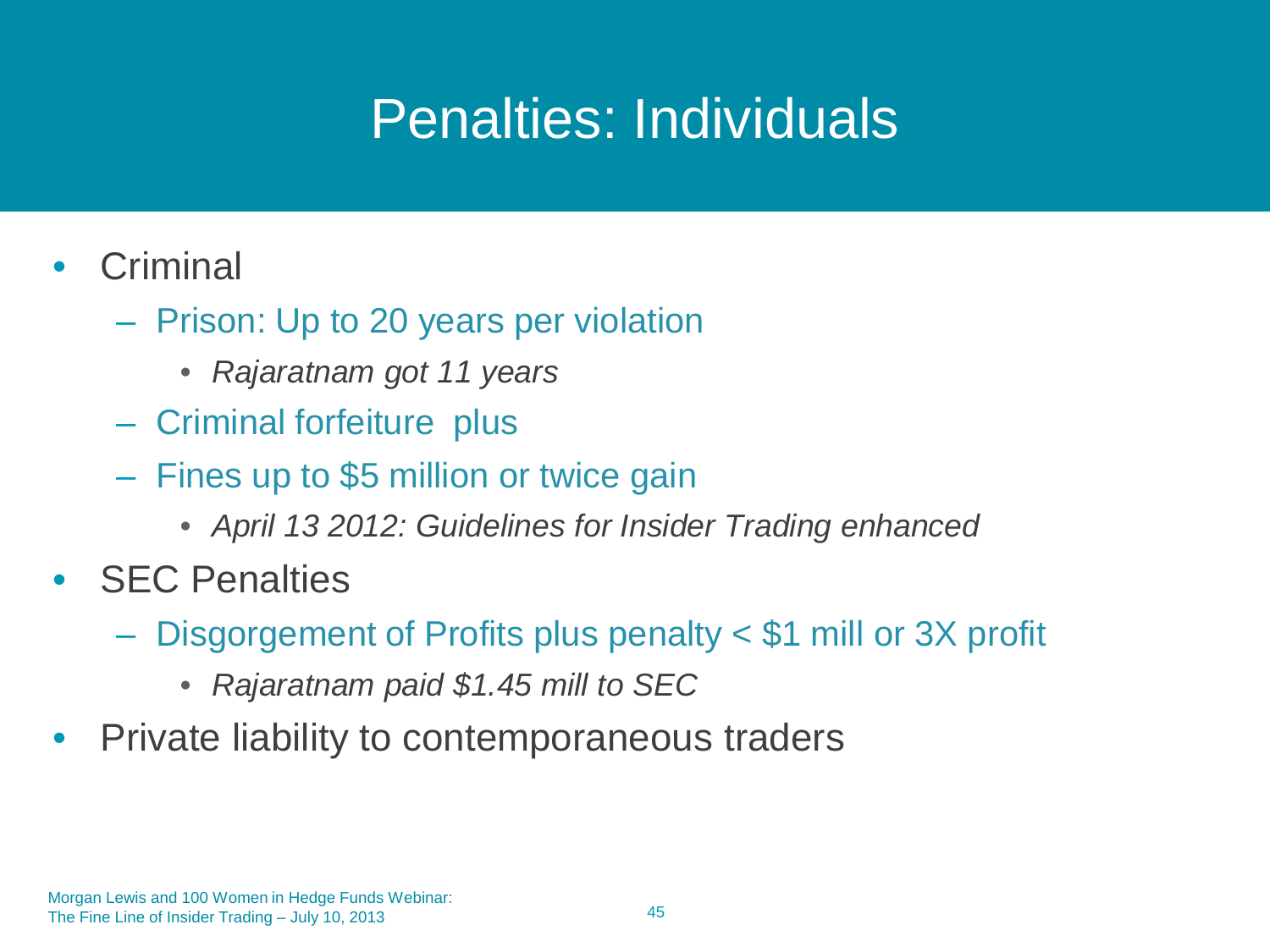# Penalties: Individuals

- Criminal
  - Prison: Up to 20 years per violation
    - *Rajaratnam got 11 years*
  - Criminal forfeiture plus
  - Fines up to $5 million or twice gain
    - *April 13 2012: Guidelines for Insider Trading enhanced*
- SEC Penalties
  - Disgorgement of Profits plus penalty < $1 mill or 3X profit
    - *Rajaratnam paid $1.45 mill to SEC*
- Private liability to contemporaneous traders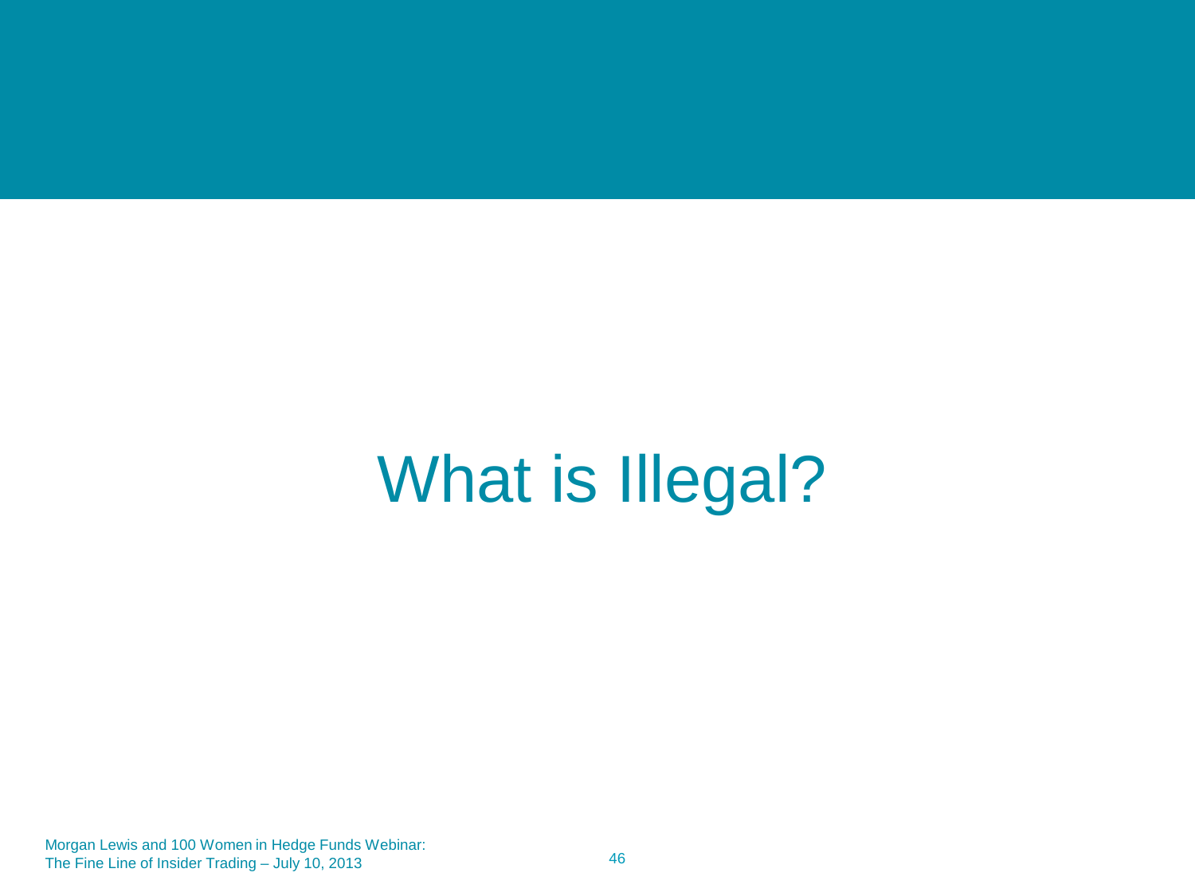# What is Illegal?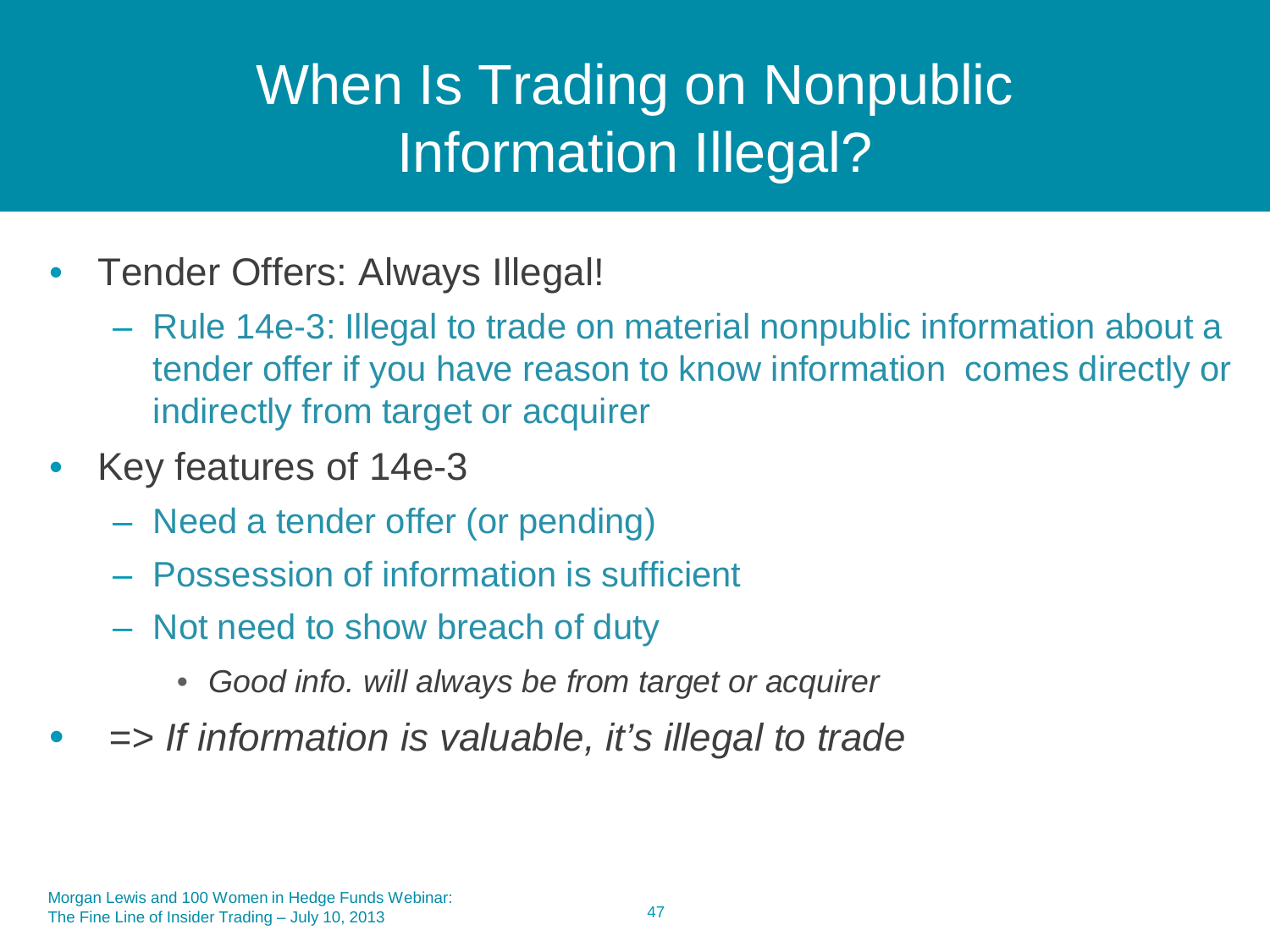# When Is Trading on Nonpublic Information Illegal?

- Tender Offers: Always Illegal!
  - Rule 14e-3: Illegal to trade on material nonpublic information about a tender offer if you have reason to know information comes directly or indirectly from target or acquirer
- Key features of 14e-3
  - Need a tender offer (or pending)
  - Possession of information is sufficient
  - Not need to show breach of duty
    - *Good info. will always be from target or acquirer*
- => *If information is valuable, it's illegal to trade*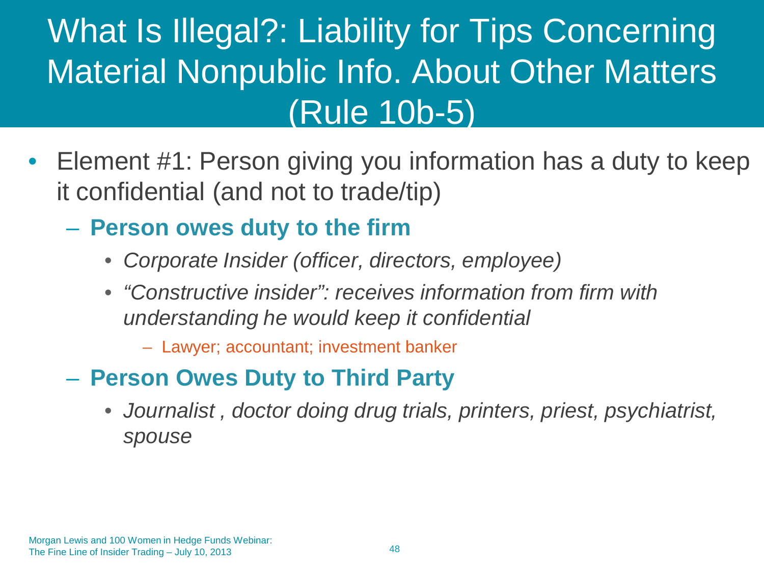# What Is Illegal?: Liability for Tips Concerning Material Nonpublic Info. About Other Matters (Rule 10b-5)

- Element #1: Person giving you information has a duty to keep it confidential (and not to trade/tip)
  - **Person owes duty to the firm**
    - *Corporate Insider (officer, directors, employee)*
    - *"Constructive insider": receives information from firm with understanding he would keep it confidential*
      - Lawyer; accountant; investment banker
  - **Person Owes Duty to Third Party**
    - *Journalist , doctor doing drug trials, printers, priest, psychiatrist, spouse*

Morgan Lewis and 100 Women in Hedge Funds Webinar:
The Fine Line of Insider Trading – July 10, 2013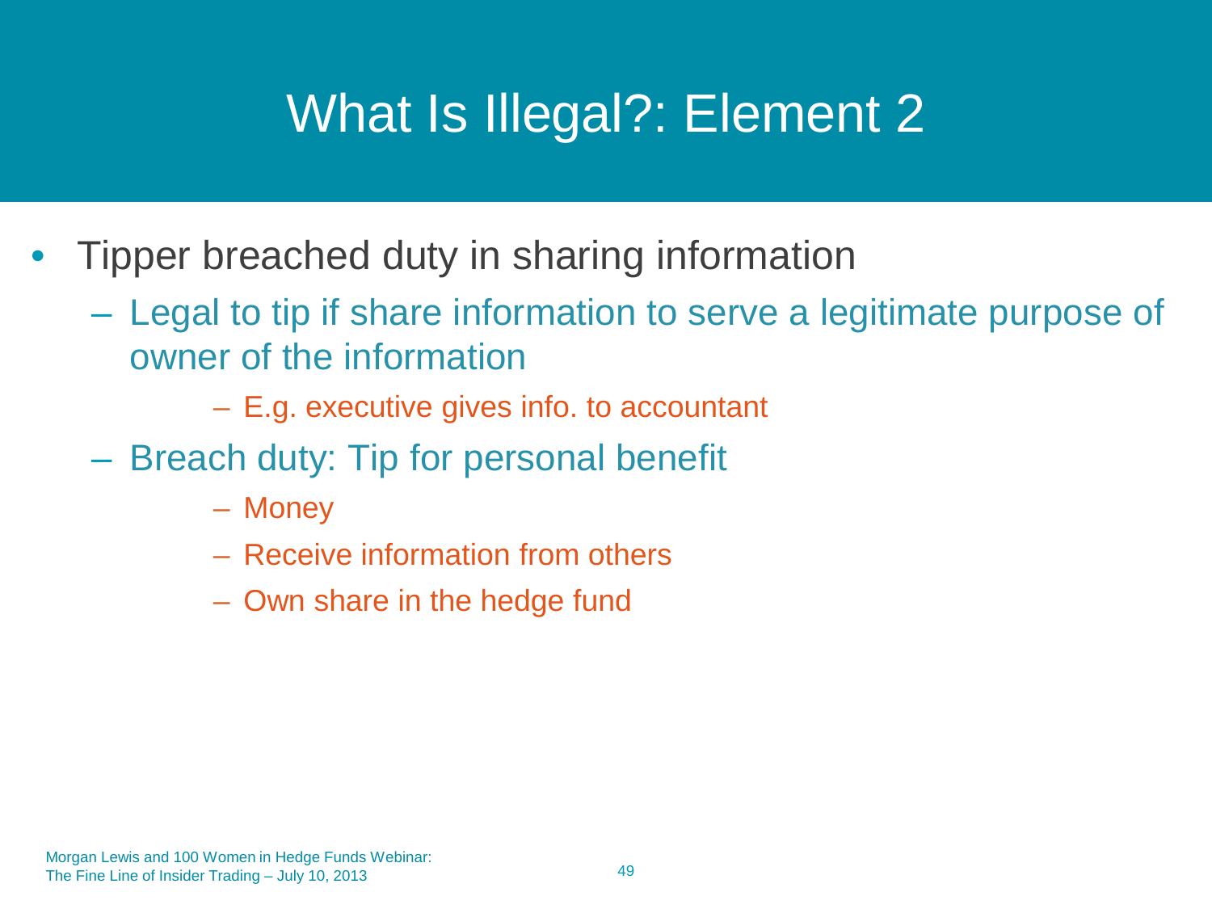# What Is Illegal?: Element 2

- Tipper breached duty in sharing information
  - Legal to tip if share information to serve a legitimate purpose of owner of the information
    - E.g. executive gives info. to accountant
  - Breach duty: Tip for personal benefit
    - Money
    - Receive information from others
    - Own share in the hedge fund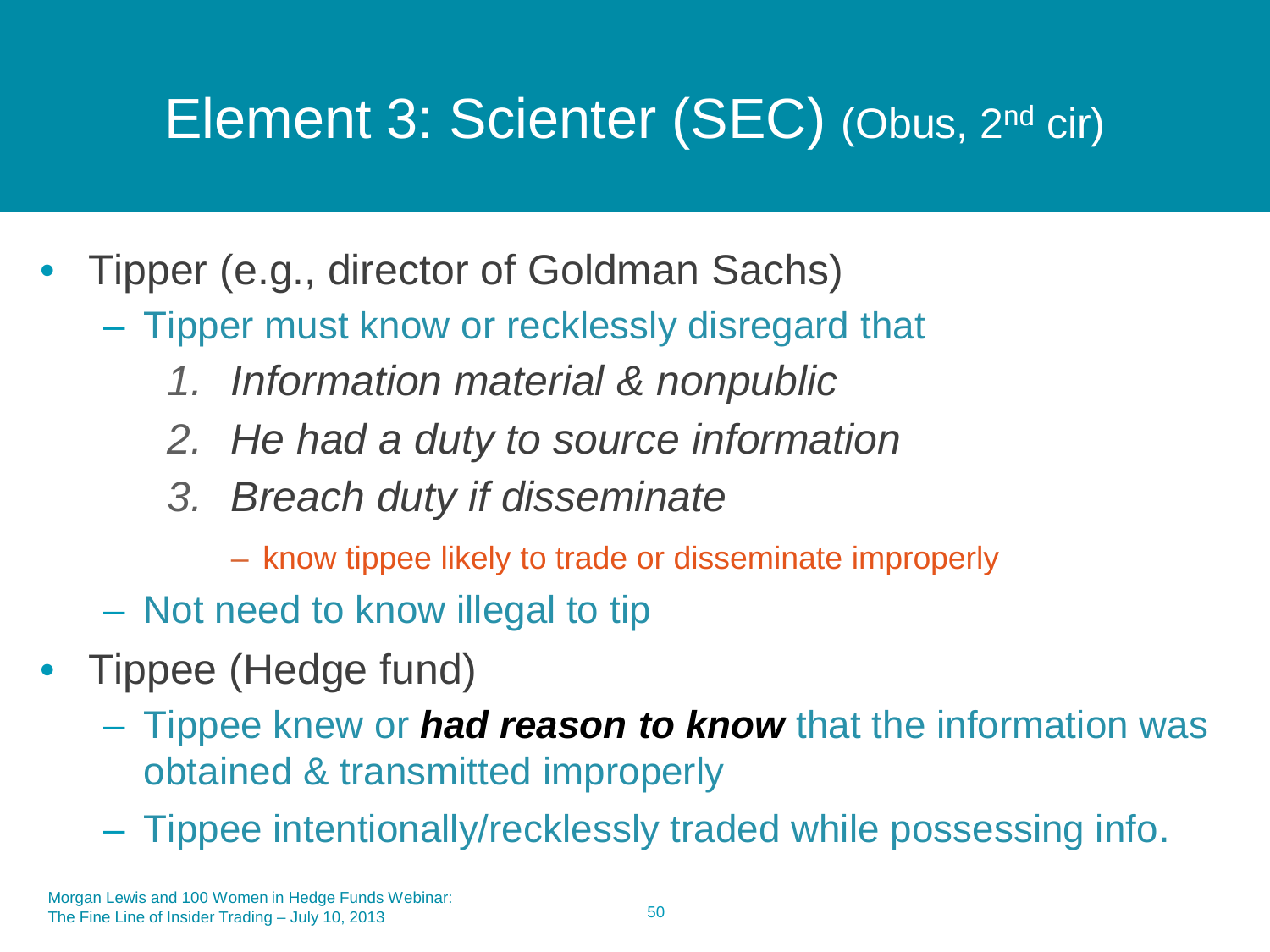# Element 3: Scienter (SEC) (Obus, 2nd cir)

- Tipper (e.g., director of Goldman Sachs)
  - Tipper must know or recklessly disregard that
    1. *Information material & nonpublic*
    2. *He had a duty to source information*
    3. *Breach duty if disseminate*
       - know tippee likely to trade or disseminate improperly
  - Not need to know illegal to tip
- Tippee (Hedge fund)
  - Tippee knew or ***had reason to know*** that the information was obtained & transmitted improperly
  - Tippee intentionally/recklessly traded while possessing info.

Morgan Lewis and 100 Women in Hedge Funds Webinar:
The Fine Line of Insider Trading – July 10, 2013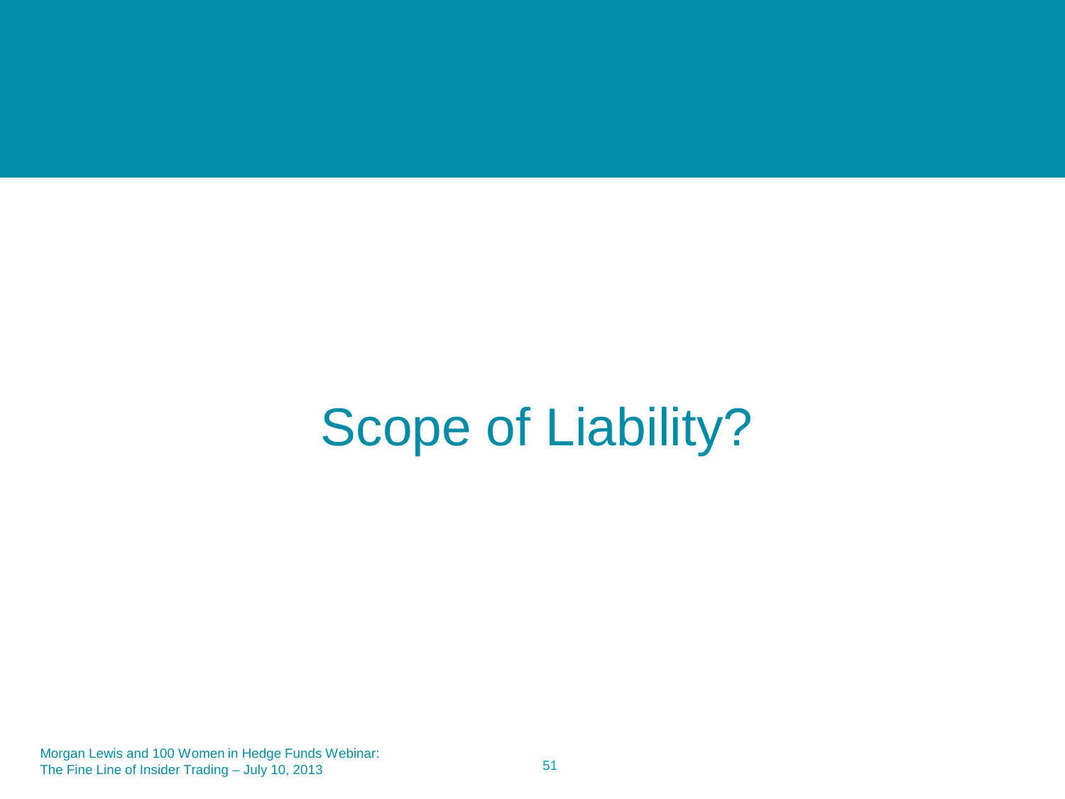# Scope of Liability?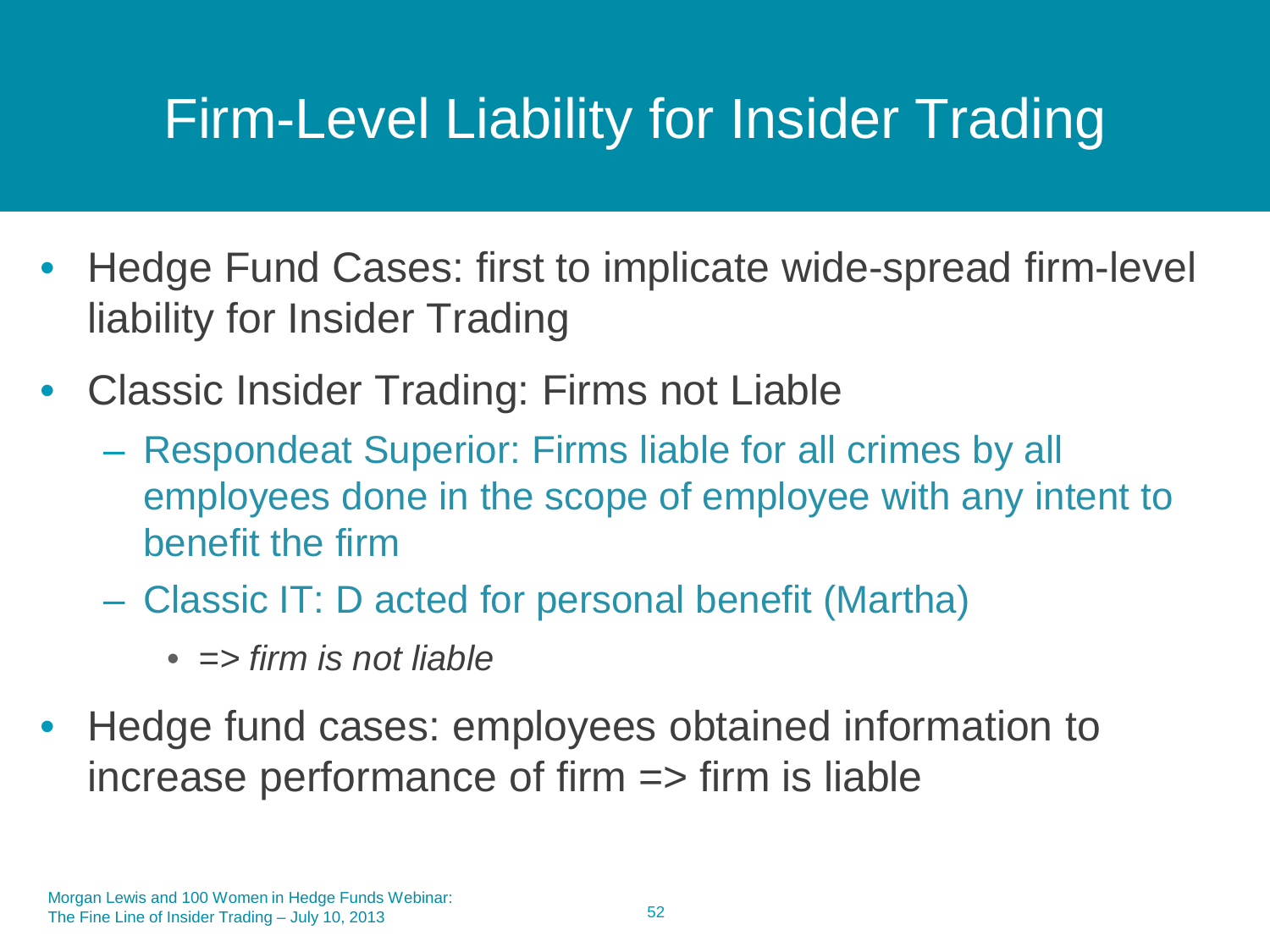# Firm-Level Liability for Insider Trading

- Hedge Fund Cases: first to implicate wide-spread firm-level liability for Insider Trading
- Classic Insider Trading: Firms not Liable
  - Respondeat Superior: Firms liable for all crimes by all employees done in the scope of employee with any intent to benefit the firm
  - Classic IT: D acted for personal benefit (Martha)
    - *=> firm is not liable*
- Hedge fund cases: employees obtained information to increase performance of firm => firm is liable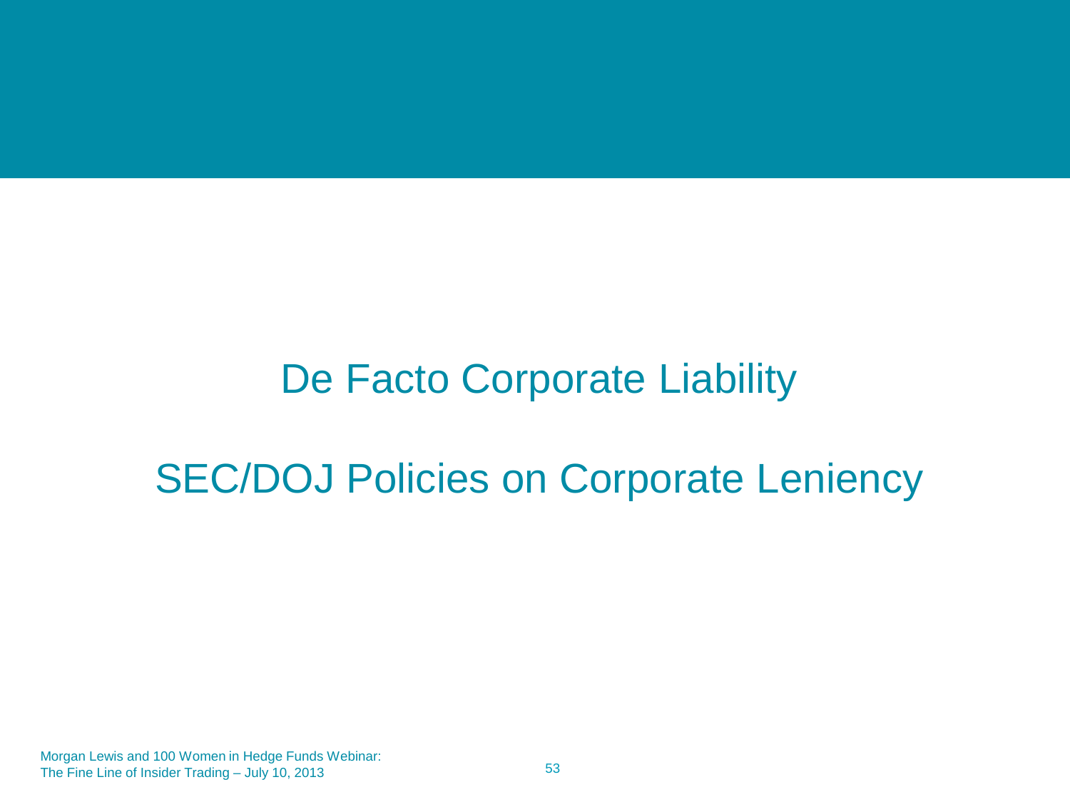# De Facto Corporate Liability

# SEC/DOJ Policies on Corporate Leniency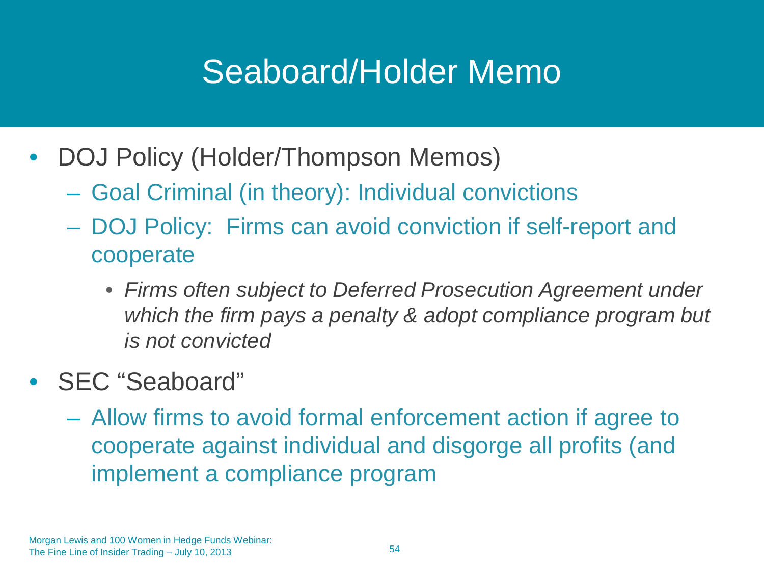# Seaboard/Holder Memo

- DOJ Policy (Holder/Thompson Memos)
  - Goal Criminal (in theory): Individual convictions
  - DOJ Policy: Firms can avoid conviction if self-report and cooperate
    - *Firms often subject to Deferred Prosecution Agreement under which the firm pays a penalty & adopt compliance program but is not convicted*
- SEC "Seaboard"
  - Allow firms to avoid formal enforcement action if agree to cooperate against individual and disgorge all profits (and implement a compliance program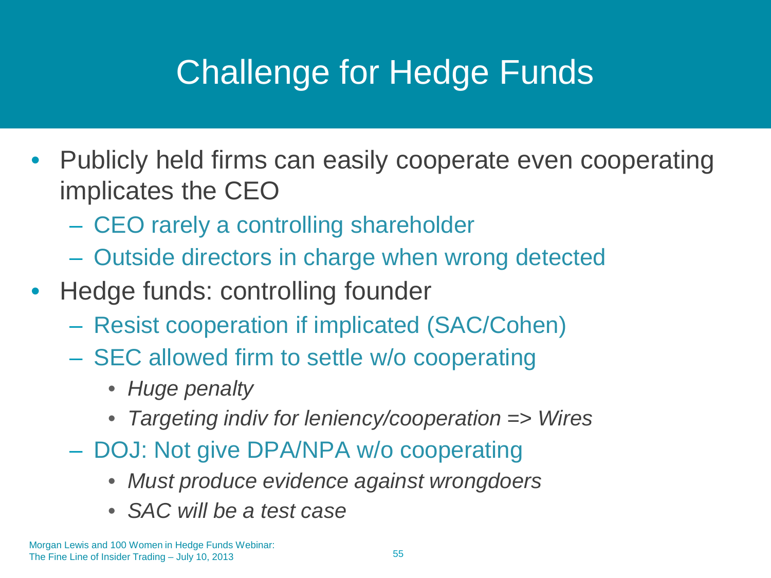# Challenge for Hedge Funds

- Publicly held firms can easily cooperate even cooperating implicates the CEO
  - CEO rarely a controlling shareholder
  - Outside directors in charge when wrong detected
- Hedge funds: controlling founder
  - Resist cooperation if implicated (SAC/Cohen)
  - SEC allowed firm to settle w/o cooperating
    - *Huge penalty*
    - *Targeting indiv for leniency/cooperation => Wires*
  - DOJ: Not give DPA/NPA w/o cooperating
    - *Must produce evidence against wrongdoers*
    - *SAC will be a test case*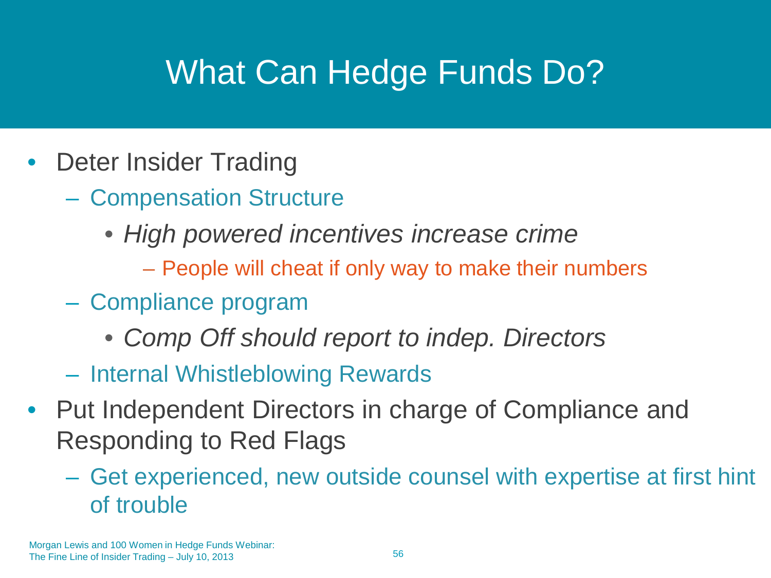# What Can Hedge Funds Do?

- Deter Insider Trading
  - Compensation Structure
    - *High powered incentives increase crime*
      - People will cheat if only way to make their numbers
  - Compliance program
    - *Comp Off should report to indep. Directors*
  - Internal Whistleblowing Rewards
- Put Independent Directors in charge of Compliance and Responding to Red Flags
  - Get experienced, new outside counsel with expertise at first hint of trouble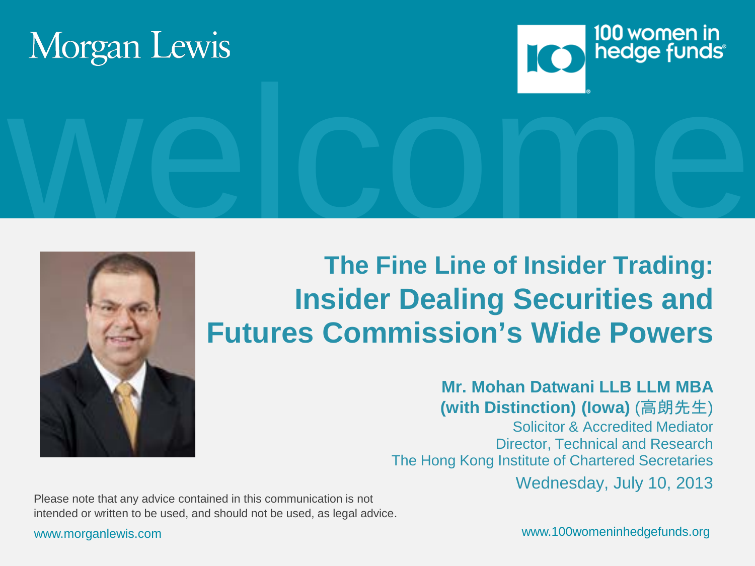Morgan Lewis

100 women in hedge funds

welcome

# The Fine Line of Insider Trading: Insider Dealing Securities and Futures Commission's Wide Powers

**Mr. Mohan Datwani LLB LLM MBA (with Distinction) (Iowa)** (高朗先生)

Solicitor & Accredited Mediator

Director, Technical and Research

The Hong Kong Institute of Chartered Secretaries

Wednesday, July 10, 2013

Please note that any advice contained in this communication is not intended or written to be used, and should not be used, as legal advice.

www.morganlewis.com

www.100womeninhedgefunds.org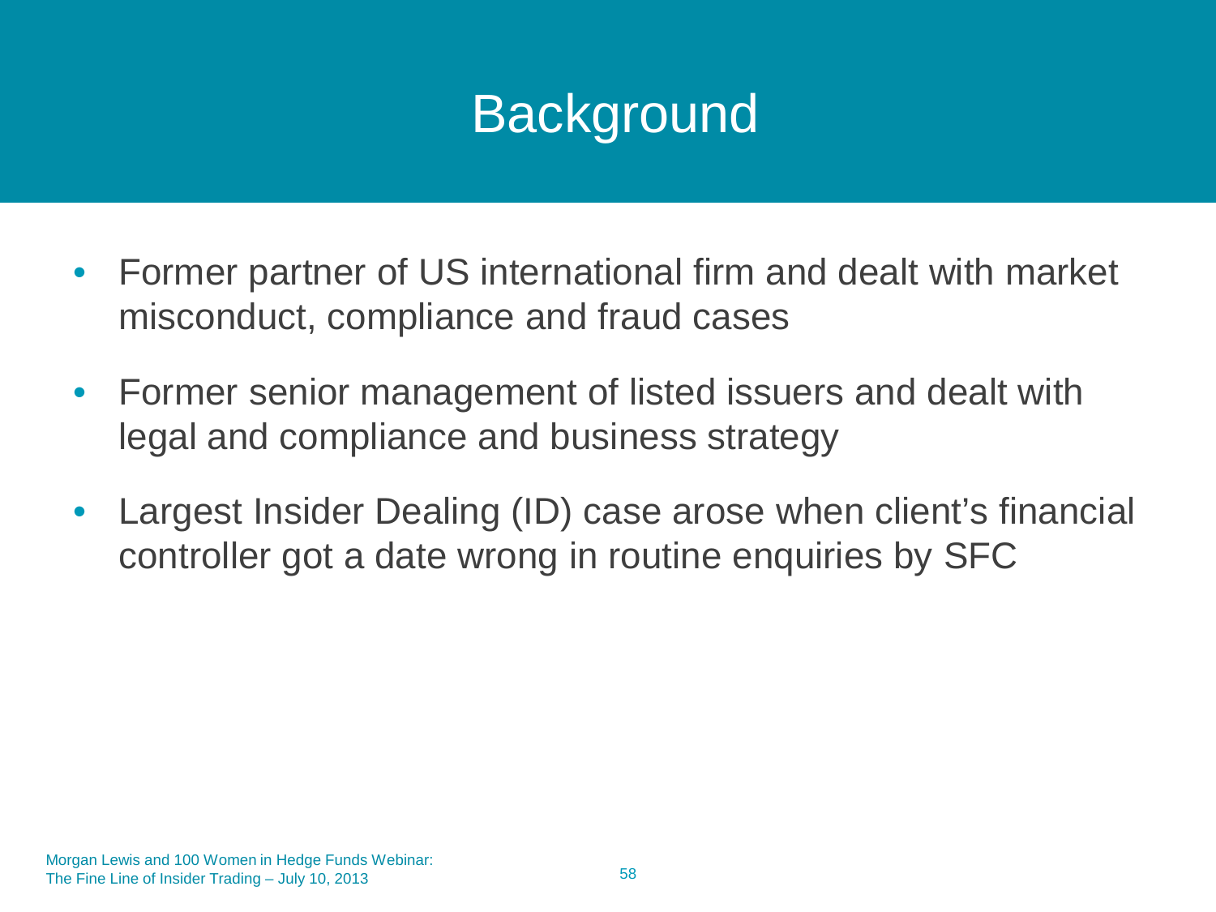# Background

- Former partner of US international firm and dealt with market misconduct, compliance and fraud cases
- Former senior management of listed issuers and dealt with legal and compliance and business strategy
- Largest Insider Dealing (ID) case arose when client's financial controller got a date wrong in routine enquiries by SFC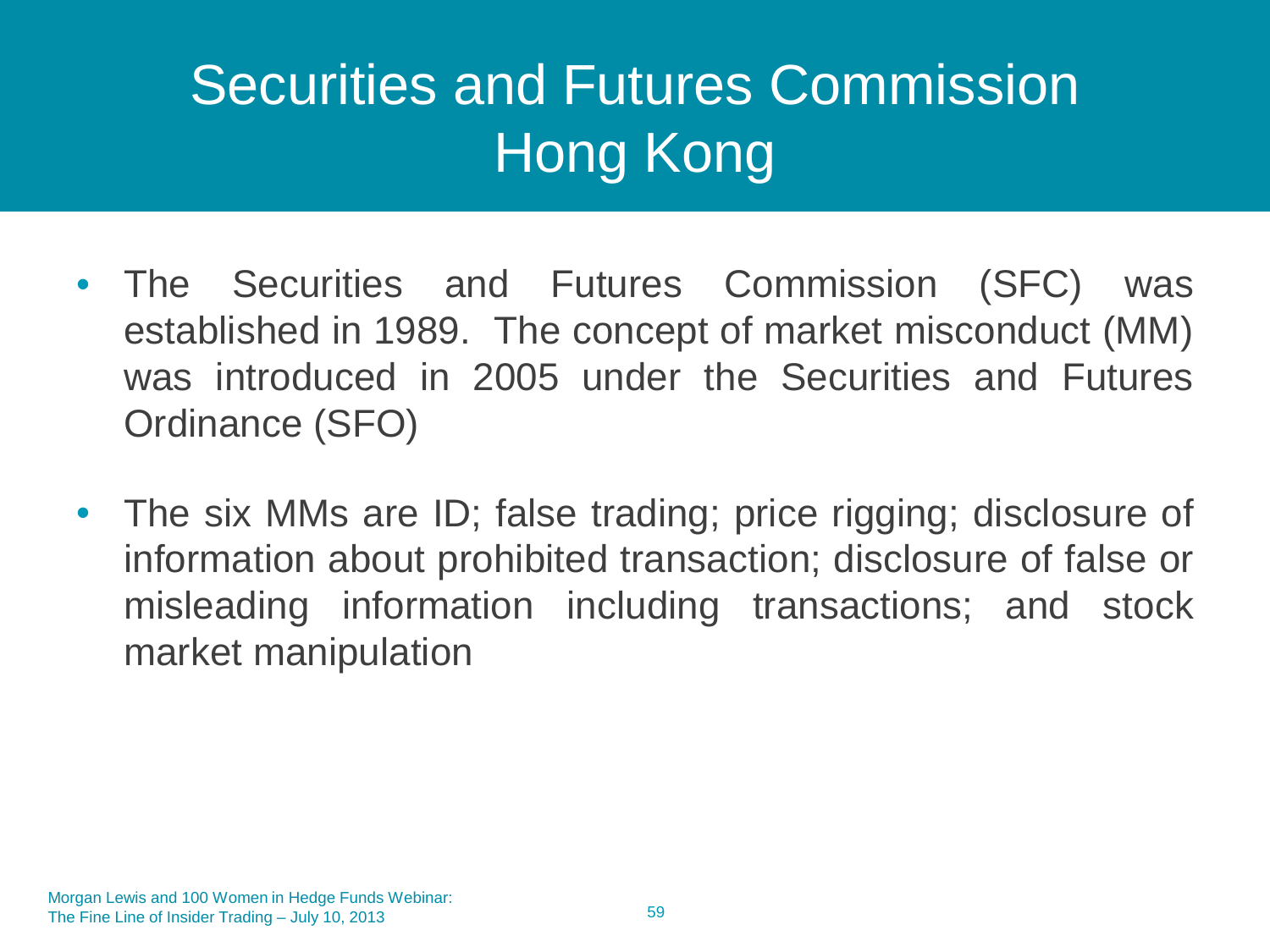# Securities and Futures Commission Hong Kong

- The Securities and Futures Commission (SFC) was established in 1989. The concept of market misconduct (MM) was introduced in 2005 under the Securities and Futures Ordinance (SFO)
- The six MMs are ID; false trading; price rigging; disclosure of information about prohibited transaction; disclosure of false or misleading information including transactions; and stock market manipulation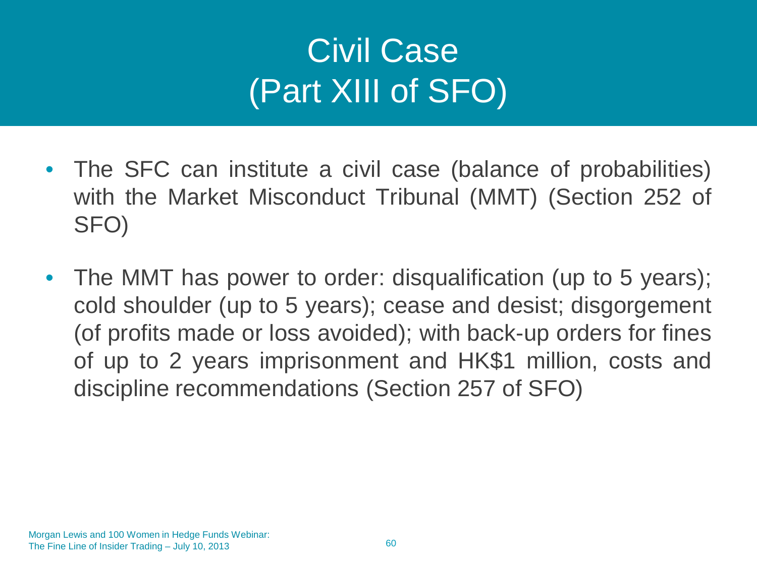# Civil Case (Part XIII of SFO)

- The SFC can institute a civil case (balance of probabilities) with the Market Misconduct Tribunal (MMT) (Section 252 of SFO)
- The MMT has power to order: disqualification (up to 5 years); cold shoulder (up to 5 years); cease and desist; disgorgement (of profits made or loss avoided); with back-up orders for fines of up to 2 years imprisonment and HK$1 million, costs and discipline recommendations (Section 257 of SFO)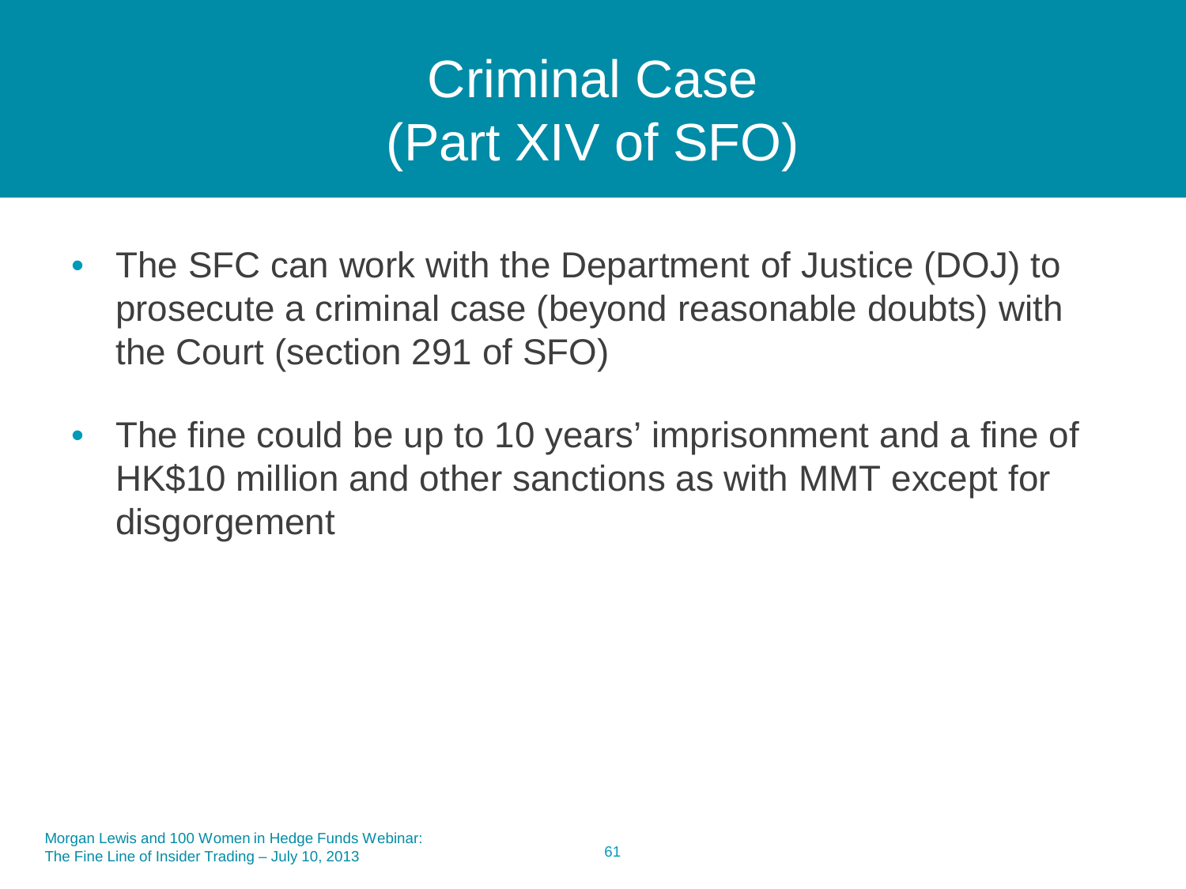# Criminal Case (Part XIV of SFO)

- The SFC can work with the Department of Justice (DOJ) to prosecute a criminal case (beyond reasonable doubts) with the Court (section 291 of SFO)
- The fine could be up to 10 years' imprisonment and a fine of HK$10 million and other sanctions as with MMT except for disgorgement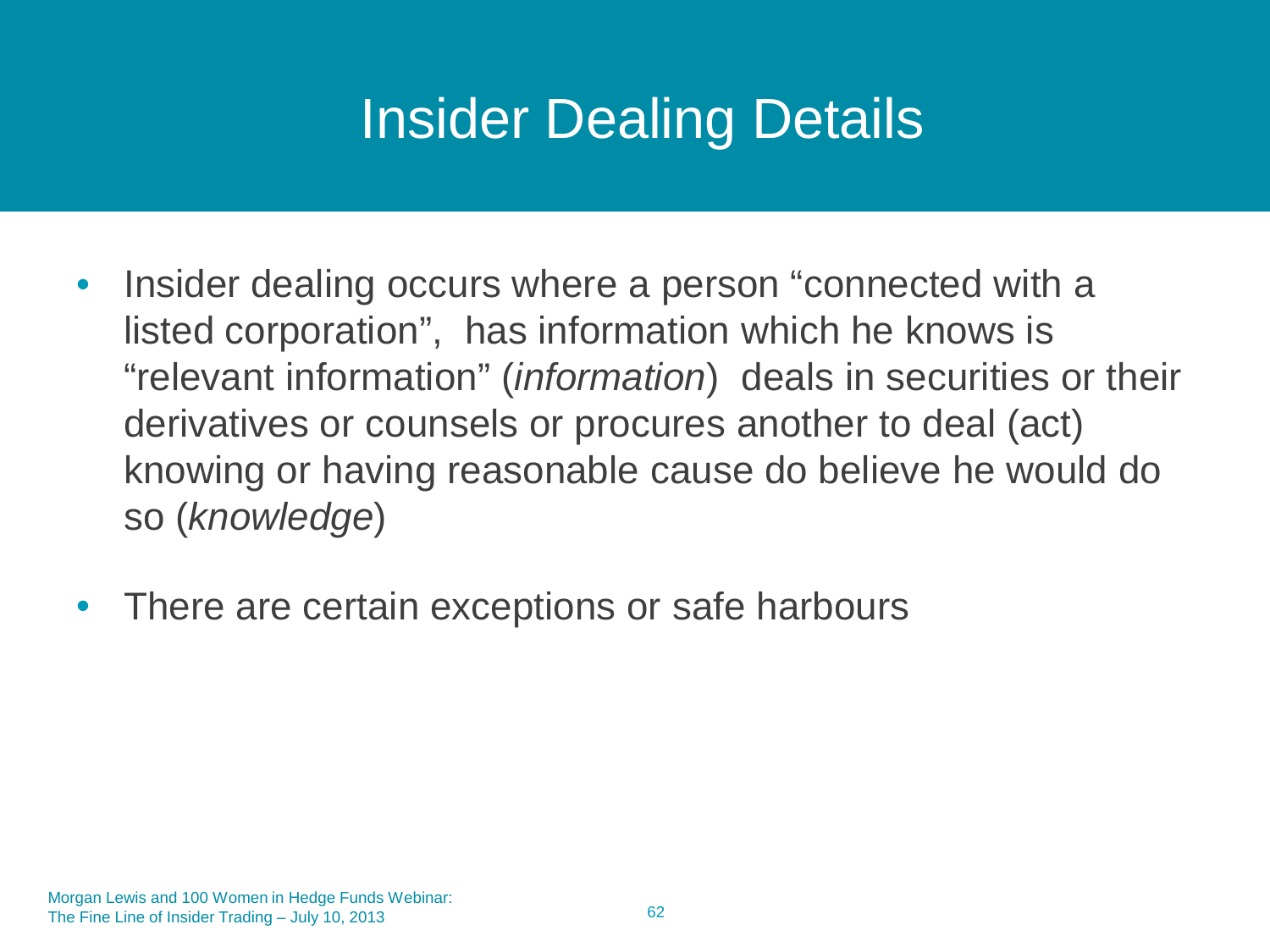# Insider Dealing Details

- Insider dealing occurs where a person "connected with a listed corporation", has information which he knows is "relevant information" (*information*) deals in securities or their derivatives or counsels or procures another to deal (act) knowing or having reasonable cause do believe he would do so (*knowledge*)
- There are certain exceptions or safe harbours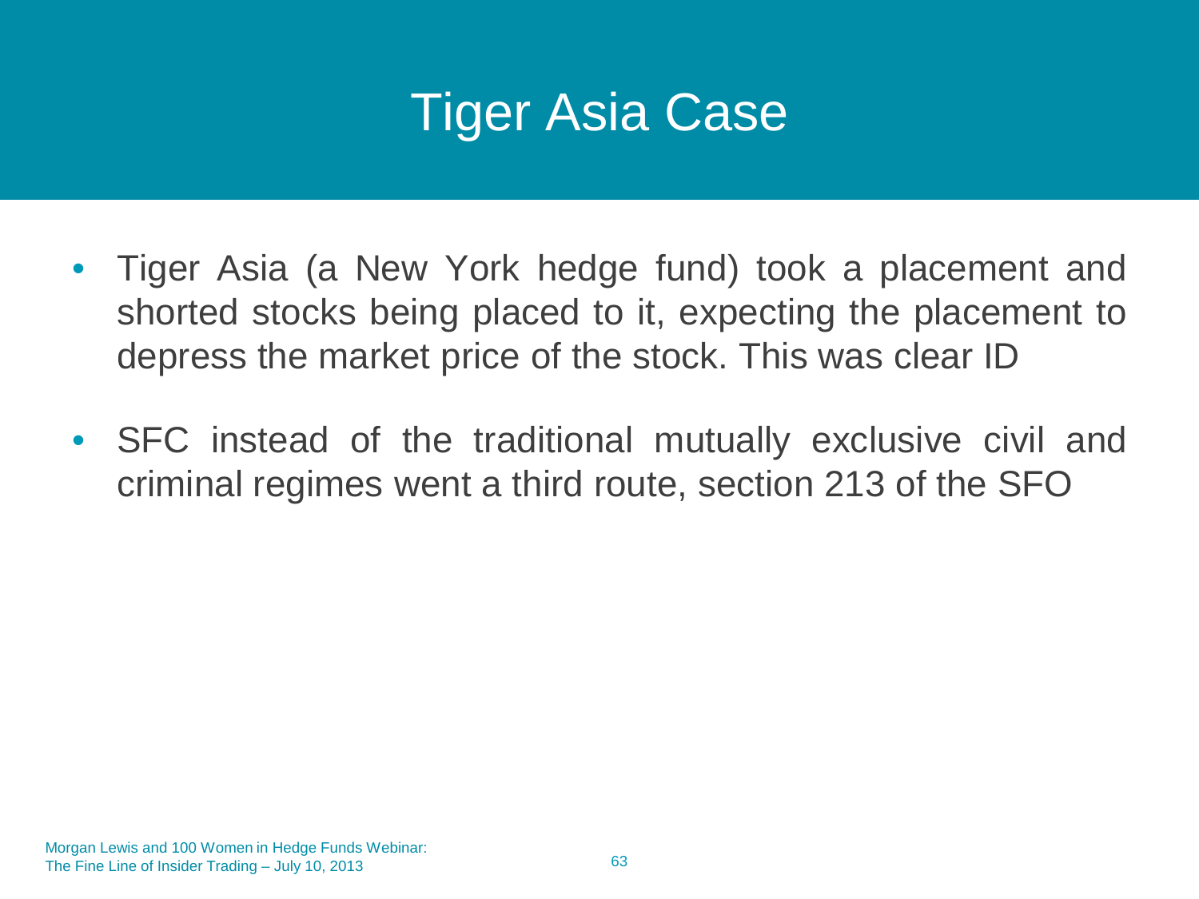# Tiger Asia Case

- Tiger Asia (a New York hedge fund) took a placement and shorted stocks being placed to it, expecting the placement to depress the market price of the stock. This was clear ID
- SFC instead of the traditional mutually exclusive civil and criminal regimes went a third route, section 213 of the SFO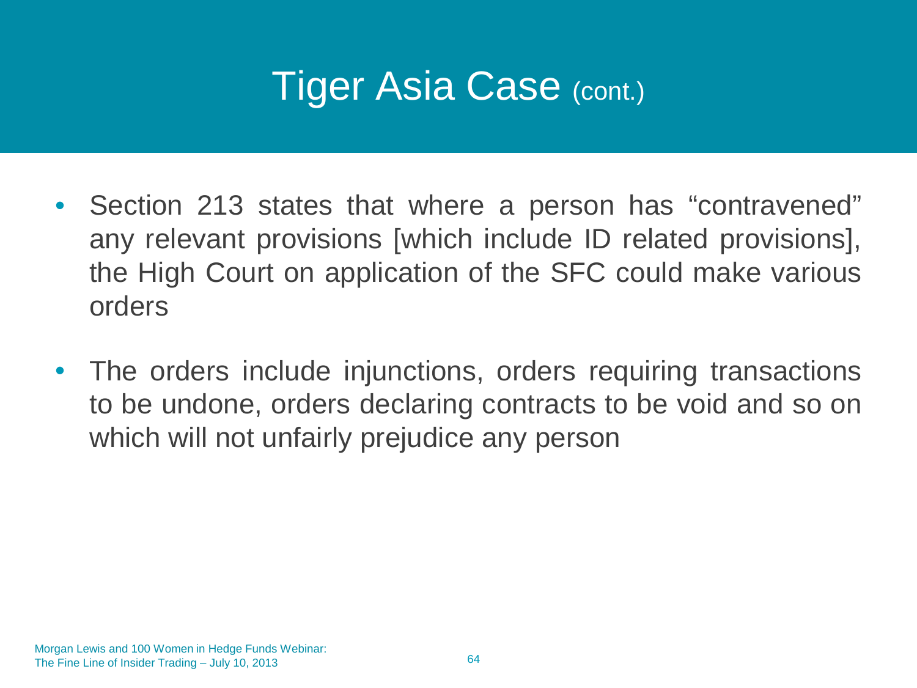# Tiger Asia Case (cont.)

- Section 213 states that where a person has “contravened” any relevant provisions [which include ID related provisions], the High Court on application of the SFC could make various orders
- The orders include injunctions, orders requiring transactions to be undone, orders declaring contracts to be void and so on which will not unfairly prejudice any person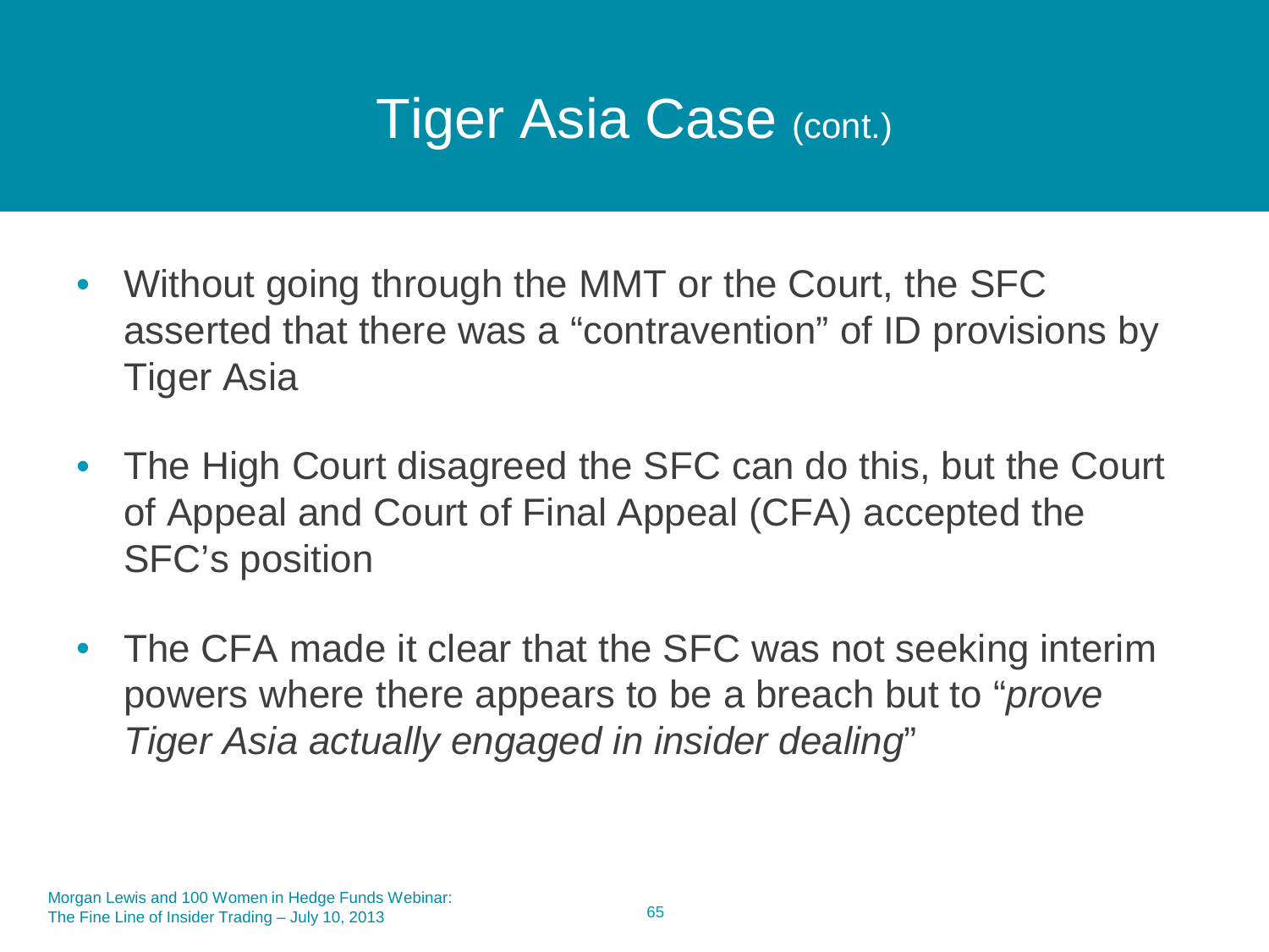# Tiger Asia Case (cont.)

- Without going through the MMT or the Court, the SFC asserted that there was a "contravention" of ID provisions by Tiger Asia
- The High Court disagreed the SFC can do this, but the Court of Appeal and Court of Final Appeal (CFA) accepted the SFC's position
- The CFA made it clear that the SFC was not seeking interim powers where there appears to be a breach but to "*prove Tiger Asia actually engaged in insider dealing*"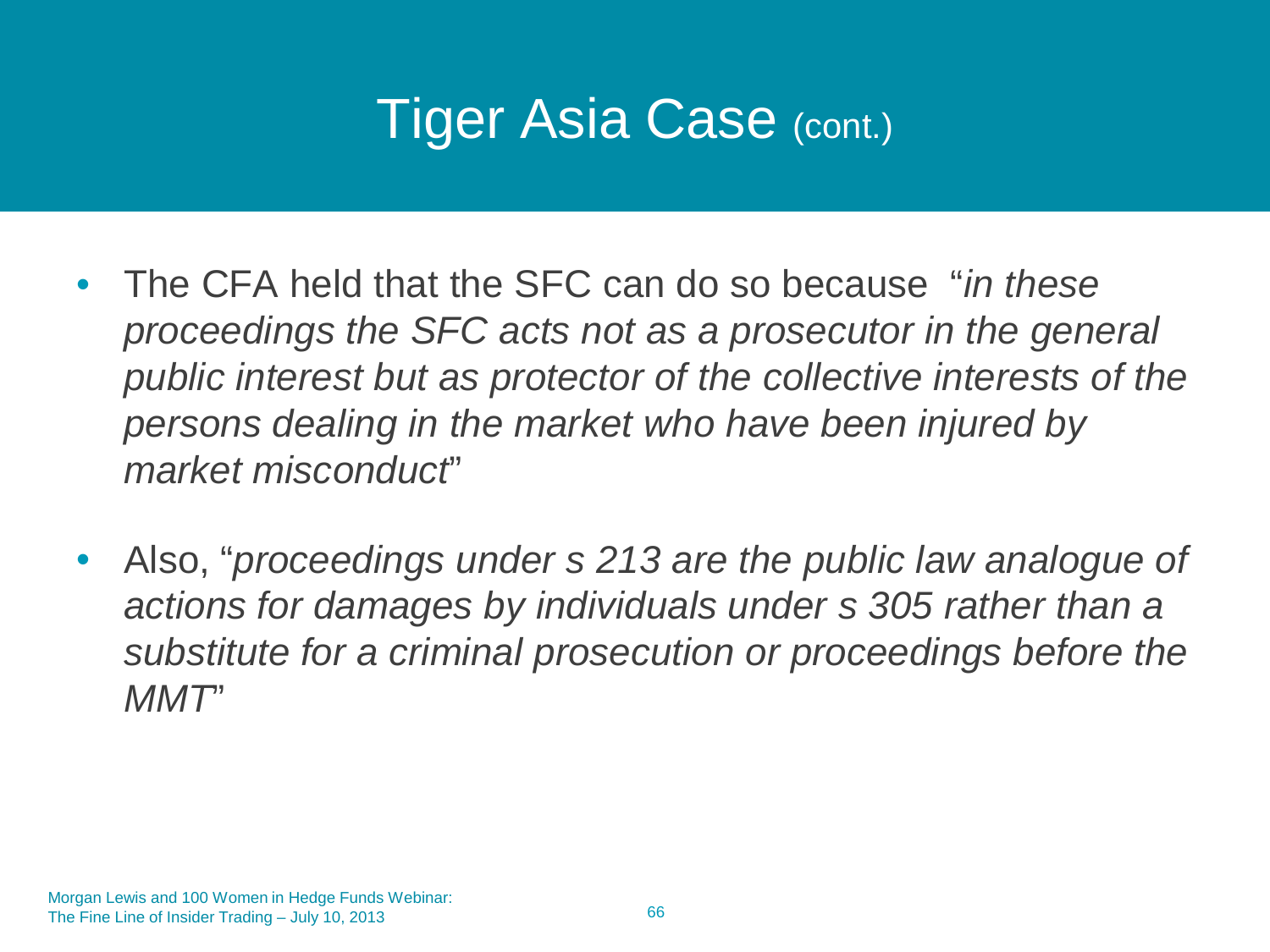# Tiger Asia Case (cont.)

- The CFA held that the SFC can do so because "*in these proceedings the SFC acts not as a prosecutor in the general public interest but as protector of the collective interests of the persons dealing in the market who have been injured by market misconduct*"
- Also, "*proceedings under s 213 are the public law analogue of actions for damages by individuals under s 305 rather than a substitute for a criminal prosecution or proceedings before the MMT*"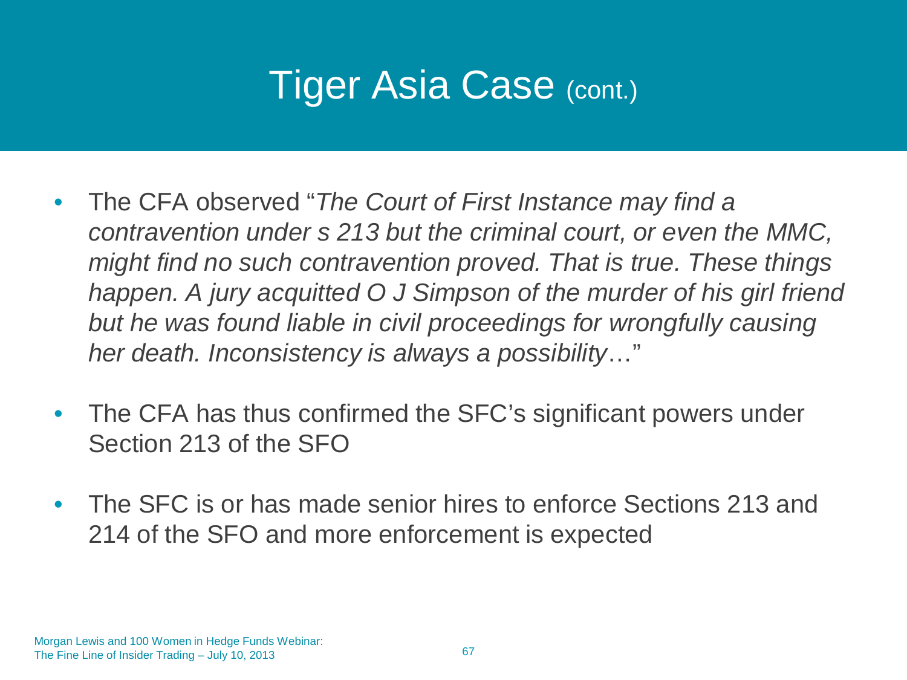# Tiger Asia Case (cont.)

- The CFA observed "*The Court of First Instance may find a contravention under s 213 but the criminal court, or even the MMC, might find no such contravention proved. That is true. These things happen. A jury acquitted O J Simpson of the murder of his girl friend but he was found liable in civil proceedings for wrongfully causing her death. Inconsistency is always a possibility*…"
- The CFA has thus confirmed the SFC's significant powers under Section 213 of the SFO
- The SFC is or has made senior hires to enforce Sections 213 and 214 of the SFO and more enforcement is expected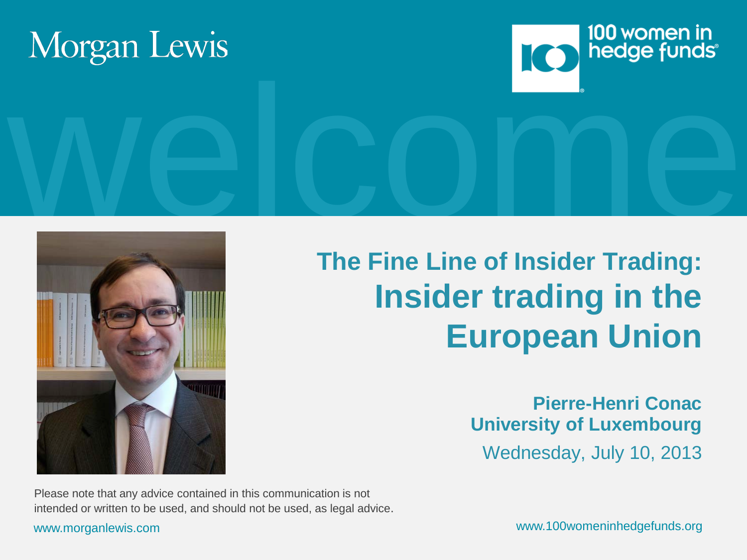Morgan Lewis

100 women in hedge funds

welcome

# The Fine Line of Insider Trading: Insider trading in the European Union

**Pierre-Henri Conac**
**University of Luxembourg**
Wednesday, July 10, 2013

Please note that any advice contained in this communication is not intended or written to be used, and should not be used, as legal advice.

www.morganlewis.com

www.100womeninhedgefunds.org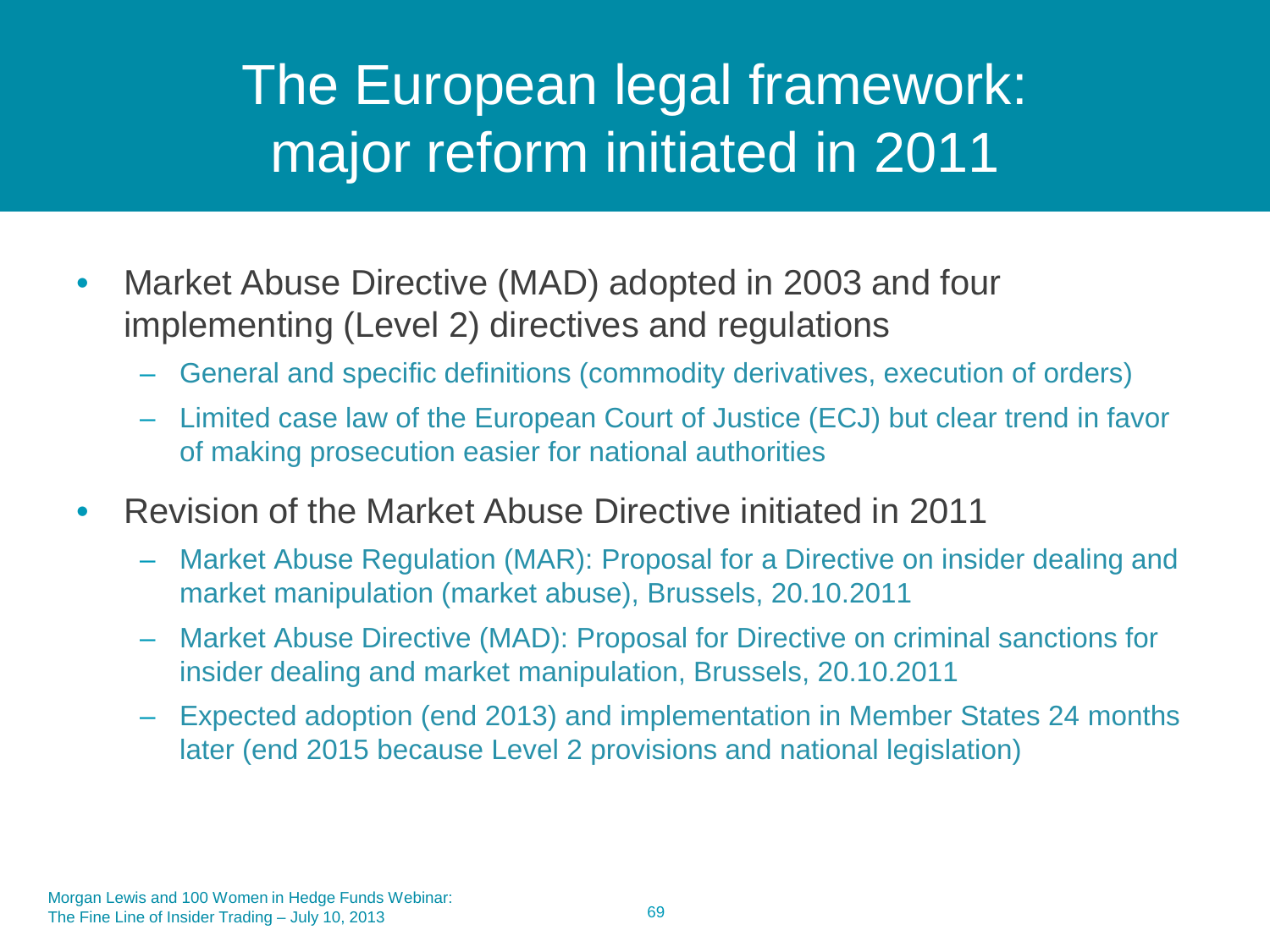# The European legal framework: major reform initiated in 2011

- Market Abuse Directive (MAD) adopted in 2003 and four implementing (Level 2) directives and regulations
  - General and specific definitions (commodity derivatives, execution of orders)
  - Limited case law of the European Court of Justice (ECJ) but clear trend in favor of making prosecution easier for national authorities
- Revision of the Market Abuse Directive initiated in 2011
  - Market Abuse Regulation (MAR): Proposal for a Directive on insider dealing and market manipulation (market abuse), Brussels, 20.10.2011
  - Market Abuse Directive (MAD): Proposal for Directive on criminal sanctions for insider dealing and market manipulation, Brussels, 20.10.2011
  - Expected adoption (end 2013) and implementation in Member States 24 months later (end 2015 because Level 2 provisions and national legislation)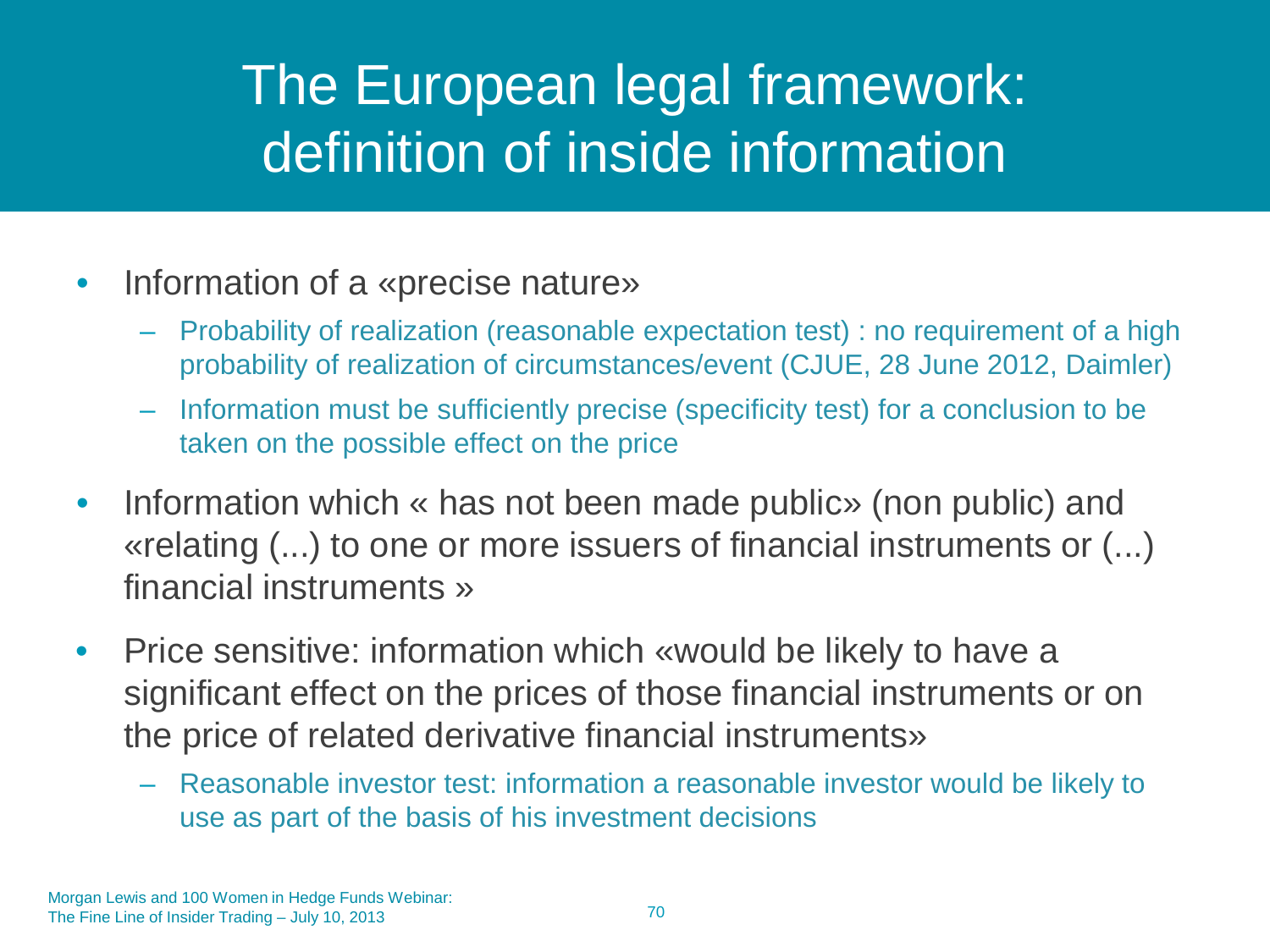# The European legal framework: definition of inside information

- Information of a «precise nature»
  - Probability of realization (reasonable expectation test) : no requirement of a high probability of realization of circumstances/event (CJUE, 28 June 2012, Daimler)
  - Information must be sufficiently precise (specificity test) for a conclusion to be taken on the possible effect on the price
- Information which « has not been made public» (non public) and «relating (...) to one or more issuers of financial instruments or (...) financial instruments »
- Price sensitive: information which «would be likely to have a significant effect on the prices of those financial instruments or on the price of related derivative financial instruments»
  - Reasonable investor test: information a reasonable investor would be likely to use as part of the basis of his investment decisions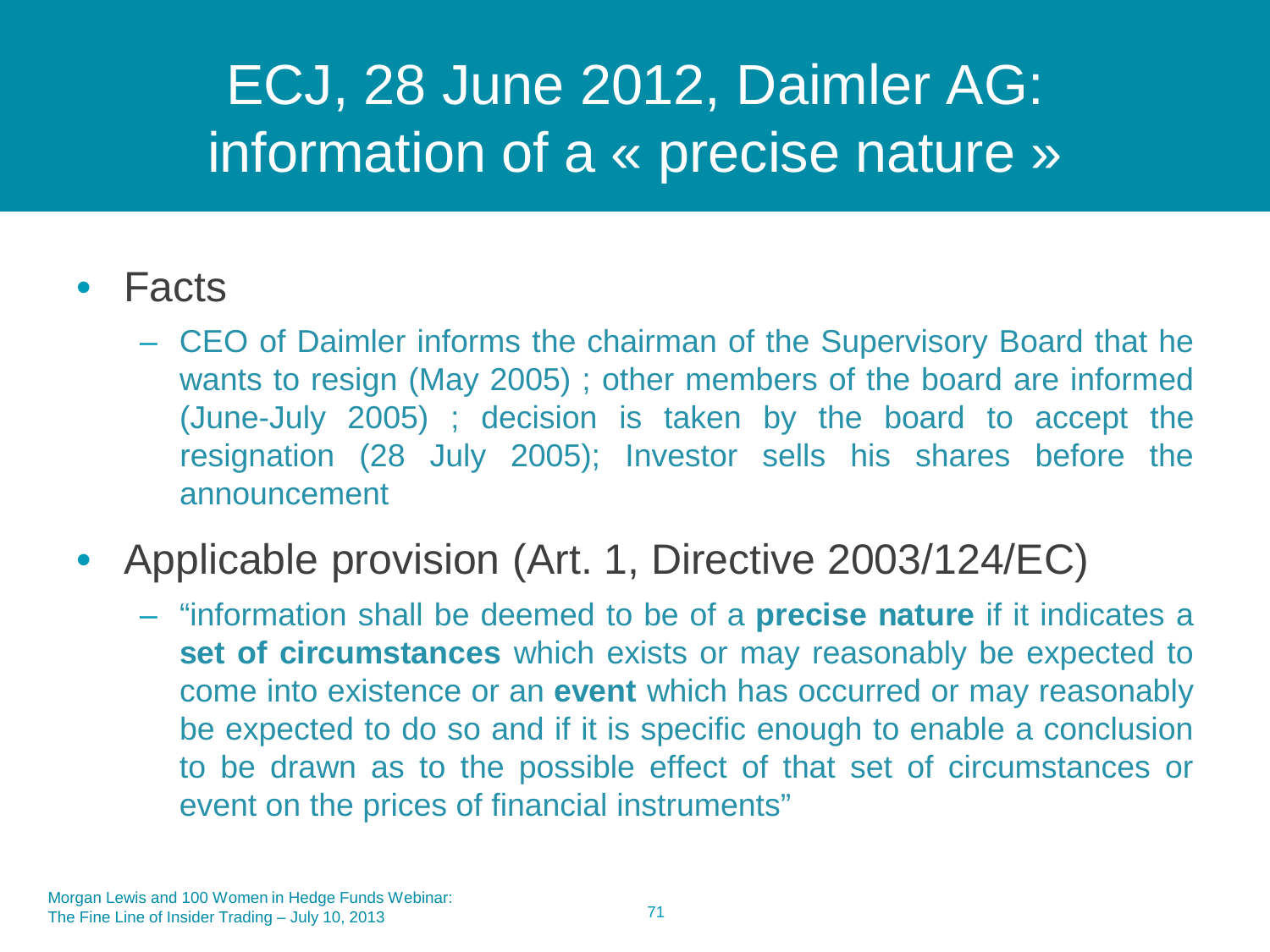# ECJ, 28 June 2012, Daimler AG: information of a « precise nature »

- Facts
  - CEO of Daimler informs the chairman of the Supervisory Board that he wants to resign (May 2005) ; other members of the board are informed (June-July 2005) ; decision is taken by the board to accept the resignation (28 July 2005); Investor sells his shares before the announcement
- Applicable provision (Art. 1, Directive 2003/124/EC)
  - "information shall be deemed to be of a **precise nature** if it indicates a **set of circumstances** which exists or may reasonably be expected to come into existence or an **event** which has occurred or may reasonably be expected to do so and if it is specific enough to enable a conclusion to be drawn as to the possible effect of that set of circumstances or event on the prices of financial instruments"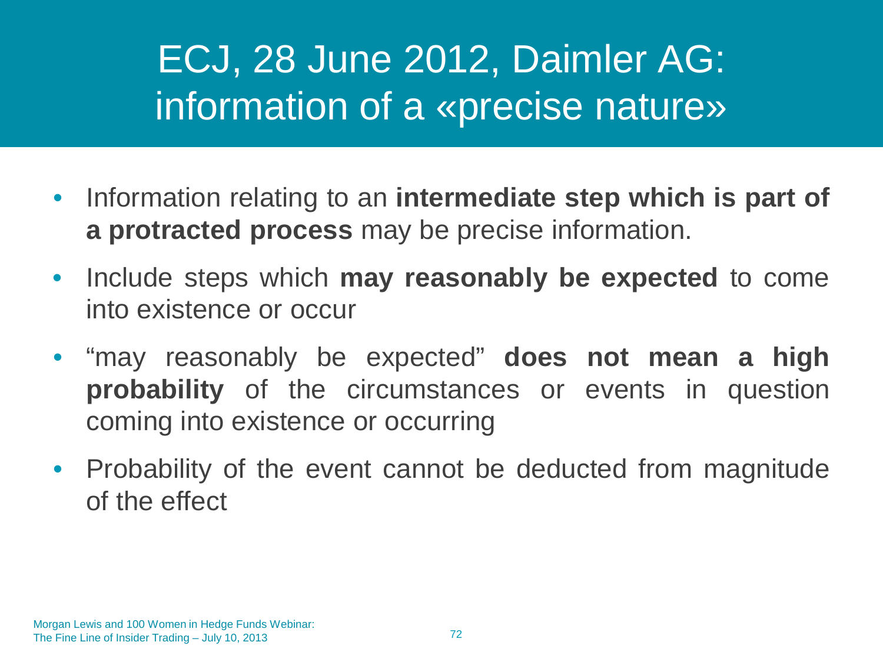# ECJ, 28 June 2012, Daimler AG: information of a «precise nature»

- Information relating to an **intermediate step which is part of a protracted process** may be precise information.
- Include steps which **may reasonably be expected** to come into existence or occur
- "may reasonably be expected" **does not mean a high probability** of the circumstances or events in question coming into existence or occurring
- Probability of the event cannot be deducted from magnitude of the effect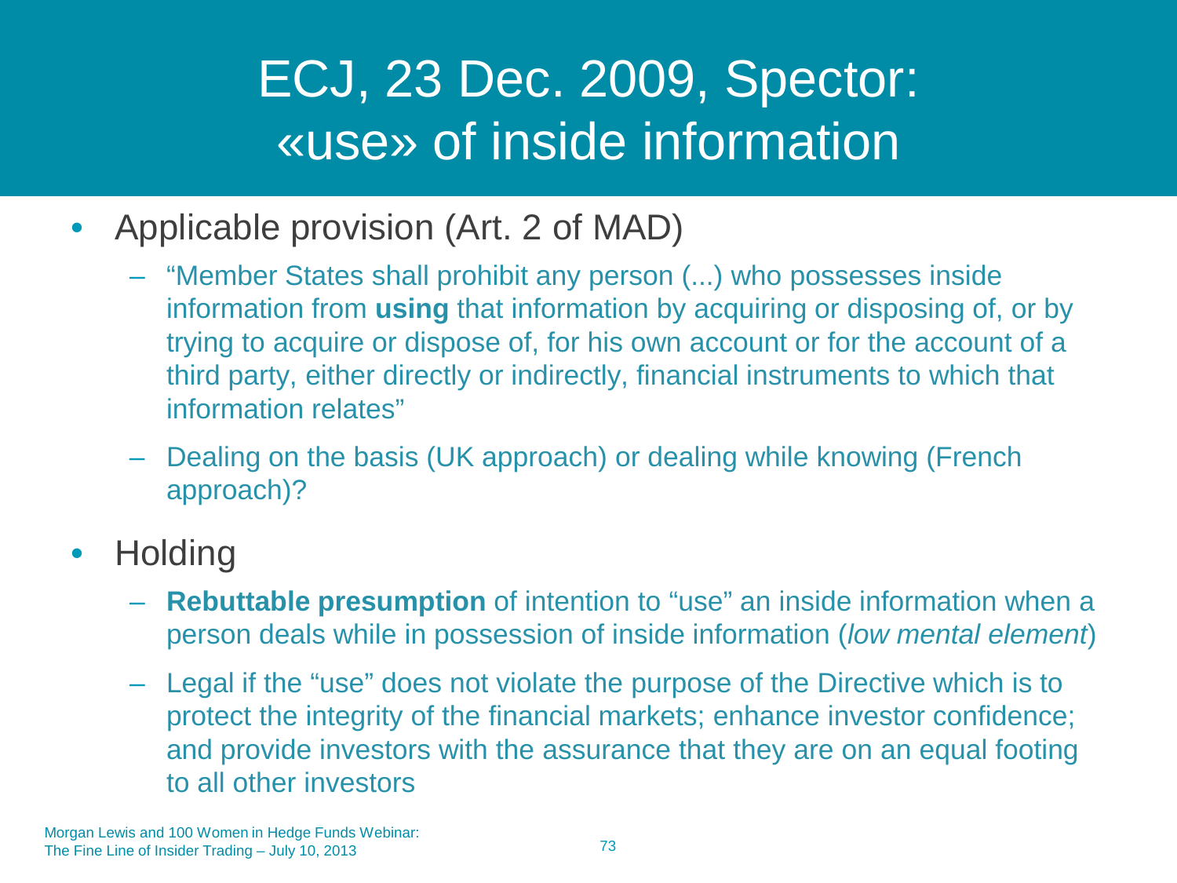# ECJ, 23 Dec. 2009, Spector: «use» of inside information

- Applicable provision (Art. 2 of MAD)
  - "Member States shall prohibit any person (...) who possesses inside information from **using** that information by acquiring or disposing of, or by trying to acquire or dispose of, for his own account or for the account of a third party, either directly or indirectly, financial instruments to which that information relates"
  - Dealing on the basis (UK approach) or dealing while knowing (French approach)?
- Holding
  - **Rebuttable presumption** of intention to "use" an inside information when a person deals while in possession of inside information (*low mental element*)
  - Legal if the "use" does not violate the purpose of the Directive which is to protect the integrity of the financial markets; enhance investor confidence; and provide investors with the assurance that they are on an equal footing to all other investors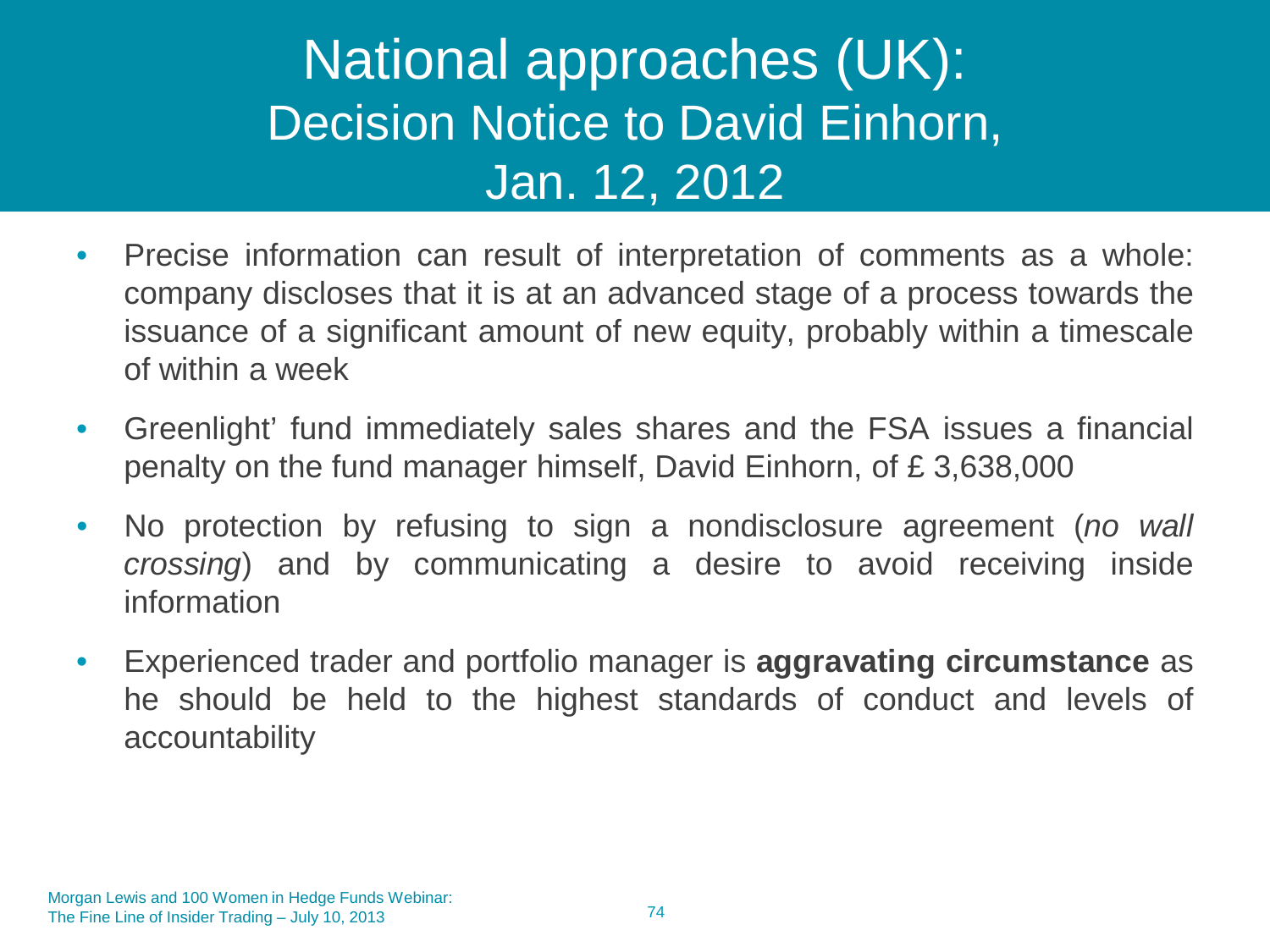# National approaches (UK): Decision Notice to David Einhorn, Jan. 12, 2012

- Precise information can result of interpretation of comments as a whole: company discloses that it is at an advanced stage of a process towards the issuance of a significant amount of new equity, probably within a timescale of within a week
- Greenlight' fund immediately sales shares and the FSA issues a financial penalty on the fund manager himself, David Einhorn, of £ 3,638,000
- No protection by refusing to sign a nondisclosure agreement (*no wall crossing*) and by communicating a desire to avoid receiving inside information
- Experienced trader and portfolio manager is **aggravating circumstance** as he should be held to the highest standards of conduct and levels of accountability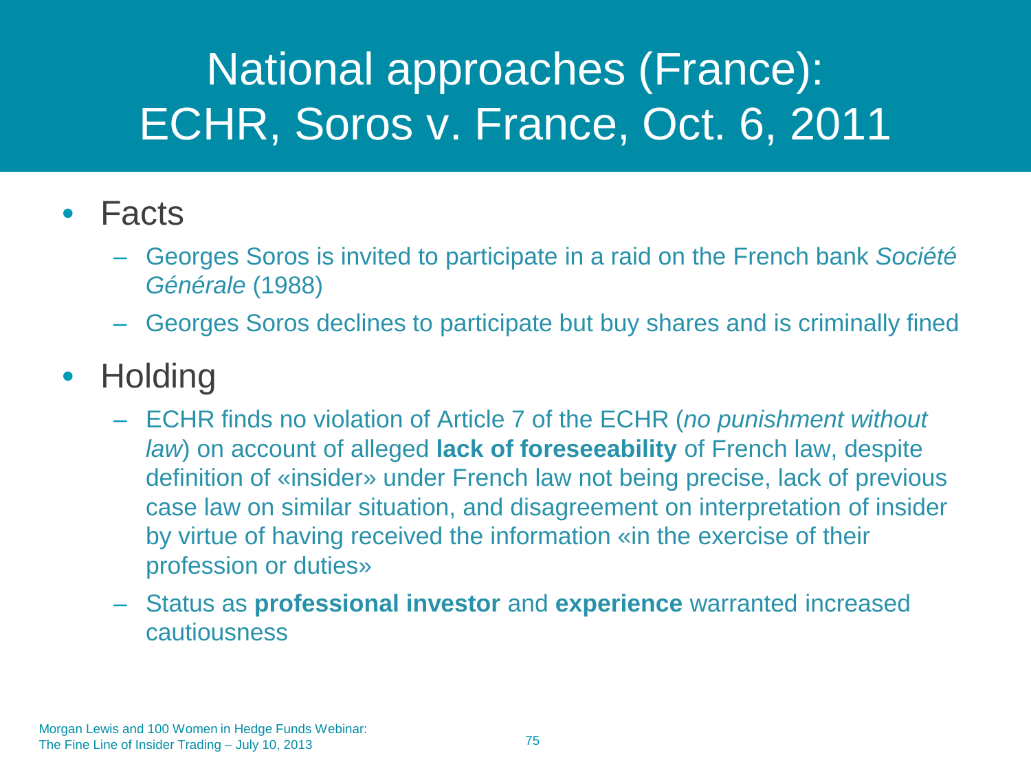# National approaches (France): ECHR, Soros v. France, Oct. 6, 2011

- Facts
  - Georges Soros is invited to participate in a raid on the French bank *Société Générale* (1988)
  - Georges Soros declines to participate but buy shares and is criminally fined
- Holding
  - ECHR finds no violation of Article 7 of the ECHR (*no punishment without law*) on account of alleged **lack of foreseeability** of French law, despite definition of «insider» under French law not being precise, lack of previous case law on similar situation, and disagreement on interpretation of insider by virtue of having received the information «in the exercise of their profession or duties»
  - Status as **professional investor** and **experience** warranted increased cautiousness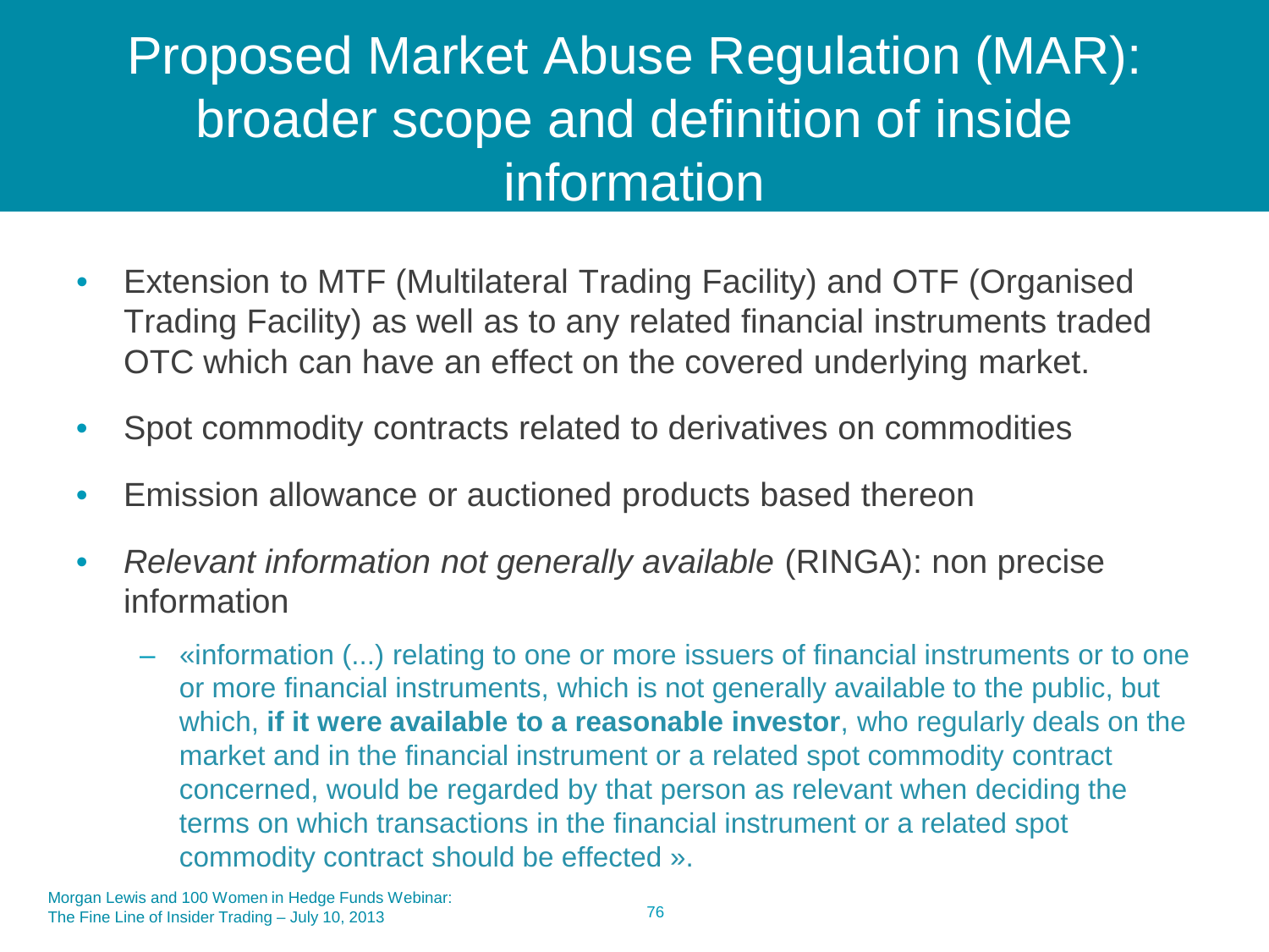# Proposed Market Abuse Regulation (MAR): broader scope and definition of inside information

- Extension to MTF (Multilateral Trading Facility) and OTF (Organised Trading Facility) as well as to any related financial instruments traded OTC which can have an effect on the covered underlying market.
- Spot commodity contracts related to derivatives on commodities
- Emission allowance or auctioned products based thereon
- *Relevant information not generally available* (RINGA): non precise information
  - «information (...) relating to one or more issuers of financial instruments or to one or more financial instruments, which is not generally available to the public, but which, **if it were available to a reasonable investor**, who regularly deals on the market and in the financial instrument or a related spot commodity contract concerned, would be regarded by that person as relevant when deciding the terms on which transactions in the financial instrument or a related spot commodity contract should be effected ».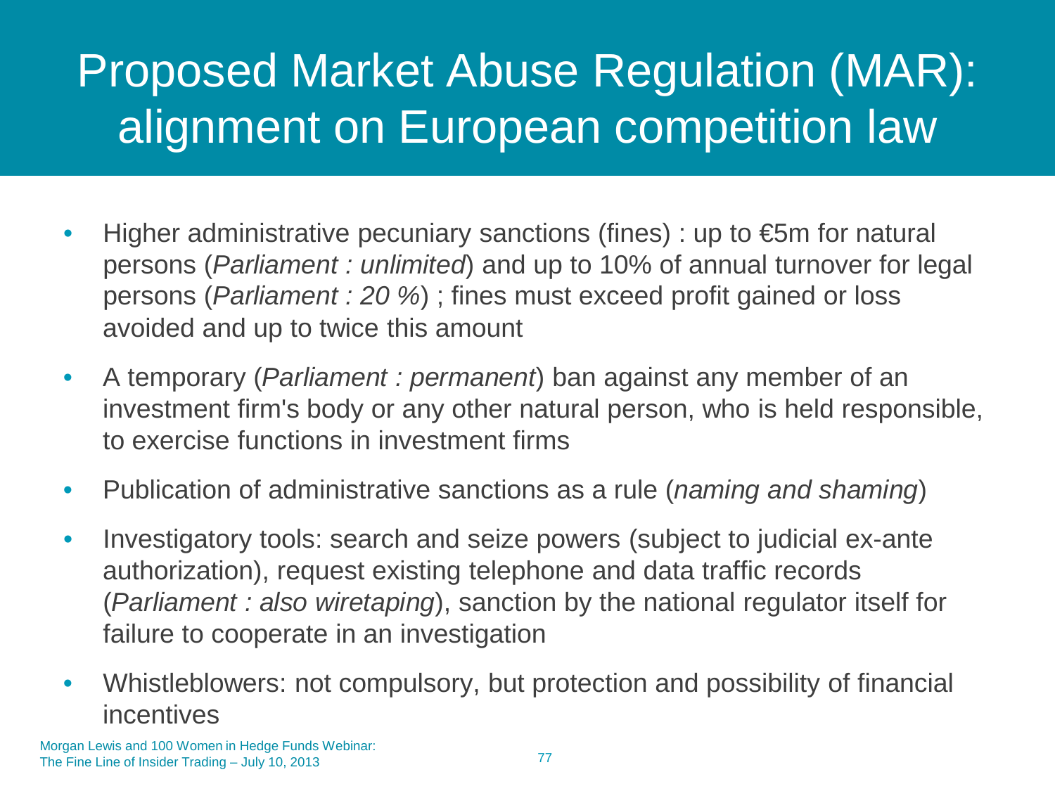# Proposed Market Abuse Regulation (MAR): alignment on European competition law

- Higher administrative pecuniary sanctions (fines) : up to €5m for natural persons (*Parliament : unlimited*) and up to 10% of annual turnover for legal persons (*Parliament : 20 %*) ; fines must exceed profit gained or loss avoided and up to twice this amount
- A temporary (*Parliament : permanent*) ban against any member of an investment firm's body or any other natural person, who is held responsible, to exercise functions in investment firms
- Publication of administrative sanctions as a rule (*naming and shaming*)
- Investigatory tools: search and seize powers (subject to judicial ex-ante authorization), request existing telephone and data traffic records (*Parliament : also wiretaping*), sanction by the national regulator itself for failure to cooperate in an investigation
- Whistleblowers: not compulsory, but protection and possibility of financial incentives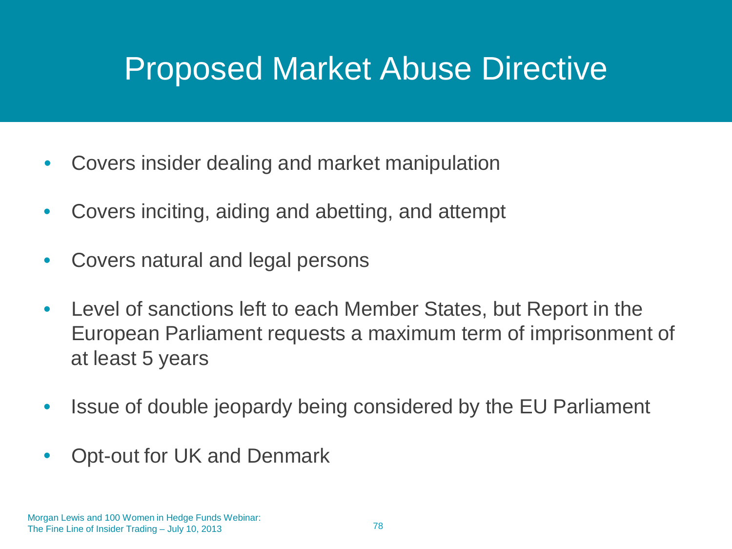# Proposed Market Abuse Directive

- Covers insider dealing and market manipulation
- Covers inciting, aiding and abetting, and attempt
- Covers natural and legal persons
- Level of sanctions left to each Member States, but Report in the European Parliament requests a maximum term of imprisonment of at least 5 years
- Issue of double jeopardy being considered by the EU Parliament
- Opt-out for UK and Denmark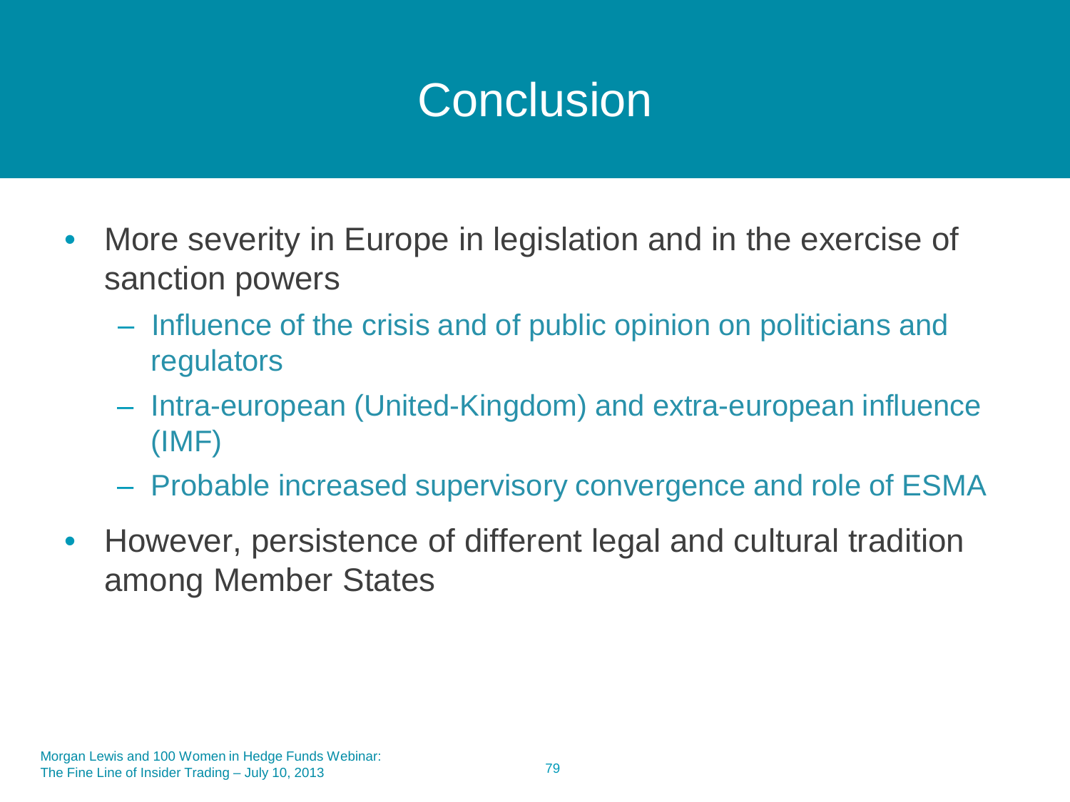# Conclusion

- More severity in Europe in legislation and in the exercise of sanction powers
  - Influence of the crisis and of public opinion on politicians and regulators
  - Intra-european (United-Kingdom) and extra-european influence (IMF)
  - Probable increased supervisory convergence and role of ESMA
- However, persistence of different legal and cultural tradition among Member States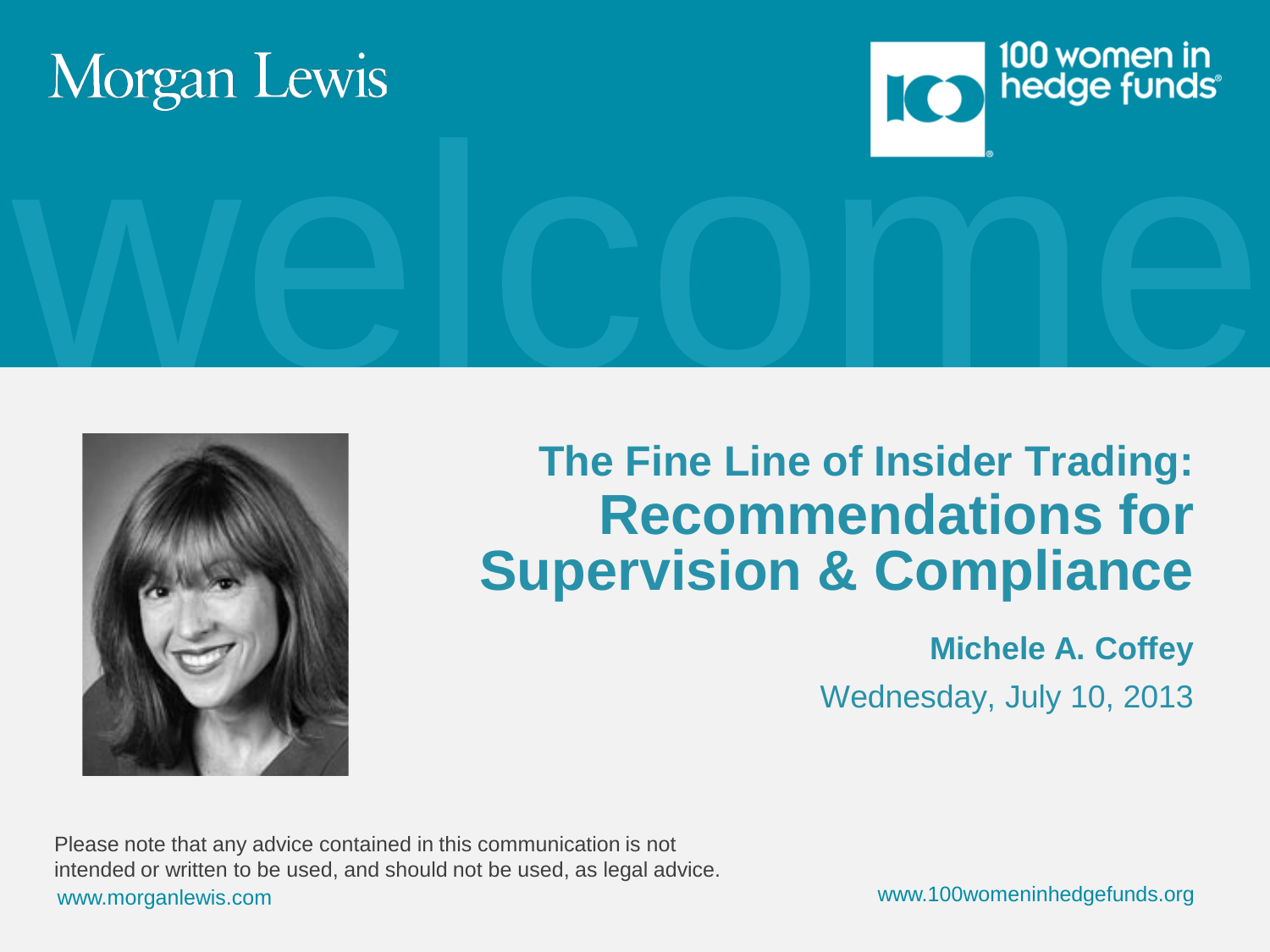Morgan Lewis

100 women in hedge funds

welcome

# The Fine Line of Insider Trading: Recommendations for Supervision & Compliance

**Michele A. Coffey**

Wednesday, July 10, 2013

Please note that any advice contained in this communication is not intended or written to be used, and should not be used, as legal advice.

www.morganlewis.com

www.100womeninhedgefunds.org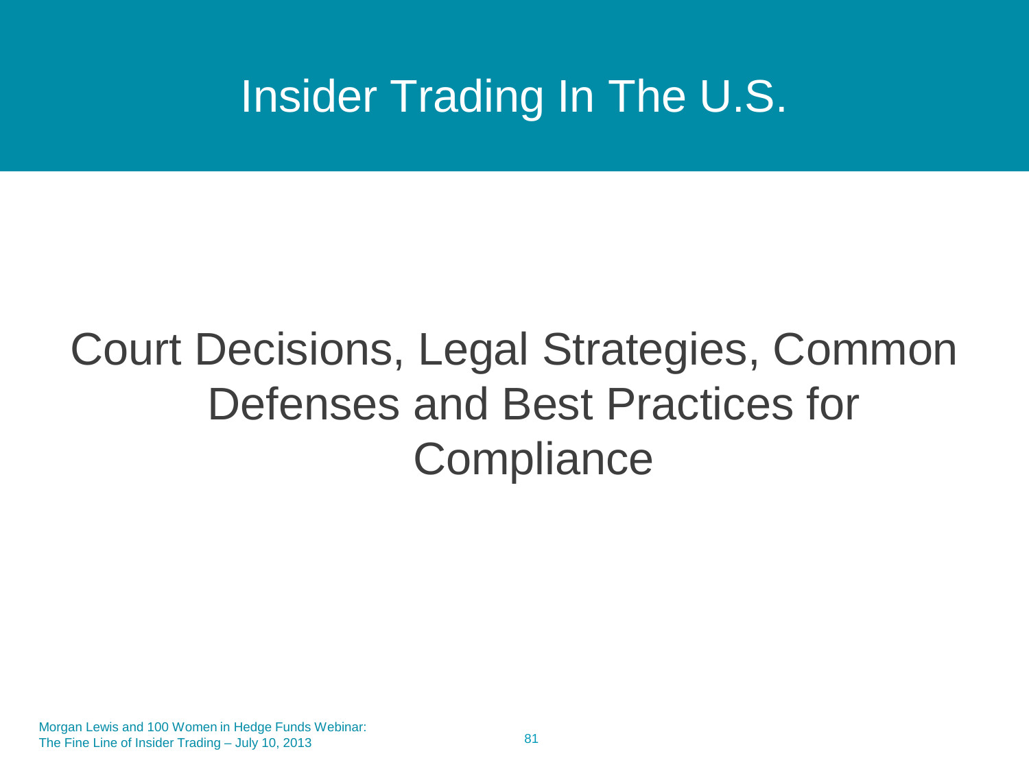# Insider Trading In The U.S.

## Court Decisions, Legal Strategies, Common Defenses and Best Practices for Compliance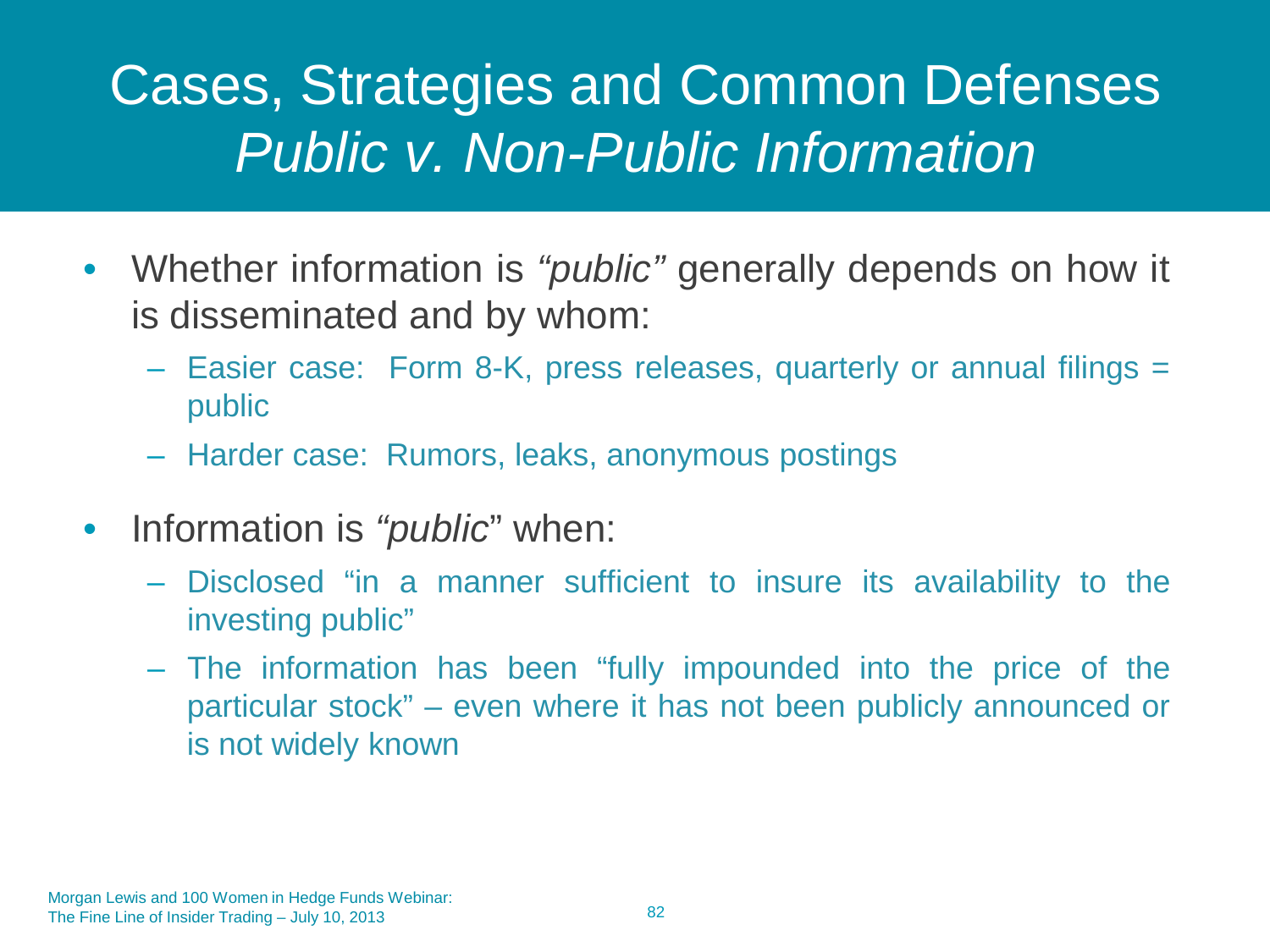# Cases, Strategies and Common Defenses
## *Public v. Non-Public Information*

- Whether information is *"public"* generally depends on how it is disseminated and by whom:
  - Easier case: Form 8-K, press releases, quarterly or annual filings = public
  - Harder case: Rumors, leaks, anonymous postings
- Information is *"public*" when:
  - Disclosed "in a manner sufficient to insure its availability to the investing public"
  - The information has been "fully impounded into the price of the particular stock" – even where it has not been publicly announced or is not widely known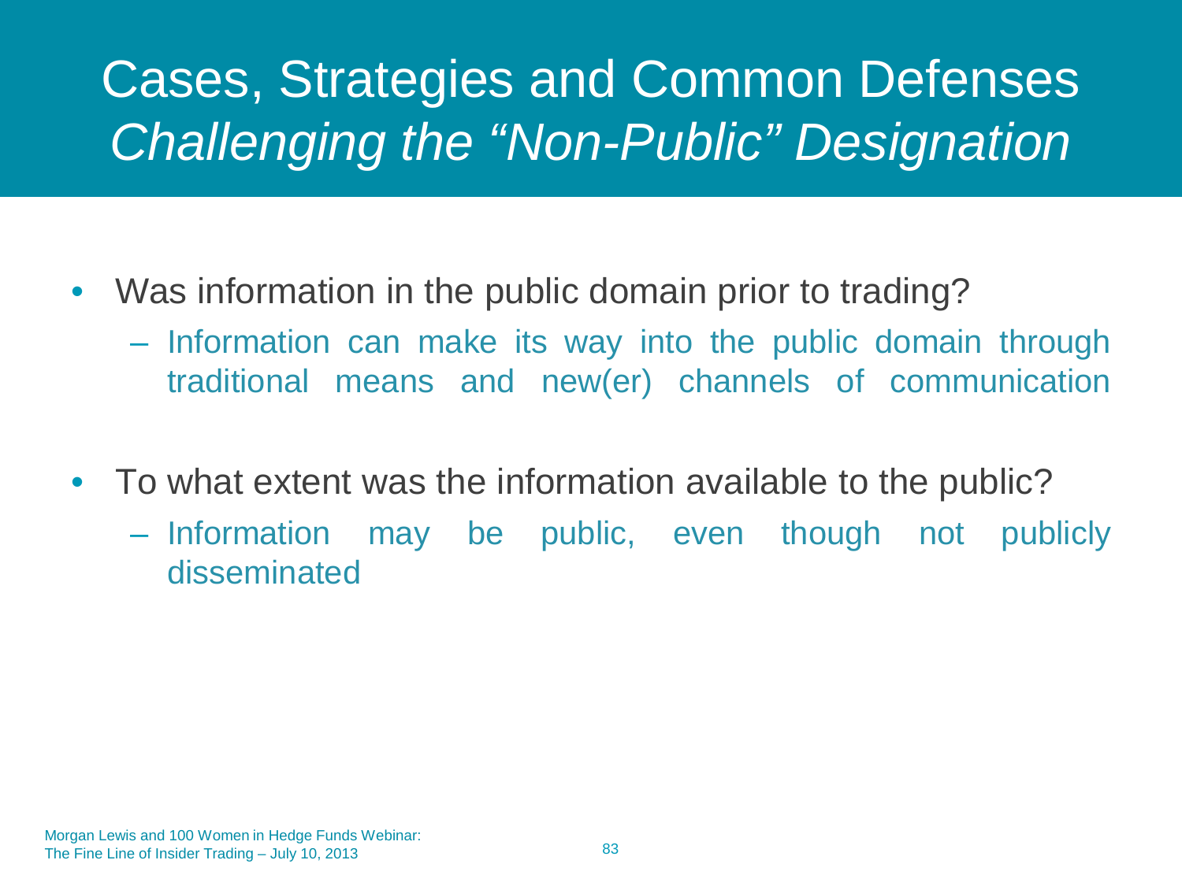# Cases, Strategies and Common Defenses
## *Challenging the "Non-Public" Designation*

- Was information in the public domain prior to trading?
  - Information can make its way into the public domain through traditional means and new(er) channels of communication
- To what extent was the information available to the public?
  - Information may be public, even though not publicly disseminated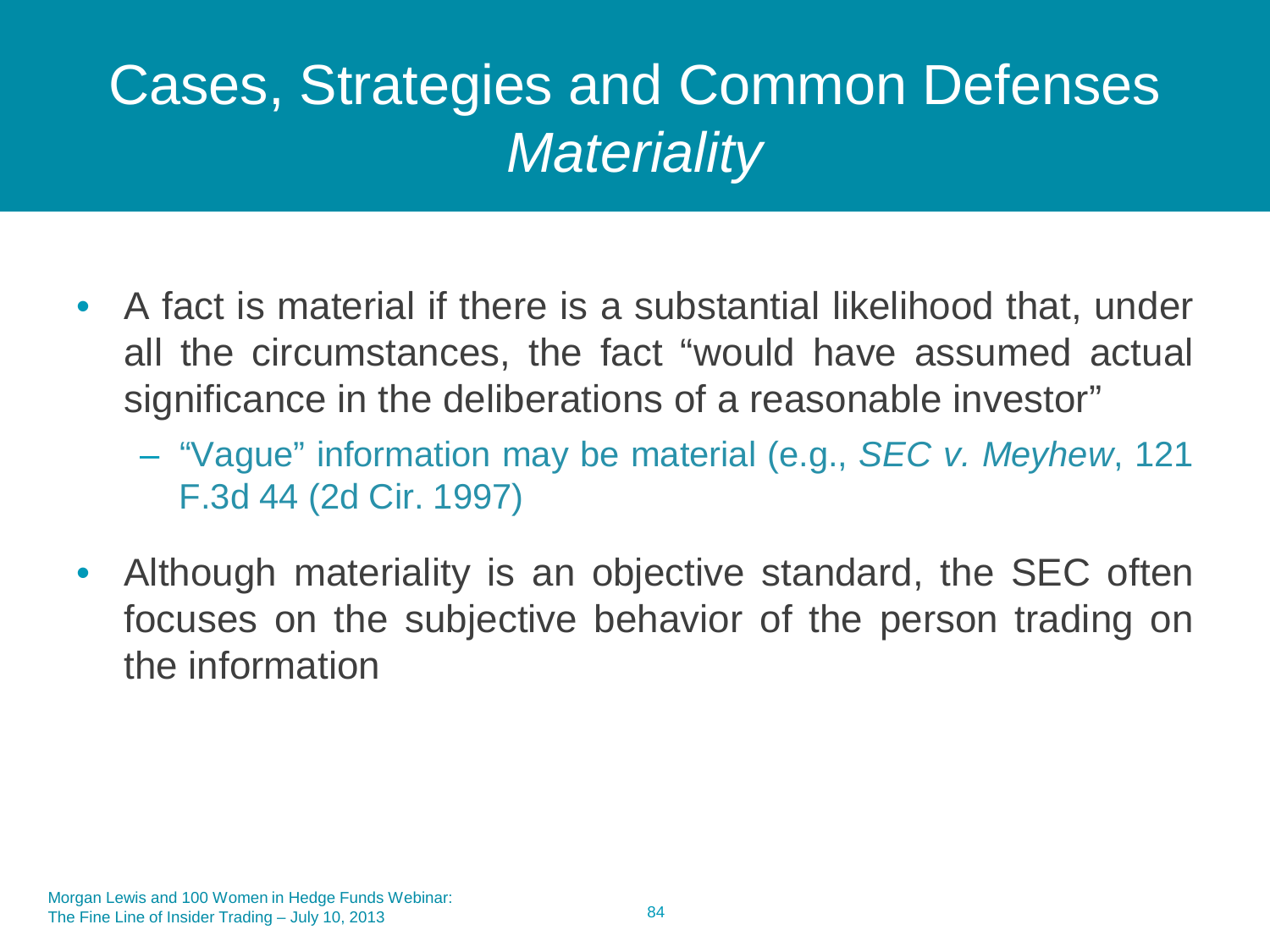# Cases, Strategies and Common Defenses
## *Materiality*

- A fact is material if there is a substantial likelihood that, under all the circumstances, the fact "would have assumed actual significance in the deliberations of a reasonable investor"
  - "Vague" information may be material (e.g., *SEC v. Meyhew*, 121 F.3d 44 (2d Cir. 1997)
- Although materiality is an objective standard, the SEC often focuses on the subjective behavior of the person trading on the information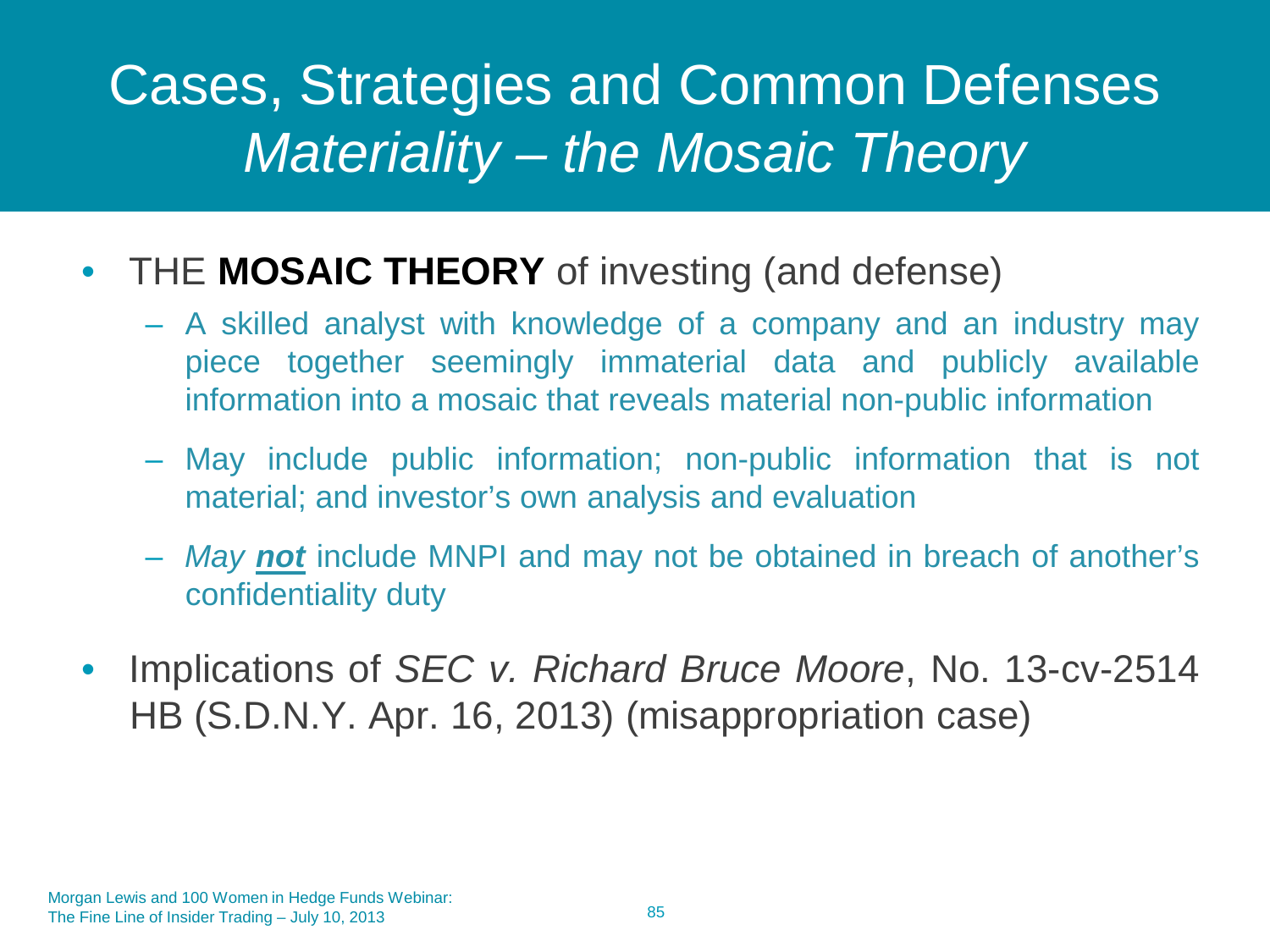# Cases, Strategies and Common Defenses
## *Materiality – the Mosaic Theory*

- THE **MOSAIC THEORY** of investing (and defense)
  - A skilled analyst with knowledge of a company and an industry may piece together seemingly immaterial data and publicly available information into a mosaic that reveals material non-public information
  - May include public information; non-public information that is not material; and investor's own analysis and evaluation
  - *May* ***not*** include MNPI and may not be obtained in breach of another's confidentiality duty
- Implications of *SEC v. Richard Bruce Moore*, No. 13-cv-2514 HB (S.D.N.Y. Apr. 16, 2013) (misappropriation case)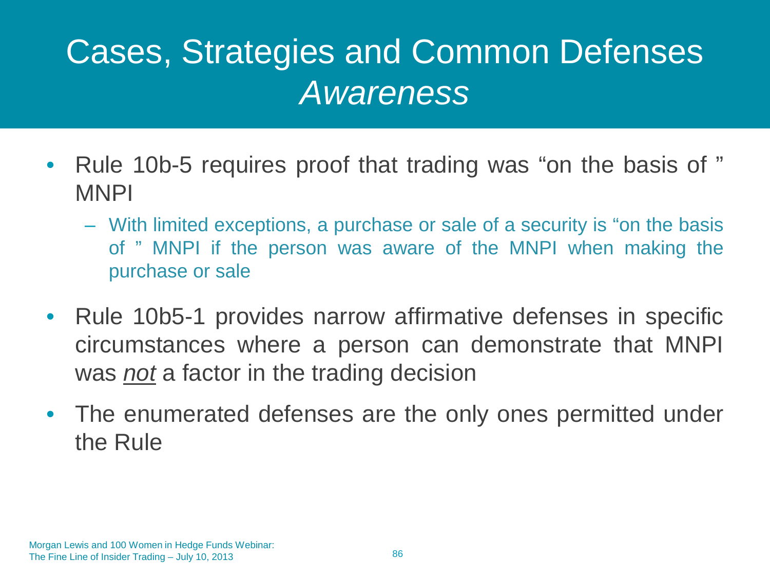# Cases, Strategies and Common Defenses
## *Awareness*

- Rule 10b-5 requires proof that trading was "on the basis of " MNPI
  - With limited exceptions, a purchase or sale of a security is "on the basis of " MNPI if the person was aware of the MNPI when making the purchase or sale
- Rule 10b5-1 provides narrow affirmative defenses in specific circumstances where a person can demonstrate that MNPI was ***not*** a factor in the trading decision
- The enumerated defenses are the only ones permitted under the Rule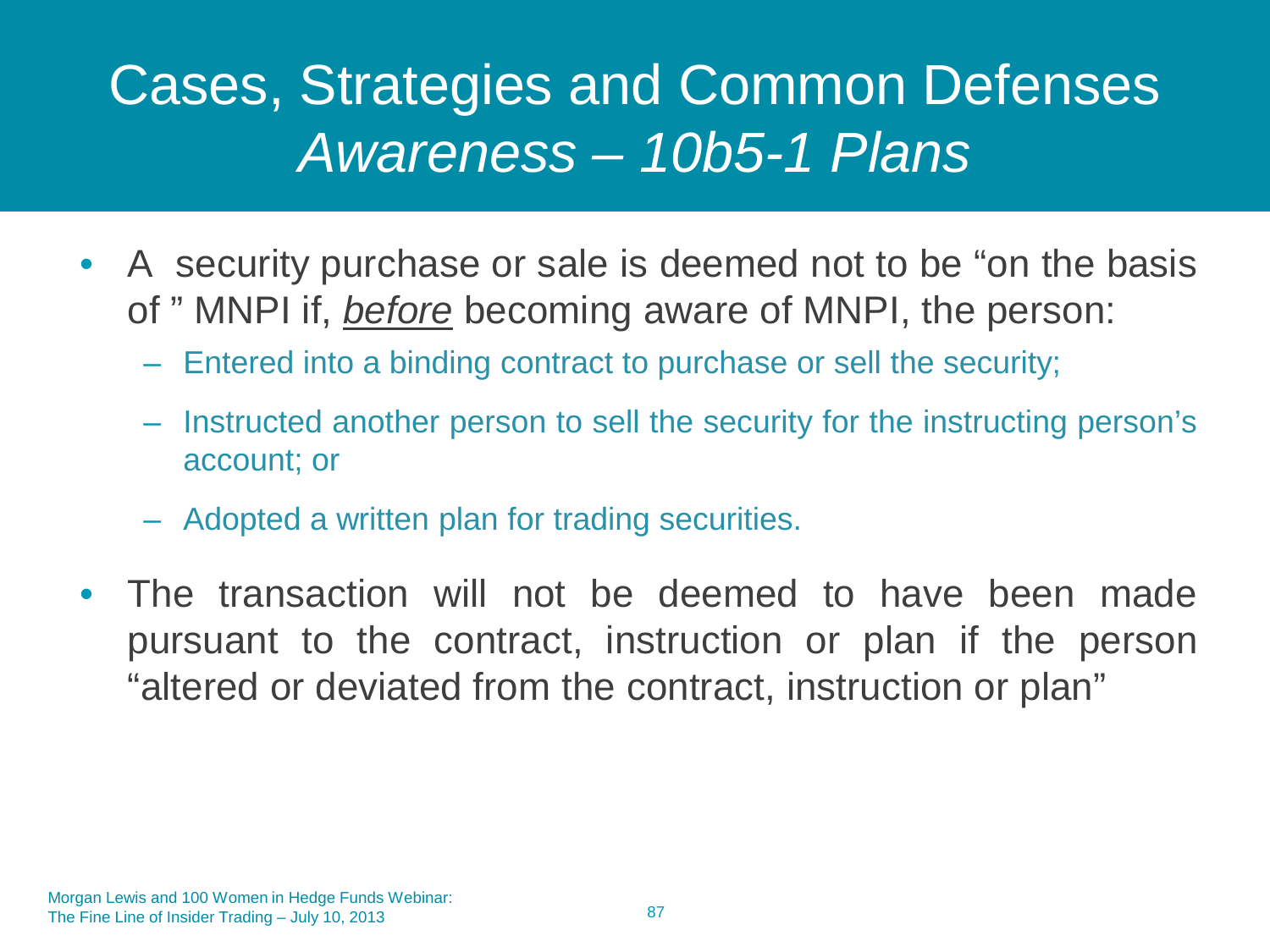# Cases, Strategies and Common Defenses

## *Awareness – 10b5-1 Plans*

- A security purchase or sale is deemed not to be "on the basis of" MNPI if, *before* becoming aware of MNPI, the person:
  - Entered into a binding contract to purchase or sell the security;
  - Instructed another person to sell the security for the instructing person's account; or
  - Adopted a written plan for trading securities.
- The transaction will not be deemed to have been made pursuant to the contract, instruction or plan if the person "altered or deviated from the contract, instruction or plan"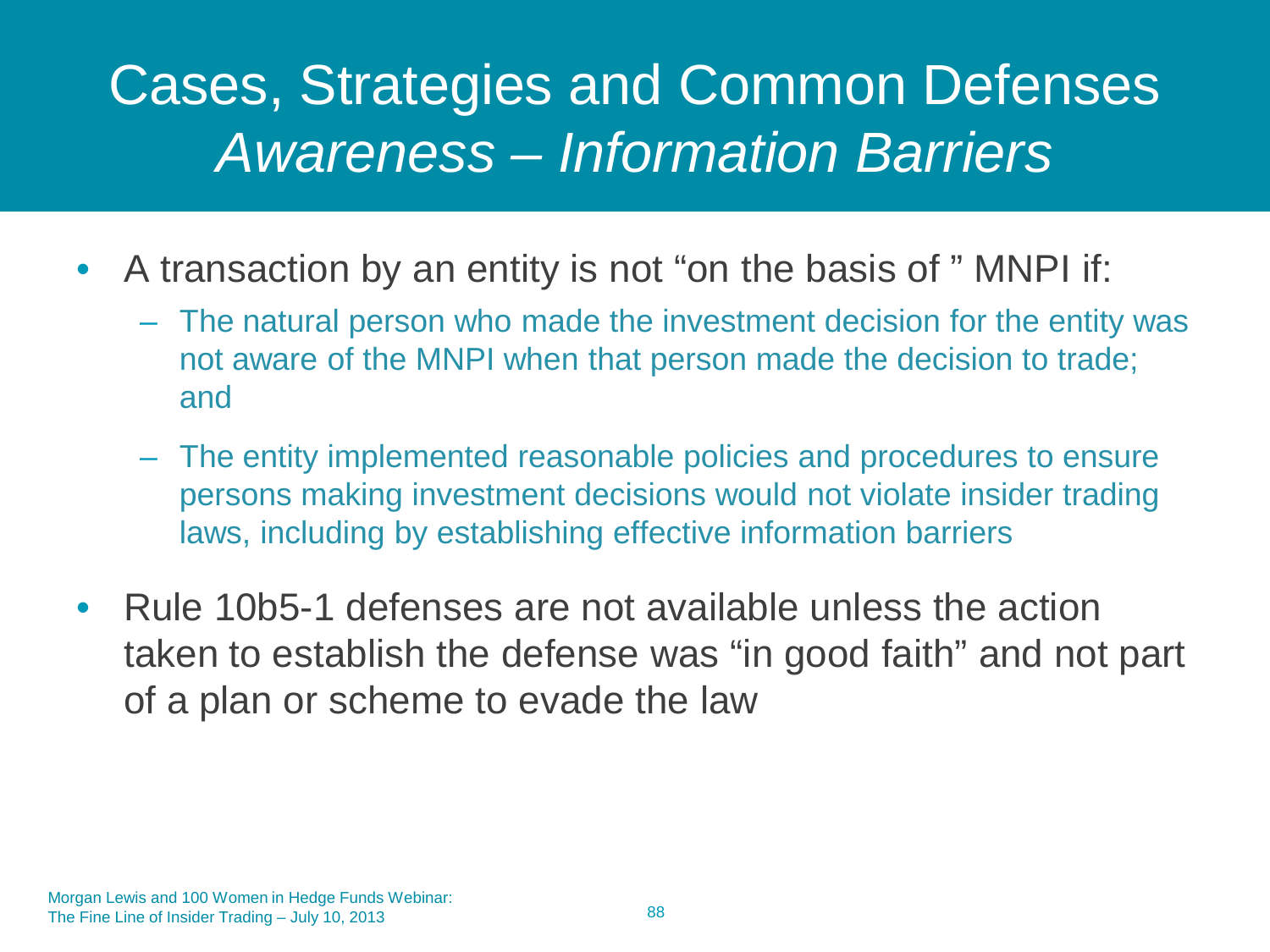# Cases, Strategies and Common Defenses

## *Awareness – Information Barriers*

- A transaction by an entity is not "on the basis of " MNPI if:
  - The natural person who made the investment decision for the entity was not aware of the MNPI when that person made the decision to trade; and
  - The entity implemented reasonable policies and procedures to ensure persons making investment decisions would not violate insider trading laws, including by establishing effective information barriers
- Rule 10b5-1 defenses are not available unless the action taken to establish the defense was "in good faith" and not part of a plan or scheme to evade the law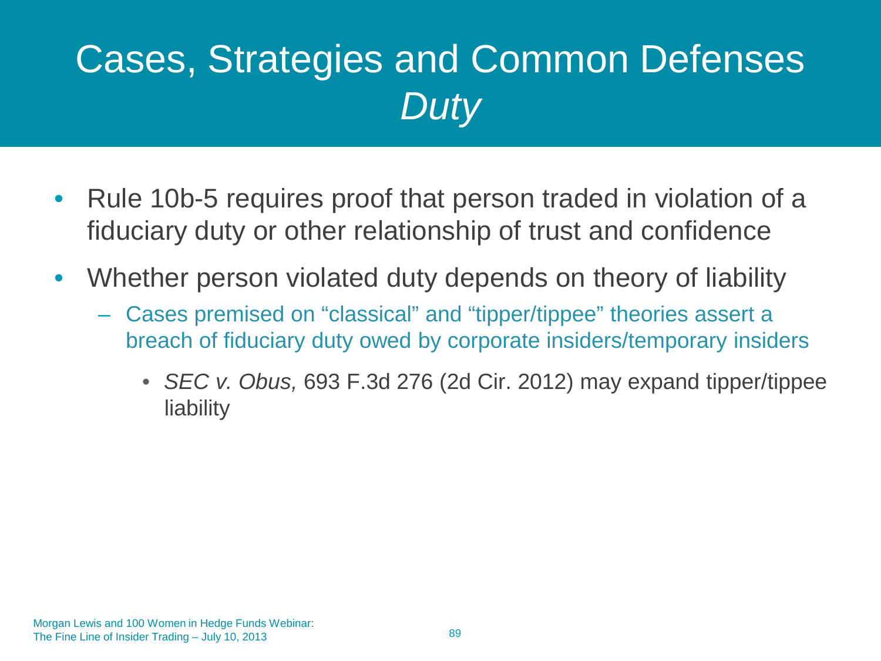# Cases, Strategies and Common Defenses
## *Duty*

- Rule 10b-5 requires proof that person traded in violation of a fiduciary duty or other relationship of trust and confidence
- Whether person violated duty depends on theory of liability
  - Cases premised on "classical" and "tipper/tippee" theories assert a breach of fiduciary duty owed by corporate insiders/temporary insiders
    - *SEC v. Obus,* 693 F.3d 276 (2d Cir. 2012) may expand tipper/tippee liability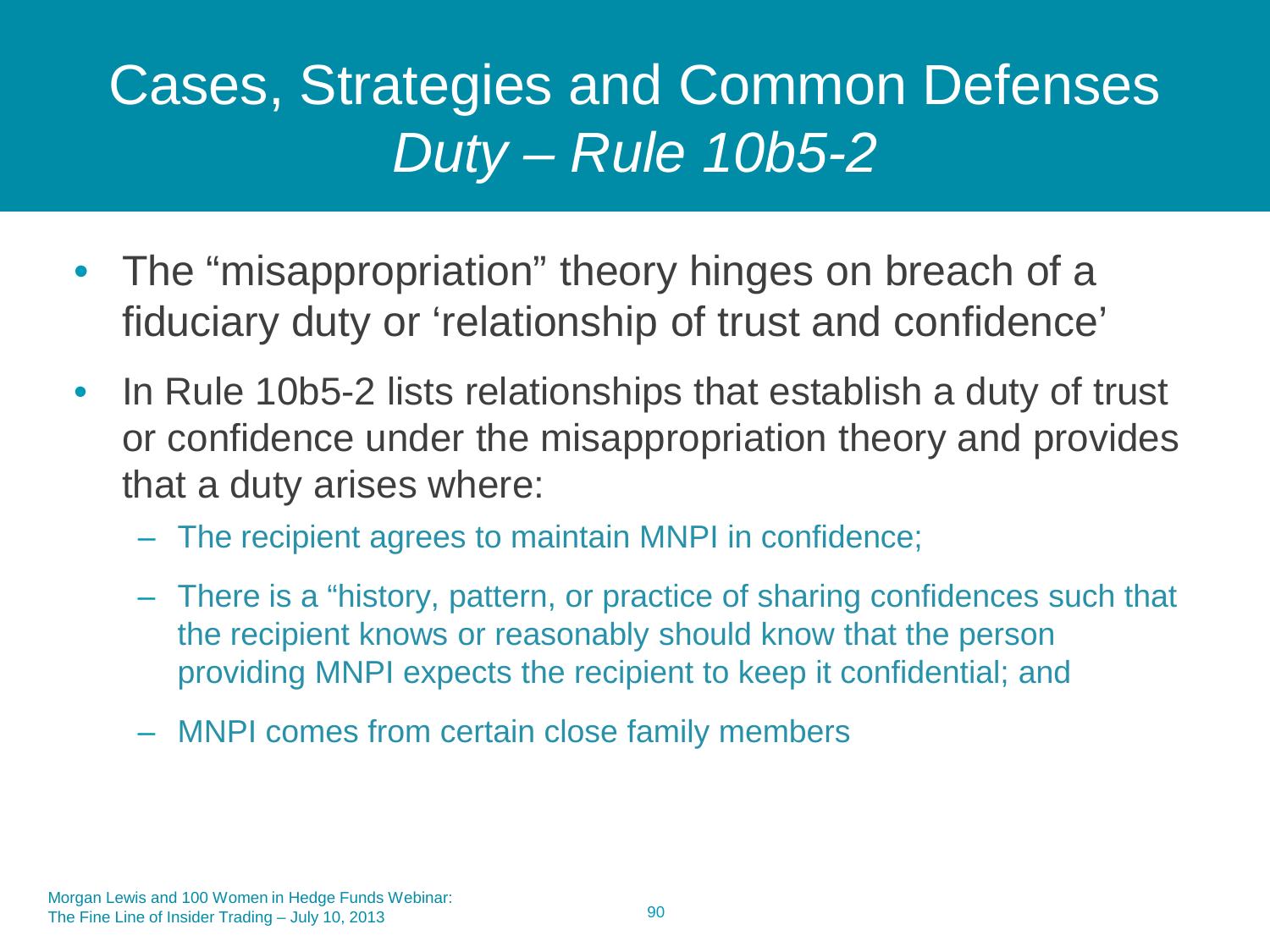# Cases, Strategies and Common Defenses
## *Duty – Rule 10b5-2*

- The “misappropriation” theory hinges on breach of a fiduciary duty or ‘relationship of trust and confidence’
- In Rule 10b5-2 lists relationships that establish a duty of trust or confidence under the misappropriation theory and provides that a duty arises where:
  - The recipient agrees to maintain MNPI in confidence;
  - There is a “history, pattern, or practice of sharing confidences such that the recipient knows or reasonably should know that the person providing MNPI expects the recipient to keep it confidential; and
  - MNPI comes from certain close family members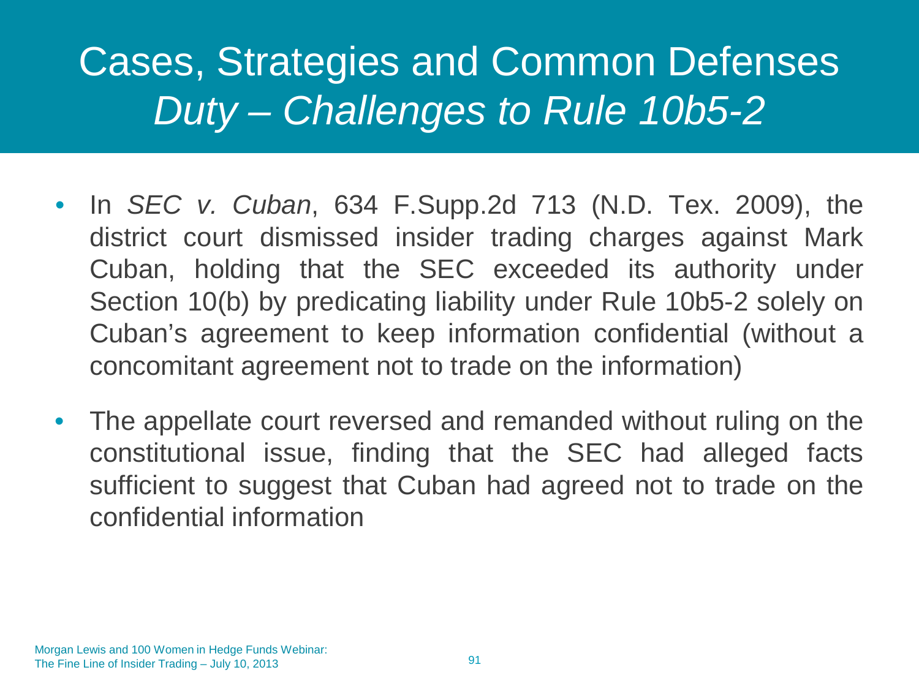# Cases, Strategies and Common Defenses

## *Duty – Challenges to Rule 10b5-2*

- In *SEC v. Cuban*, 634 F.Supp.2d 713 (N.D. Tex. 2009), the district court dismissed insider trading charges against Mark Cuban, holding that the SEC exceeded its authority under Section 10(b) by predicating liability under Rule 10b5-2 solely on Cuban's agreement to keep information confidential (without a concomitant agreement not to trade on the information)
- The appellate court reversed and remanded without ruling on the constitutional issue, finding that the SEC had alleged facts sufficient to suggest that Cuban had agreed not to trade on the confidential information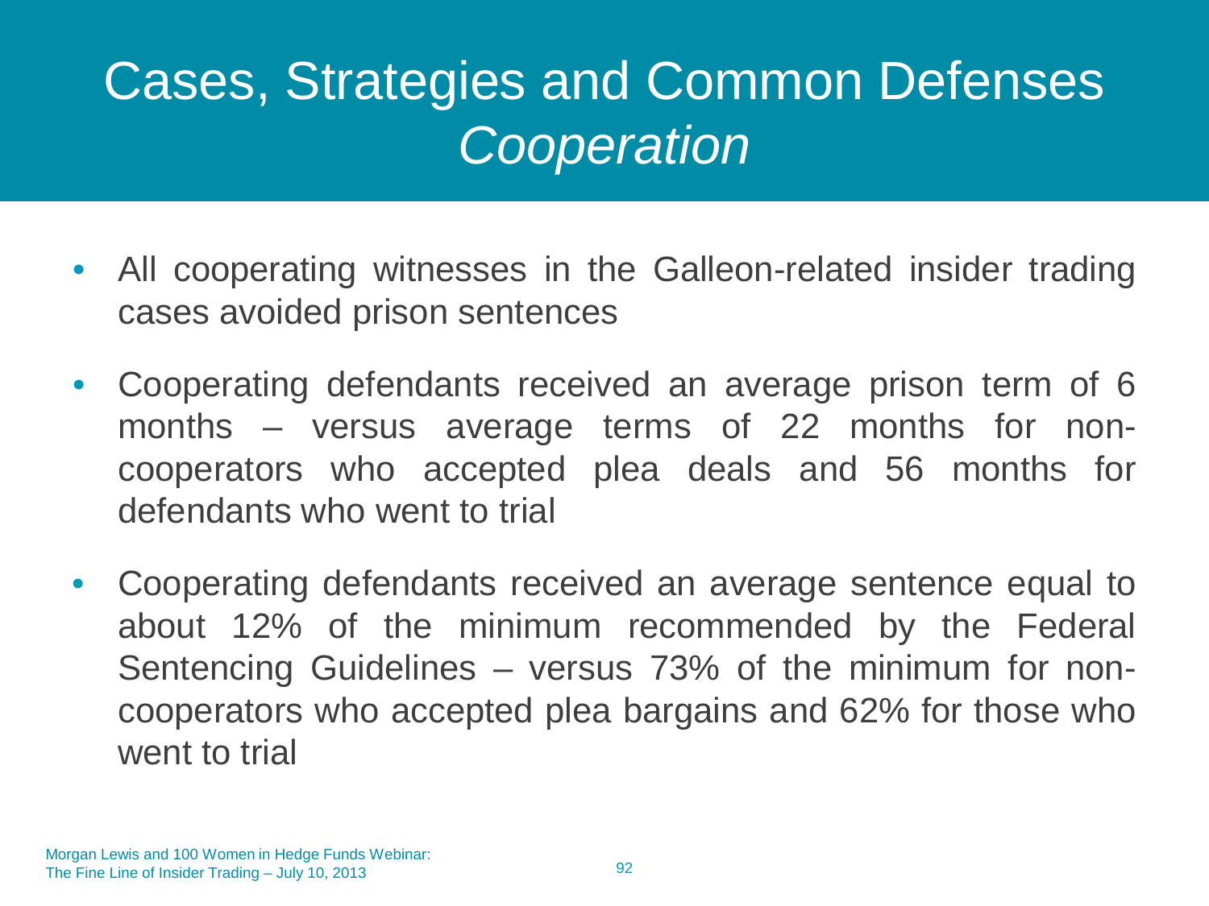# Cases, Strategies and Common Defenses
## *Cooperation*

- All cooperating witnesses in the Galleon-related insider trading cases avoided prison sentences
- Cooperating defendants received an average prison term of 6 months – versus average terms of 22 months for non-cooperators who accepted plea deals and 56 months for defendants who went to trial
- Cooperating defendants received an average sentence equal to about 12% of the minimum recommended by the Federal Sentencing Guidelines – versus 73% of the minimum for non-cooperators who accepted plea bargains and 62% for those who went to trial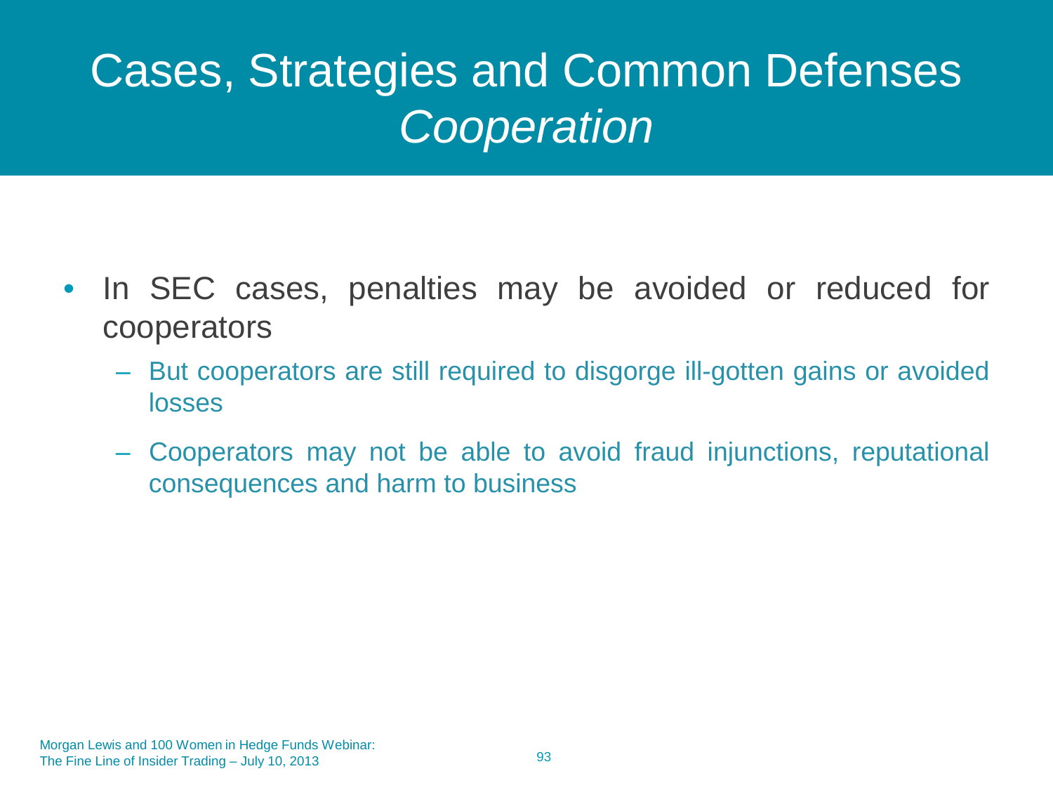# Cases, Strategies and Common Defenses *Cooperation*

- In SEC cases, penalties may be avoided or reduced for cooperators
  - But cooperators are still required to disgorge ill-gotten gains or avoided losses
  - Cooperators may not be able to avoid fraud injunctions, reputational consequences and harm to business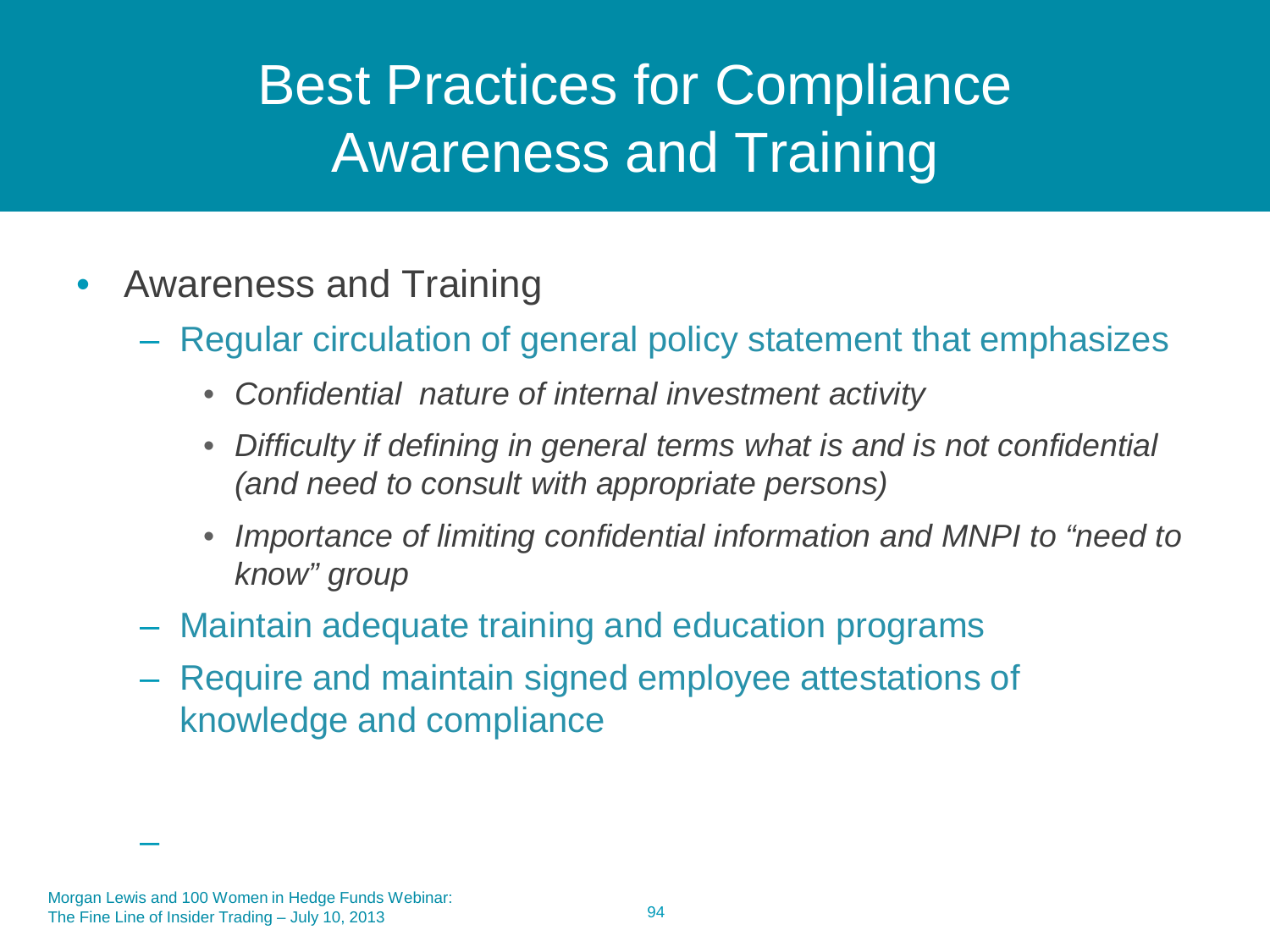# Best Practices for Compliance Awareness and Training

- Awareness and Training
  - Regular circulation of general policy statement that emphasizes
    - *Confidential nature of internal investment activity*
    - *Difficulty if defining in general terms what is and is not confidential (and need to consult with appropriate persons)*
    - *Importance of limiting confidential information and MNPI to "need to know" group*
  - Maintain adequate training and education programs
  - Require and maintain signed employee attestations of knowledge and compliance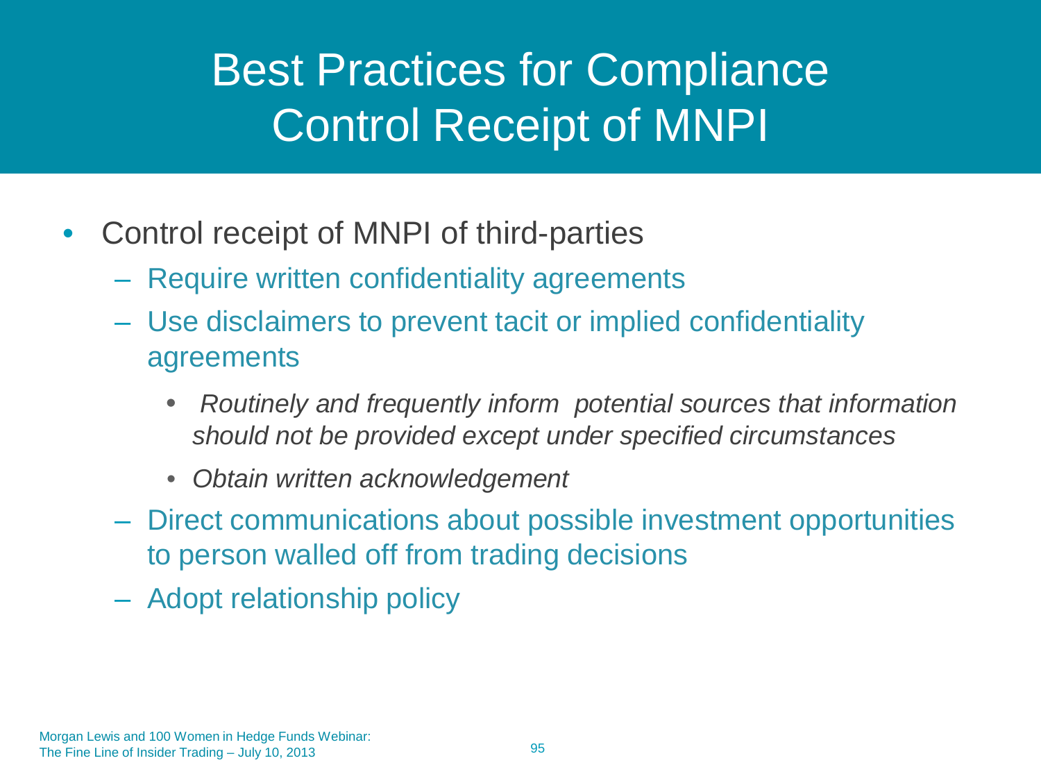# Best Practices for Compliance
# Control Receipt of MNPI

- Control receipt of MNPI of third-parties
  - Require written confidentiality agreements
  - Use disclaimers to prevent tacit or implied confidentiality agreements
    - *Routinely and frequently inform potential sources that information should not be provided except under specified circumstances*
    - *Obtain written acknowledgement*
  - Direct communications about possible investment opportunities to person walled off from trading decisions
  - Adopt relationship policy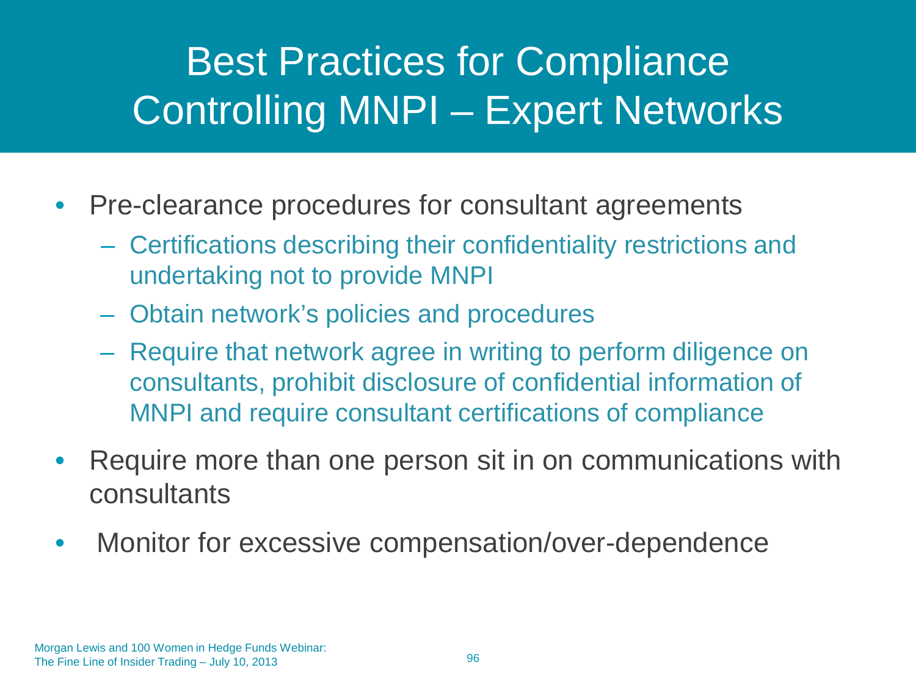# Best Practices for Compliance Controlling MNPI – Expert Networks

- Pre-clearance procedures for consultant agreements
  - Certifications describing their confidentiality restrictions and undertaking not to provide MNPI
  - Obtain network's policies and procedures
  - Require that network agree in writing to perform diligence on consultants, prohibit disclosure of confidential information of MNPI and require consultant certifications of compliance
- Require more than one person sit in on communications with consultants
- Monitor for excessive compensation/over-dependence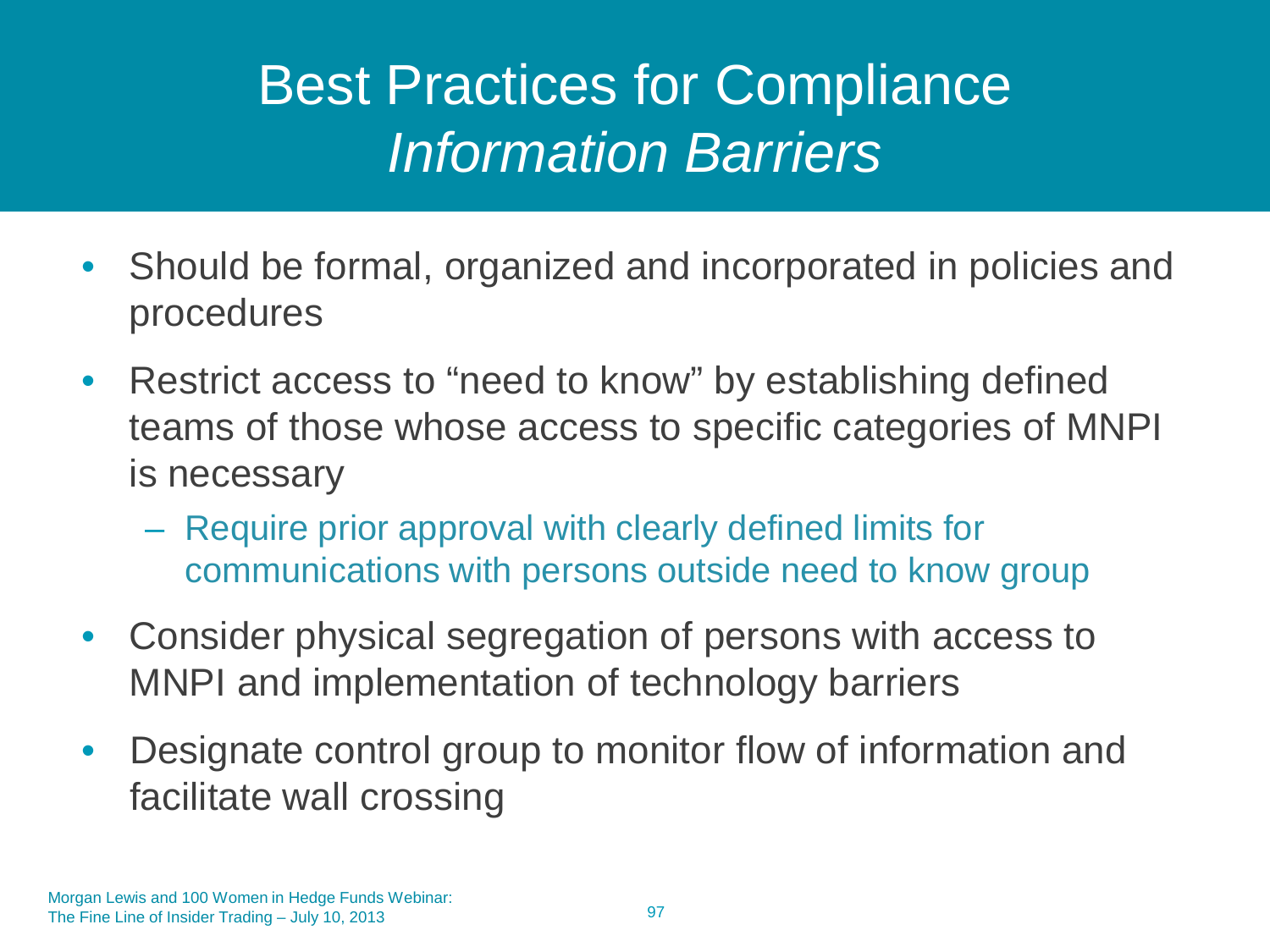# Best Practices for Compliance *Information Barriers*

- Should be formal, organized and incorporated in policies and procedures
- Restrict access to "need to know" by establishing defined teams of those whose access to specific categories of MNPI is necessary
  - Require prior approval with clearly defined limits for communications with persons outside need to know group
- Consider physical segregation of persons with access to MNPI and implementation of technology barriers
- Designate control group to monitor flow of information and facilitate wall crossing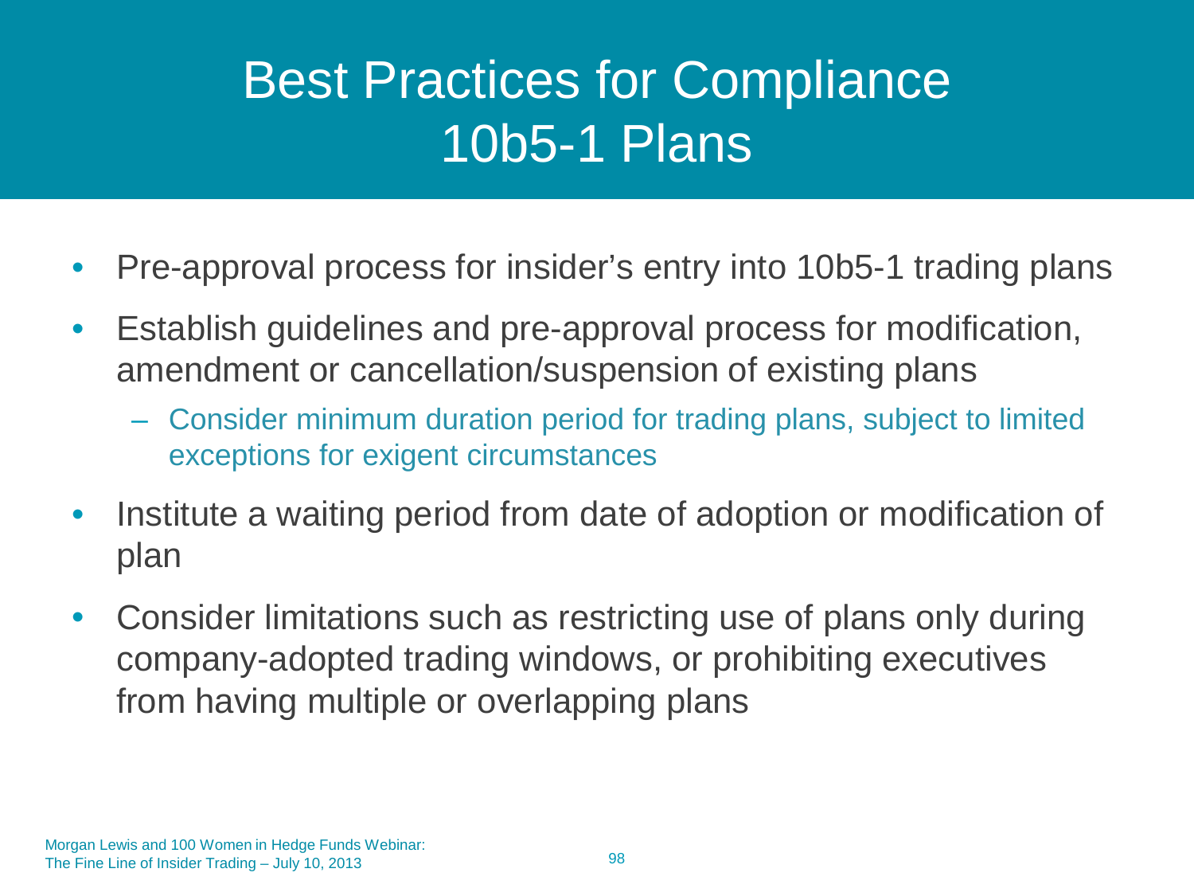# Best Practices for Compliance 10b5-1 Plans

- Pre-approval process for insider's entry into 10b5-1 trading plans
- Establish guidelines and pre-approval process for modification, amendment or cancellation/suspension of existing plans
  - Consider minimum duration period for trading plans, subject to limited exceptions for exigent circumstances
- Institute a waiting period from date of adoption or modification of plan
- Consider limitations such as restricting use of plans only during company-adopted trading windows, or prohibiting executives from having multiple or overlapping plans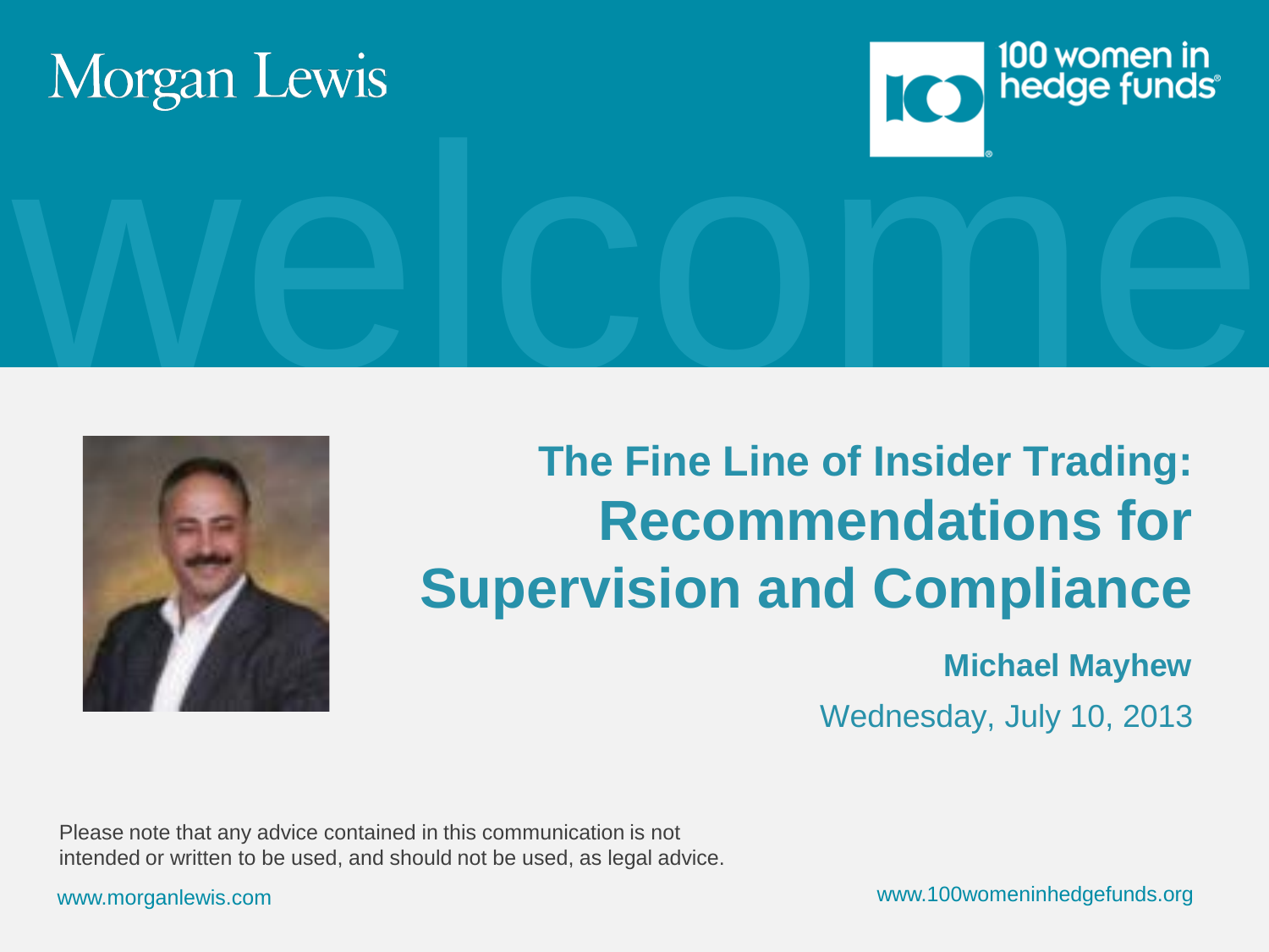Morgan Lewis

100 women in hedge funds

welcome

# The Fine Line of Insider Trading: Recommendations for Supervision and Compliance

**Michael Mayhew**

Wednesday, July 10, 2013

Please note that any advice contained in this communication is not intended or written to be used, and should not be used, as legal advice.

www.morganlewis.com

www.100womeninhedgefunds.org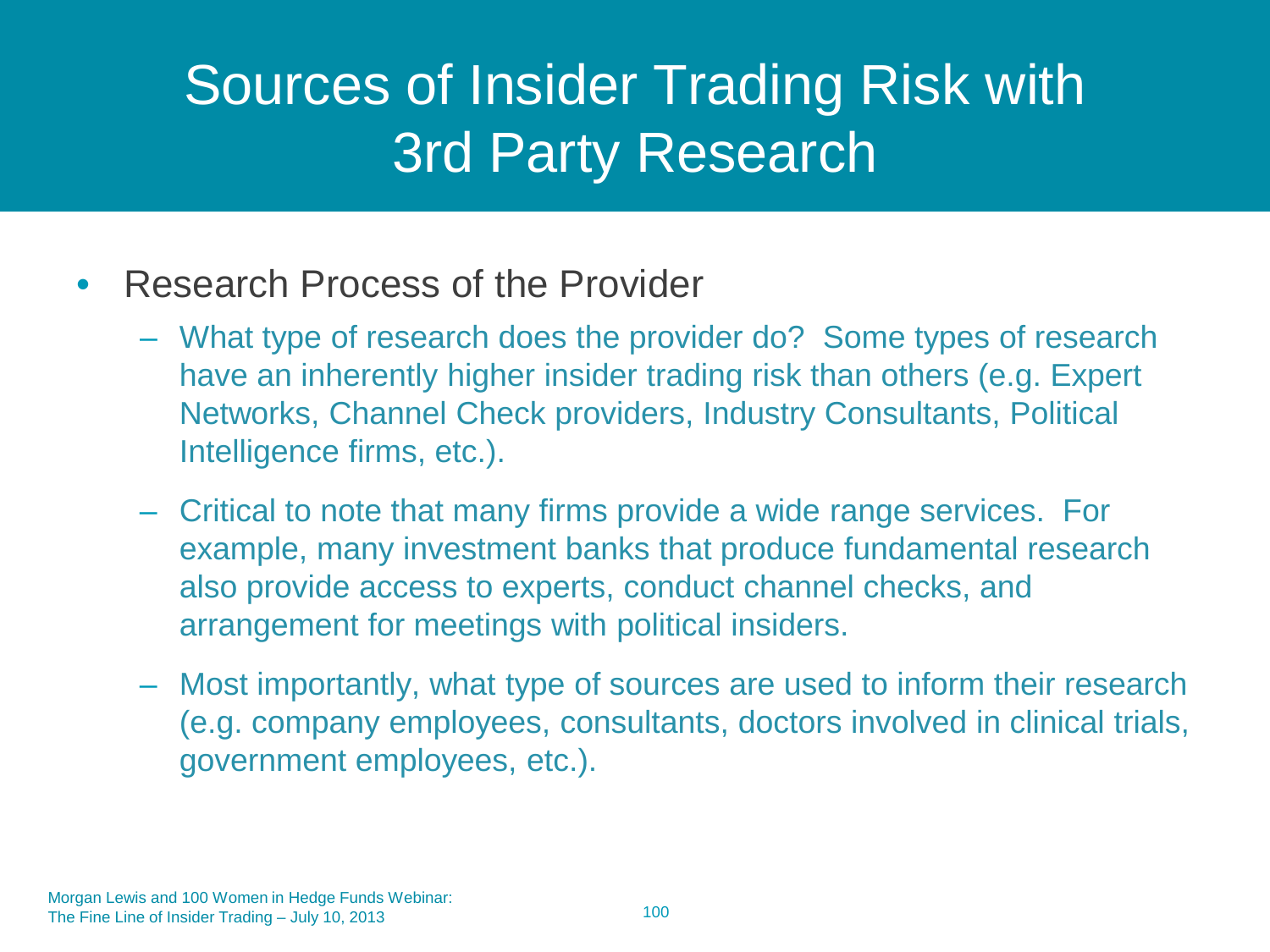# Sources of Insider Trading Risk with 3rd Party Research

- Research Process of the Provider
  - What type of research does the provider do? Some types of research have an inherently higher insider trading risk than others (e.g. Expert Networks, Channel Check providers, Industry Consultants, Political Intelligence firms, etc.).
  - Critical to note that many firms provide a wide range services. For example, many investment banks that produce fundamental research also provide access to experts, conduct channel checks, and arrangement for meetings with political insiders.
  - Most importantly, what type of sources are used to inform their research (e.g. company employees, consultants, doctors involved in clinical trials, government employees, etc.).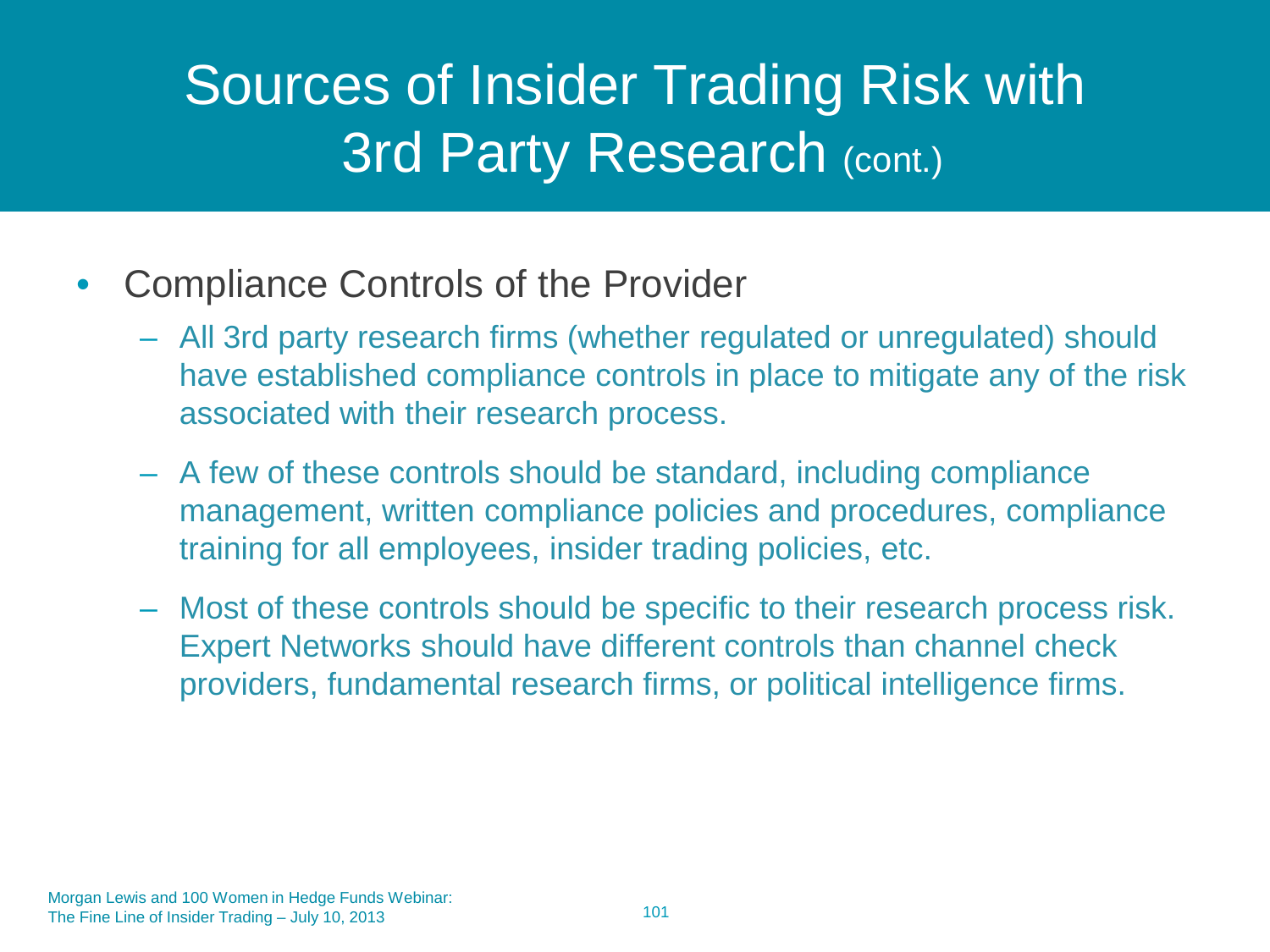# Sources of Insider Trading Risk with 3rd Party Research (cont.)

- Compliance Controls of the Provider
  - All 3rd party research firms (whether regulated or unregulated) should have established compliance controls in place to mitigate any of the risk associated with their research process.
  - A few of these controls should be standard, including compliance management, written compliance policies and procedures, compliance training for all employees, insider trading policies, etc.
  - Most of these controls should be specific to their research process risk. Expert Networks should have different controls than channel check providers, fundamental research firms, or political intelligence firms.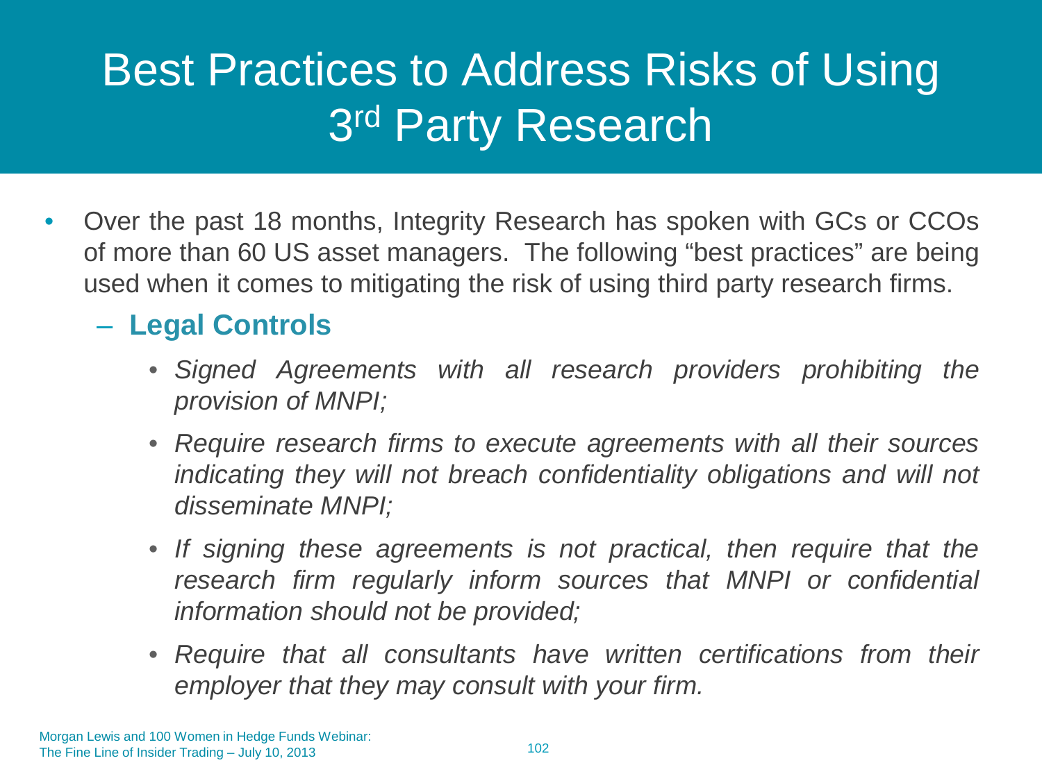# Best Practices to Address Risks of Using 3rd Party Research

- Over the past 18 months, Integrity Research has spoken with GCs or CCOs of more than 60 US asset managers. The following "best practices" are being used when it comes to mitigating the risk of using third party research firms.
  - **Legal Controls**
    - *Signed Agreements with all research providers prohibiting the provision of MNPI;*
    - *Require research firms to execute agreements with all their sources indicating they will not breach confidentiality obligations and will not disseminate MNPI;*
    - *If signing these agreements is not practical, then require that the research firm regularly inform sources that MNPI or confidential information should not be provided;*
    - *Require that all consultants have written certifications from their employer that they may consult with your firm.*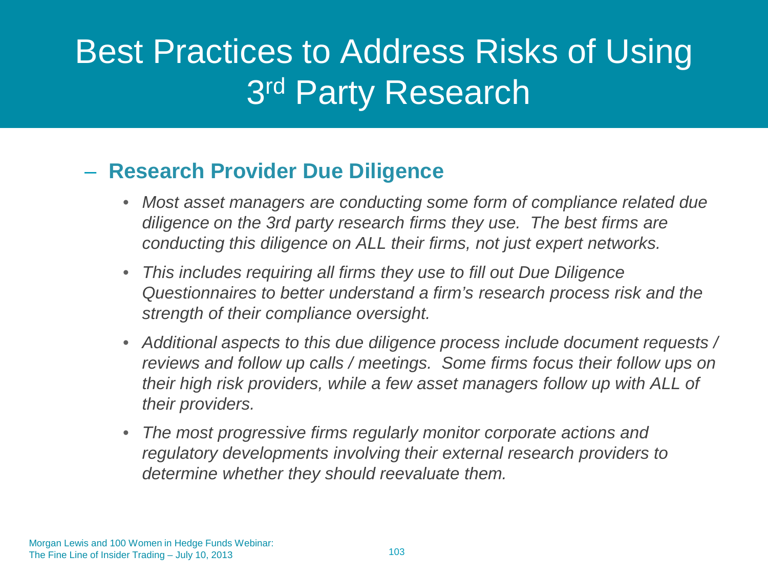# Best Practices to Address Risks of Using 3rd Party Research

## – Research Provider Due Diligence

- *Most asset managers are conducting some form of compliance related due diligence on the 3rd party research firms they use. The best firms are conducting this diligence on ALL their firms, not just expert networks.*
- *This includes requiring all firms they use to fill out Due Diligence Questionnaires to better understand a firm's research process risk and the strength of their compliance oversight.*
- *Additional aspects to this due diligence process include document requests / reviews and follow up calls / meetings. Some firms focus their follow ups on their high risk providers, while a few asset managers follow up with ALL of their providers.*
- *The most progressive firms regularly monitor corporate actions and regulatory developments involving their external research providers to determine whether they should reevaluate them.*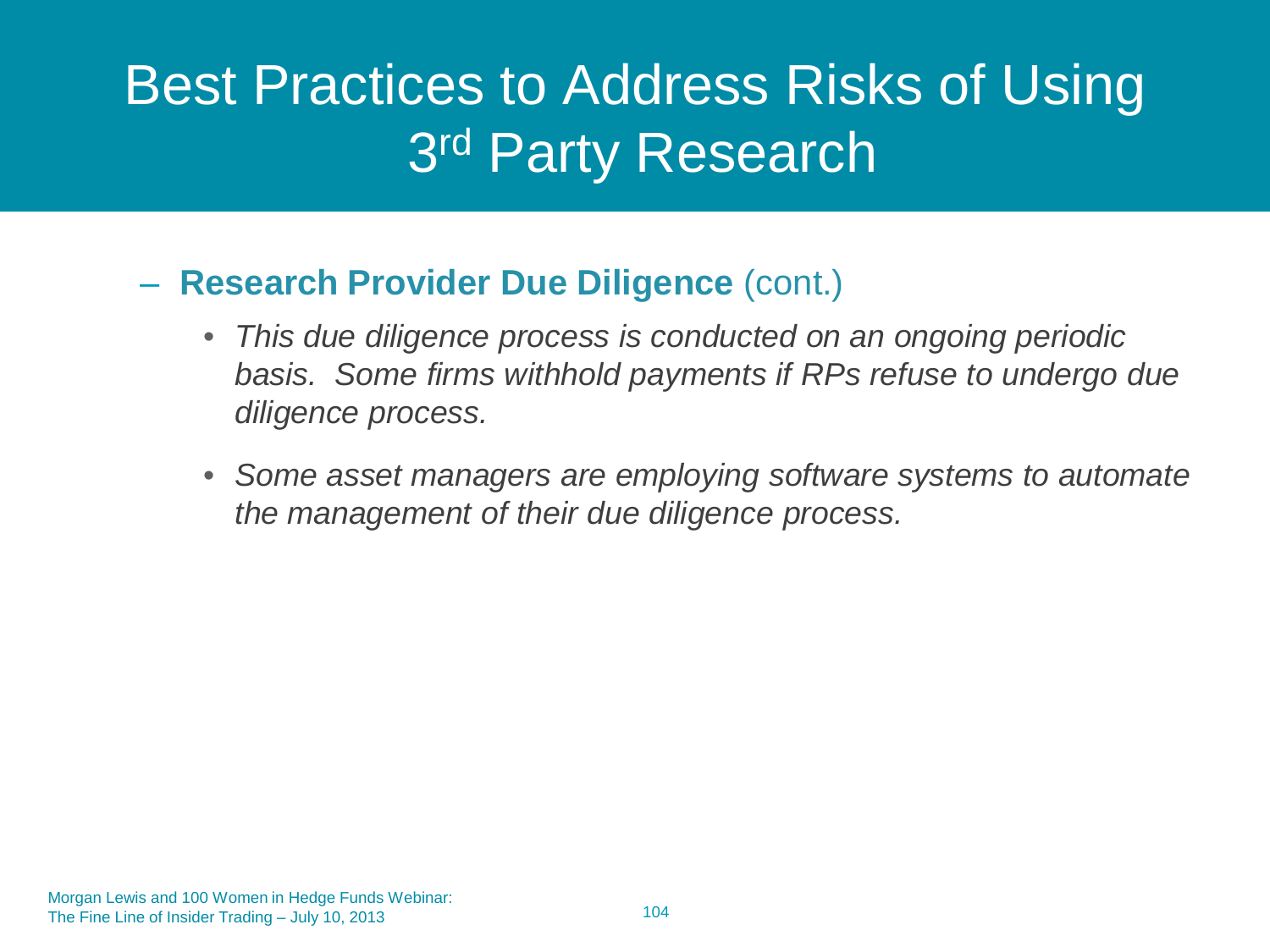# Best Practices to Address Risks of Using 3rd Party Research

- **Research Provider Due Diligence** (cont.)
  - *This due diligence process is conducted on an ongoing periodic basis. Some firms withhold payments if RPs refuse to undergo due diligence process.*
  - *Some asset managers are employing software systems to automate the management of their due diligence process.*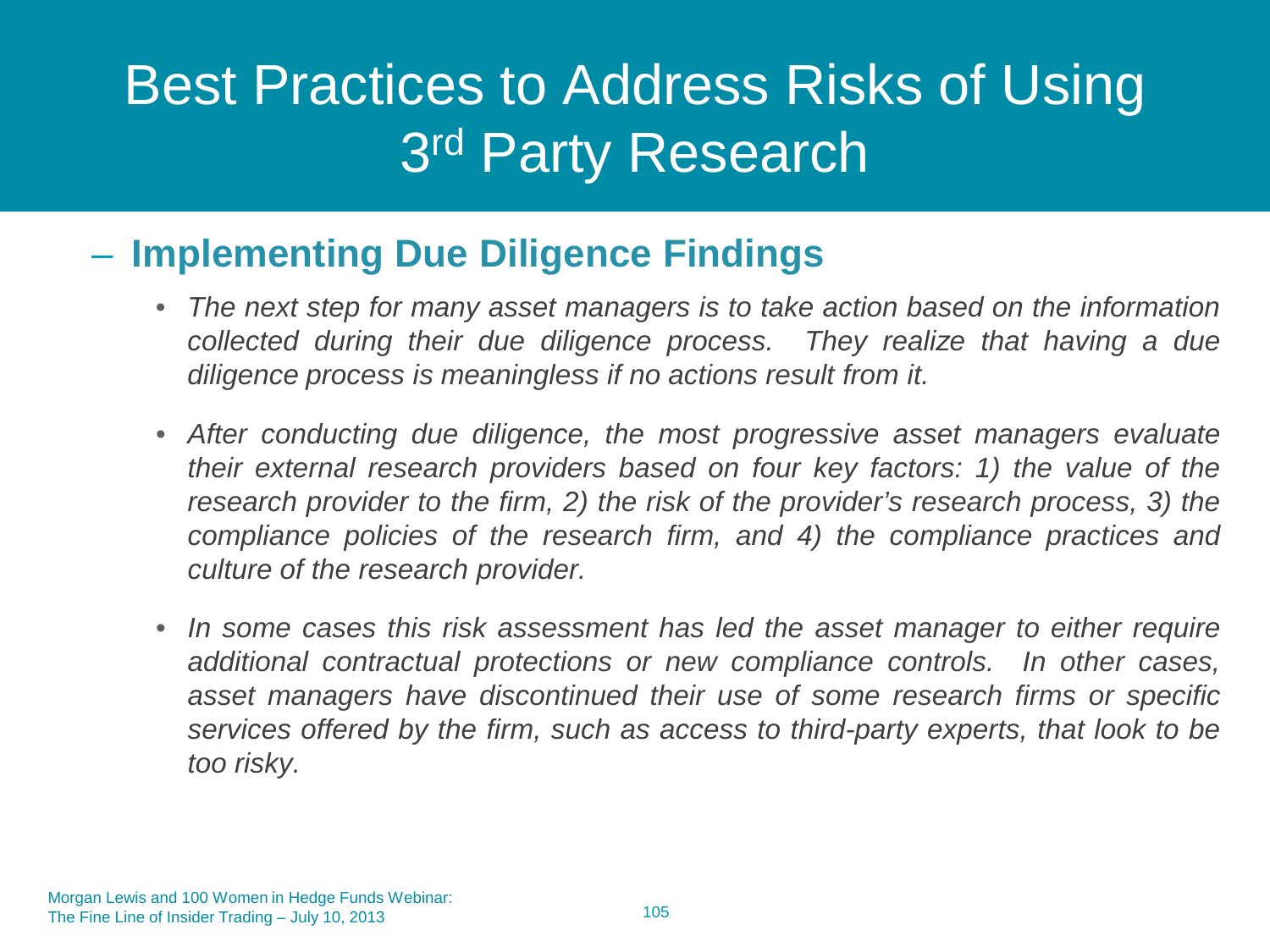# Best Practices to Address Risks of Using 3rd Party Research

## – Implementing Due Diligence Findings

- *The next step for many asset managers is to take action based on the information collected during their due diligence process. They realize that having a due diligence process is meaningless if no actions result from it.*

- *After conducting due diligence, the most progressive asset managers evaluate their external research providers based on four key factors: 1) the value of the research provider to the firm, 2) the risk of the provider's research process, 3) the compliance policies of the research firm, and 4) the compliance practices and culture of the research provider.*

- *In some cases this risk assessment has led the asset manager to either require additional contractual protections or new compliance controls. In other cases, asset managers have discontinued their use of some research firms or specific services offered by the firm, such as access to third-party experts, that look to be too risky.*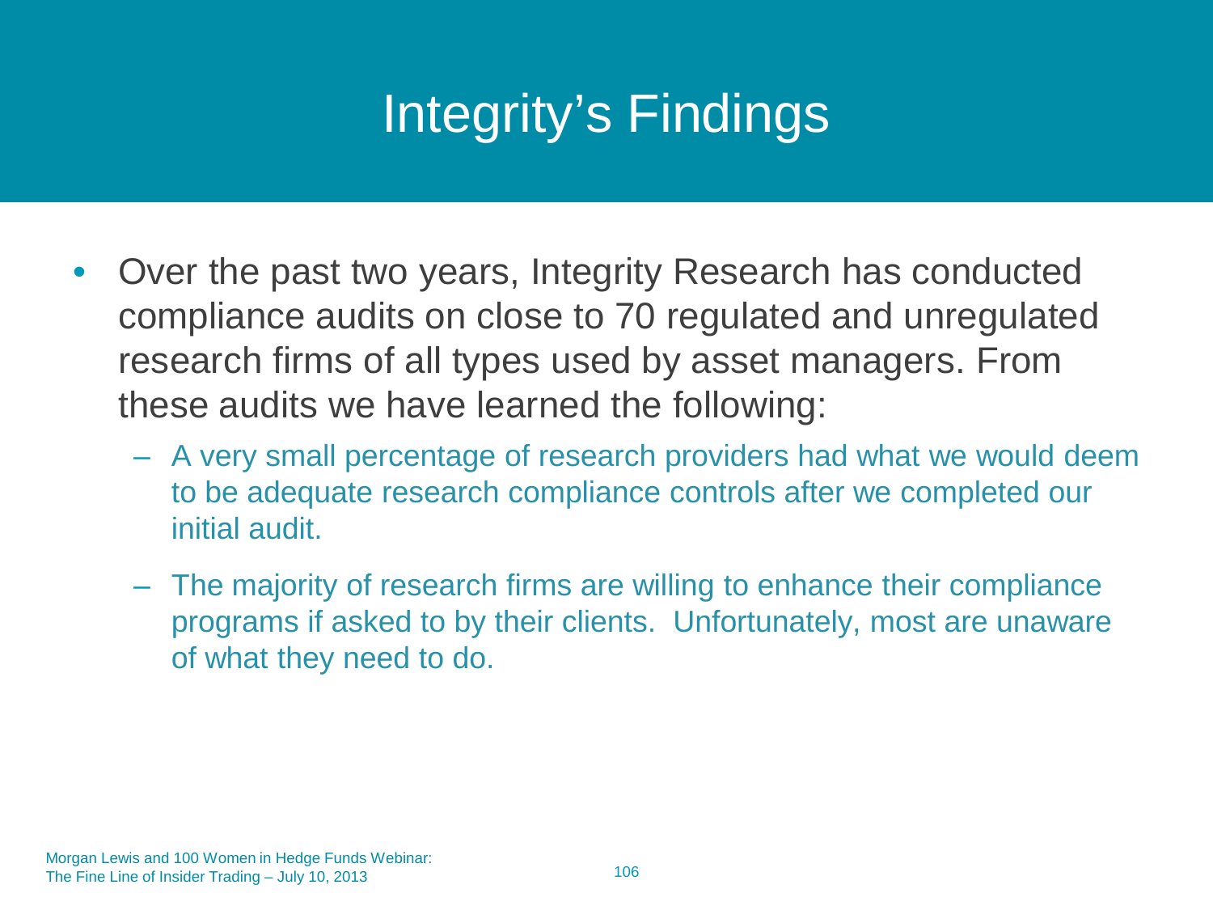# Integrity's Findings

- Over the past two years, Integrity Research has conducted compliance audits on close to 70 regulated and unregulated research firms of all types used by asset managers. From these audits we have learned the following:
  - A very small percentage of research providers had what we would deem to be adequate research compliance controls after we completed our initial audit.
  - The majority of research firms are willing to enhance their compliance programs if asked to by their clients. Unfortunately, most are unaware of what they need to do.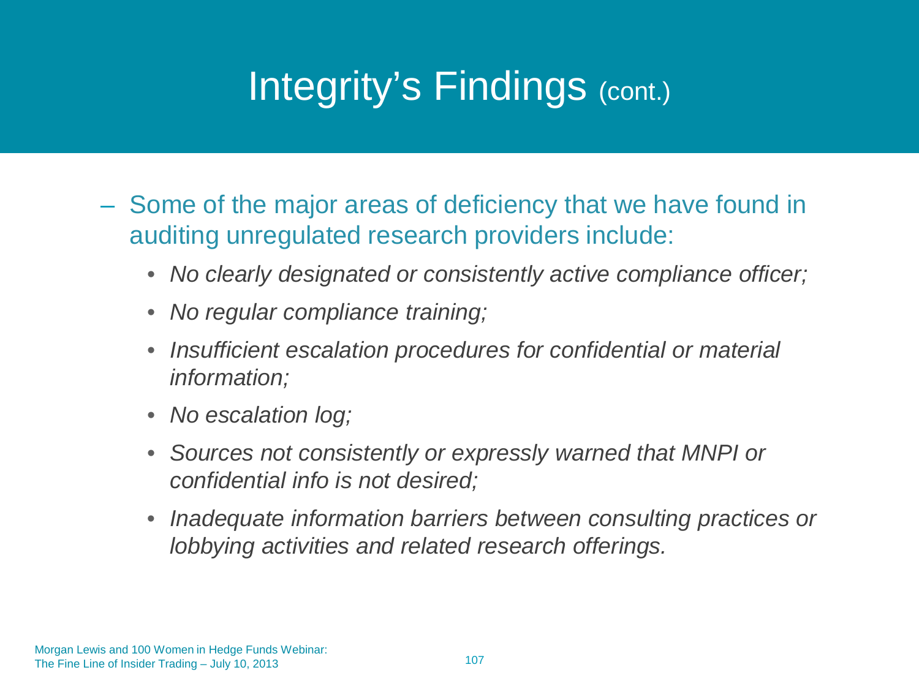# Integrity's Findings (cont.)

- Some of the major areas of deficiency that we have found in auditing unregulated research providers include:
  - *No clearly designated or consistently active compliance officer;*
  - *No regular compliance training;*
  - *Insufficient escalation procedures for confidential or material information;*
  - *No escalation log;*
  - *Sources not consistently or expressly warned that MNPI or confidential info is not desired;*
  - *Inadequate information barriers between consulting practices or lobbying activities and related research offerings.*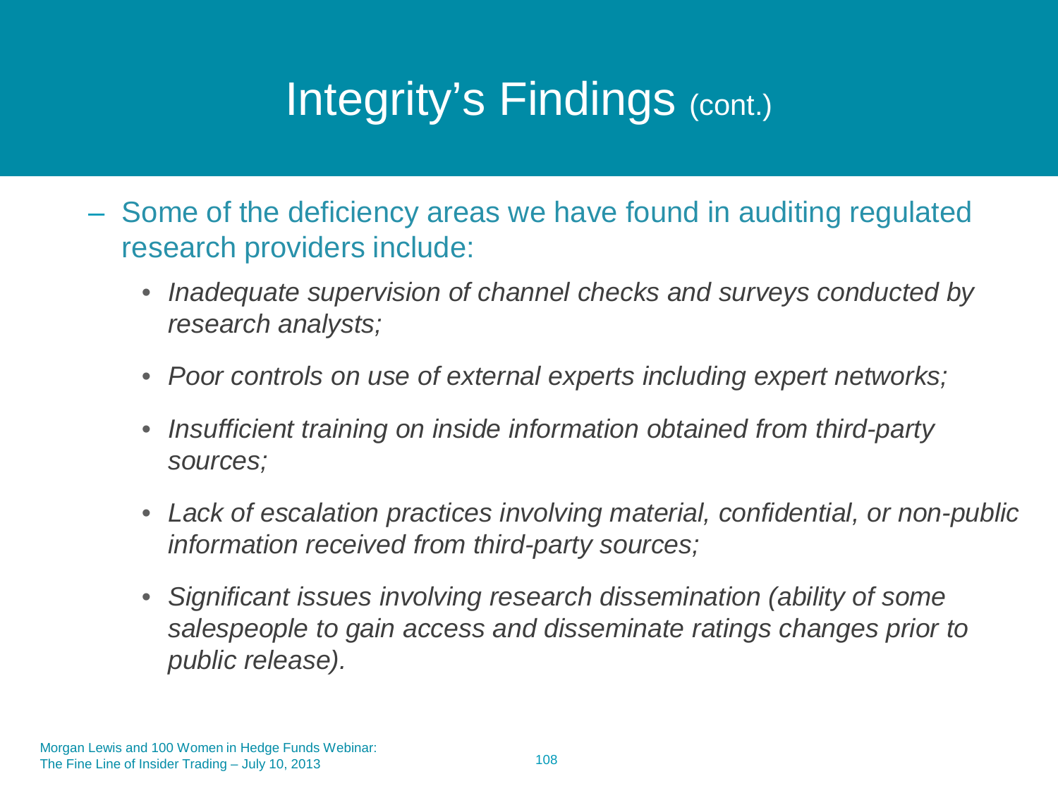# Integrity's Findings (cont.)

- Some of the deficiency areas we have found in auditing regulated research providers include:
  - *Inadequate supervision of channel checks and surveys conducted by research analysts;*
  - *Poor controls on use of external experts including expert networks;*
  - *Insufficient training on inside information obtained from third-party sources;*
  - *Lack of escalation practices involving material, confidential, or non-public information received from third-party sources;*
  - *Significant issues involving research dissemination (ability of some salespeople to gain access and disseminate ratings changes prior to public release).*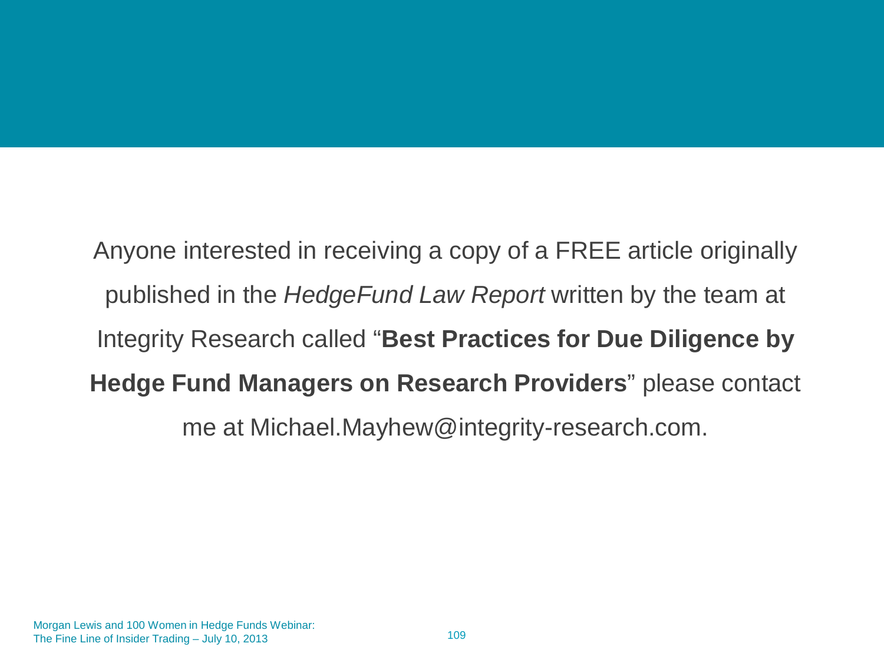Anyone interested in receiving a copy of a FREE article originally published in the *HedgeFund Law Report* written by the team at Integrity Research called "**Best Practices for Due Diligence by Hedge Fund Managers on Research Providers**" please contact me at Michael.Mayhew@integrity-research.com.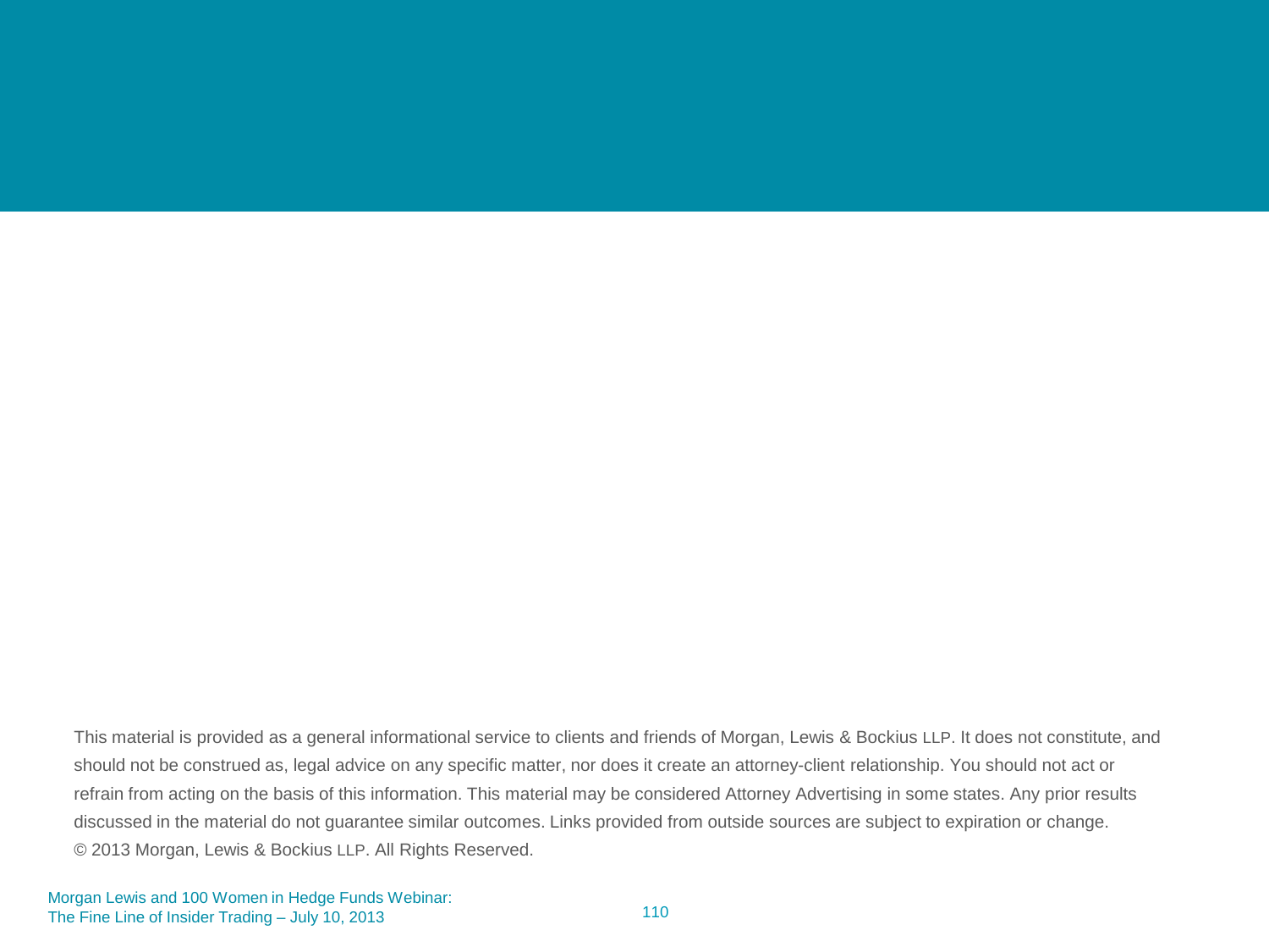This material is provided as a general informational service to clients and friends of Morgan, Lewis & Bockius LLP. It does not constitute, and should not be construed as, legal advice on any specific matter, nor does it create an attorney-client relationship. You should not act or refrain from acting on the basis of this information. This material may be considered Attorney Advertising in some states. Any prior results discussed in the material do not guarantee similar outcomes. Links provided from outside sources are subject to expiration or change.
© 2013 Morgan, Lewis & Bockius LLP. All Rights Reserved.